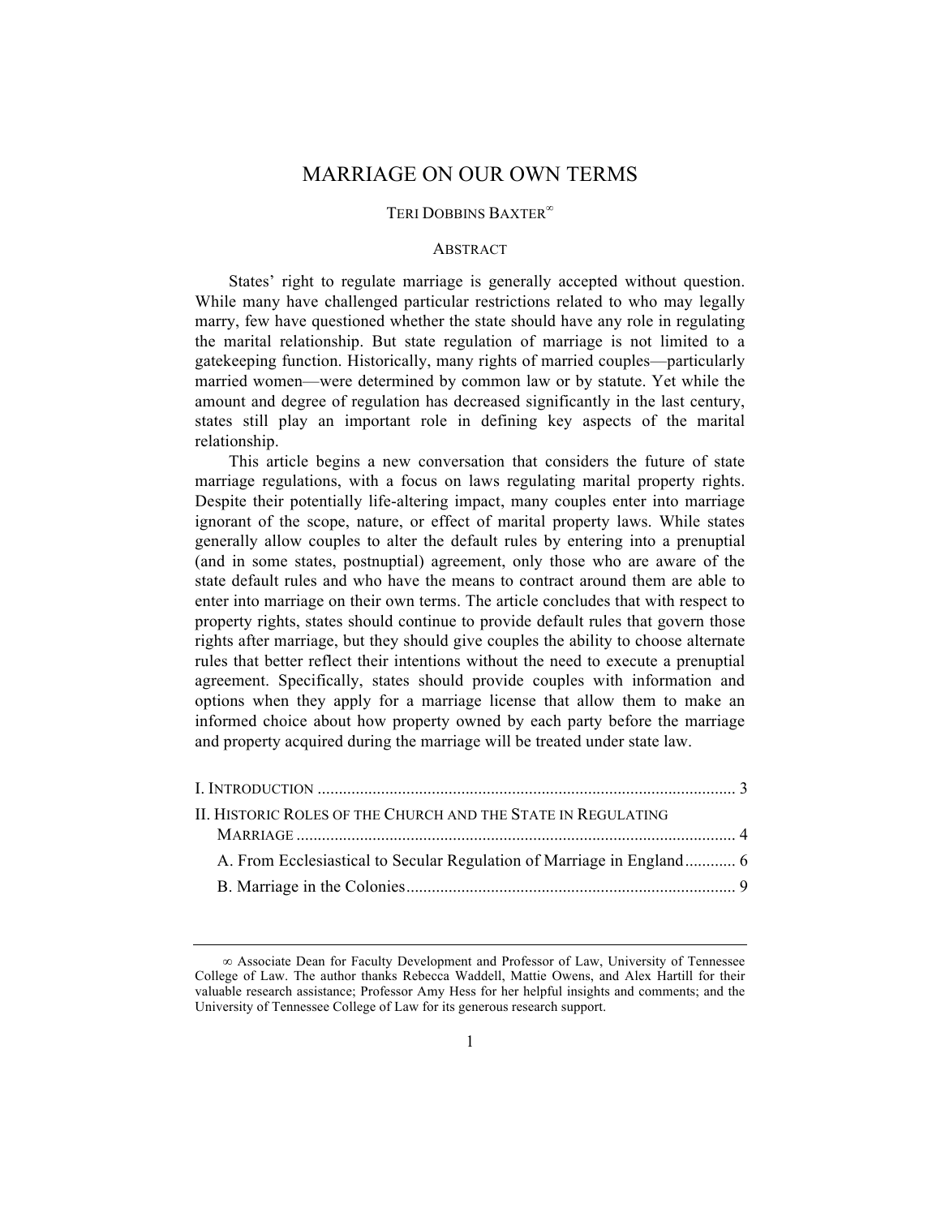# MARRIAGE ON OUR OWN TERMS

TERI DOBBINS BAXTER[∞]

## ABSTRACT

States' right to regulate marriage is generally accepted without question. While many have challenged particular restrictions related to who may legally marry, few have questioned whether the state should have any role in regulating the marital relationship. But state regulation of marriage is not limited to a gatekeeping function. Historically, many rights of married couples—particularly married women—were determined by common law or by statute. Yet while the amount and degree of regulation has decreased significantly in the last century, states still play an important role in defining key aspects of the marital relationship.

This article begins a new conversation that considers the future of state marriage regulations, with a focus on laws regulating marital property rights. Despite their potentially life-altering impact, many couples enter into marriage ignorant of the scope, nature, or effect of marital property laws. While states generally allow couples to alter the default rules by entering into a prenuptial (and in some states, postnuptial) agreement, only those who are aware of the state default rules and who have the means to contract around them are able to enter into marriage on their own terms. The article concludes that with respect to property rights, states should continue to provide default rules that govern those rights after marriage, but they should give couples the ability to choose alternate rules that better reflect their intentions without the need to execute a prenuptial agreement. Specifically, states should provide couples with information and options when they apply for a marriage license that allow them to make an informed choice about how property owned by each party before the marriage and property acquired during the marriage will be treated under state law.

I. INTRODUCTION .................................................................................................. 3
II. HISTORIC ROLES OF THE CHURCH AND THE STATE IN REGULATING MARRIAGE ....................................................................................................... 4
  A. From Ecclesiastical to Secular Regulation of Marriage in England ............ 6
  B. Marriage in the Colonies ............................................................................. 9

---

∞ Associate Dean for Faculty Development and Professor of Law, University of Tennessee College of Law. The author thanks Rebecca Waddell, Mattie Owens, and Alex Hartill for their valuable research assistance; Professor Amy Hess for her helpful insights and comments; and the University of Tennessee College of Law for its generous research support.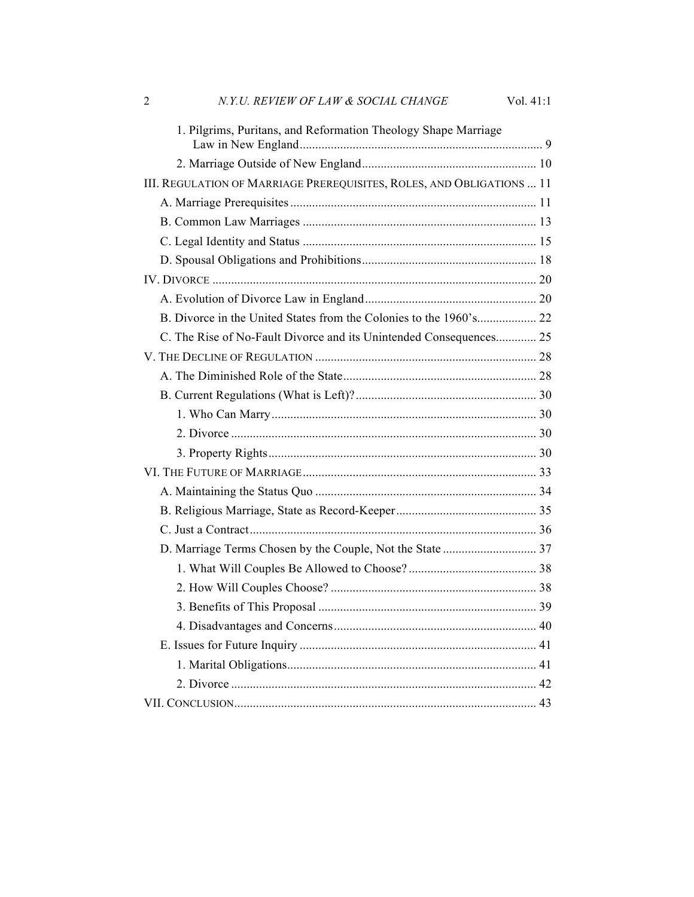1. Pilgrims, Puritans, and Reformation Theology Shape Marriage Law in New England ........ 9
2. Marriage Outside of New England ........ 10

III. REGULATION OF MARRIAGE PREREQUISITES, ROLES, AND OBLIGATIONS ... 11
- A. Marriage Prerequisites ........ 11
- B. Common Law Marriages ........ 13
- C. Legal Identity and Status ........ 15
- D. Spousal Obligations and Prohibitions ........ 18

IV. DIVORCE ........ 20
- A. Evolution of Divorce Law in England ........ 20
- B. Divorce in the United States from the Colonies to the 1960's ........ 22
- C. The Rise of No-Fault Divorce and its Unintended Consequences ........ 25

V. THE DECLINE OF REGULATION ........ 28
- A. The Diminished Role of the State ........ 28
- B. Current Regulations (What is Left)? ........ 30
  1. Who Can Marry ........ 30
  2. Divorce ........ 30
  3. Property Rights ........ 30

VI. THE FUTURE OF MARRIAGE ........ 33
- A. Maintaining the Status Quo ........ 34
- B. Religious Marriage, State as Record-Keeper ........ 35
- C. Just a Contract ........ 36
- D. Marriage Terms Chosen by the Couple, Not the State ........ 37
  1. What Will Couples Be Allowed to Choose? ........ 38
  2. How Will Couples Choose? ........ 38
  3. Benefits of This Proposal ........ 39
  4. Disadvantages and Concerns ........ 40
- E. Issues for Future Inquiry ........ 41
  1. Marital Obligations ........ 41
  2. Divorce ........ 42

VII. CONCLUSION ........ 43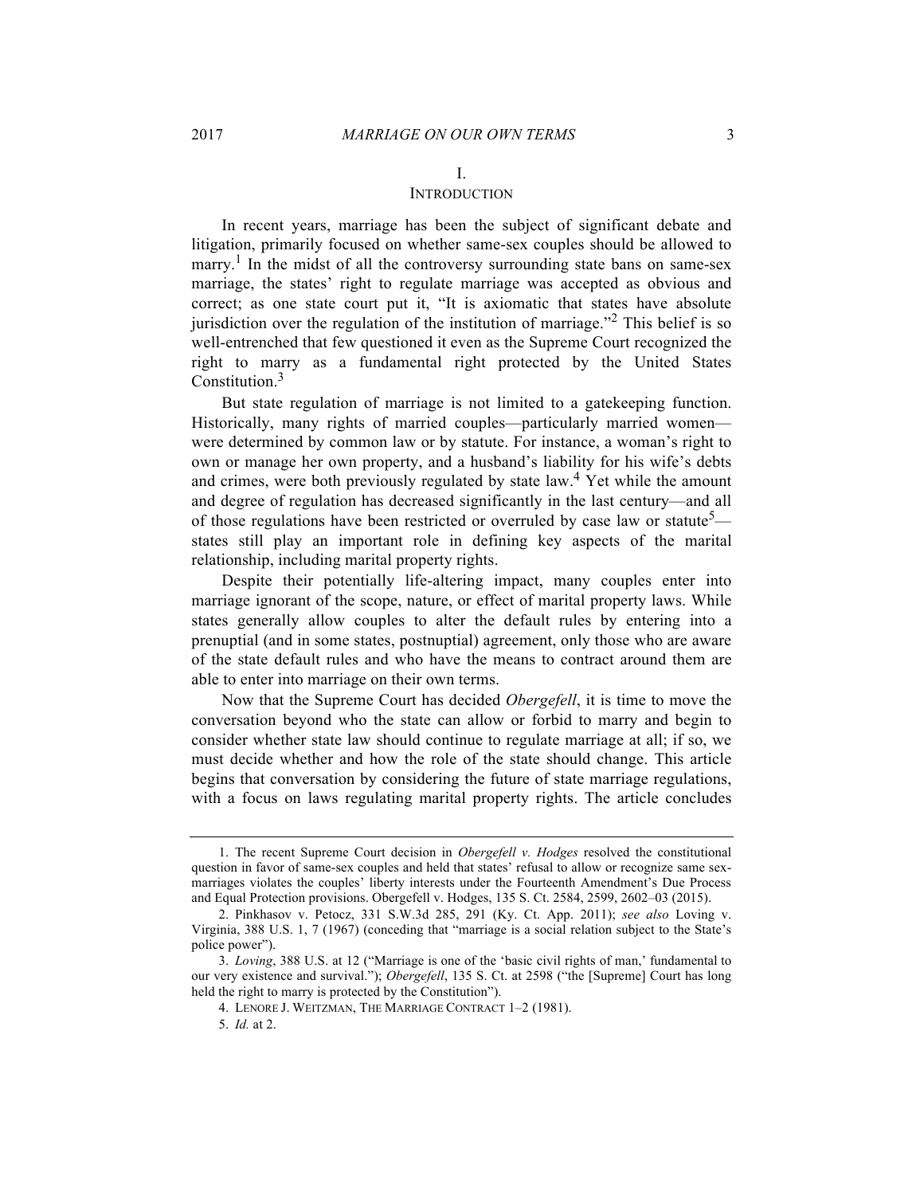# I.
# INTRODUCTION

In recent years, marriage has been the subject of significant debate and litigation, primarily focused on whether same-sex couples should be allowed to marry.[1] In the midst of all the controversy surrounding state bans on same-sex marriage, the states' right to regulate marriage was accepted as obvious and correct; as one state court put it, "It is axiomatic that states have absolute jurisdiction over the regulation of the institution of marriage."[2] This belief is so well-entrenched that few questioned it even as the Supreme Court recognized the right to marry as a fundamental right protected by the United States Constitution.[3]

But state regulation of marriage is not limited to a gatekeeping function. Historically, many rights of married couples—particularly married women—were determined by common law or by statute. For instance, a woman's right to own or manage her own property, and a husband's liability for his wife's debts and crimes, were both previously regulated by state law.[4] Yet while the amount and degree of regulation has decreased significantly in the last century—and all of those regulations have been restricted or overruled by case law or statute[5]—states still play an important role in defining key aspects of the marital relationship, including marital property rights.

Despite their potentially life-altering impact, many couples enter into marriage ignorant of the scope, nature, or effect of marital property laws. While states generally allow couples to alter the default rules by entering into a prenuptial (and in some states, postnuptial) agreement, only those who are aware of the state default rules and who have the means to contract around them are able to enter into marriage on their own terms.

Now that the Supreme Court has decided *Obergefell*, it is time to move the conversation beyond who the state can allow or forbid to marry and begin to consider whether state law should continue to regulate marriage at all; if so, we must decide whether and how the role of the state should change. This article begins that conversation by considering the future of state marriage regulations, with a focus on laws regulating marital property rights. The article concludes

---

1. The recent Supreme Court decision in *Obergefell v. Hodges* resolved the constitutional question in favor of same-sex couples and held that states' refusal to allow or recognize same sex-marriages violates the couples' liberty interests under the Fourteenth Amendment's Due Process and Equal Protection provisions. Obergefell v. Hodges, 135 S. Ct. 2584, 2599, 2602–03 (2015).

2. Pinkhasov v. Petocz, 331 S.W.3d 285, 291 (Ky. Ct. App. 2011); *see also* Loving v. Virginia, 388 U.S. 1, 7 (1967) (conceding that "marriage is a social relation subject to the State's police power").

3. *Loving*, 388 U.S. at 12 ("Marriage is one of the 'basic civil rights of man,' fundamental to our very existence and survival."); *Obergefell*, 135 S. Ct. at 2598 ("the [Supreme] Court has long held the right to marry is protected by the Constitution").

4. LENORE J. WEITZMAN, THE MARRIAGE CONTRACT 1–2 (1981).

5. *Id.* at 2.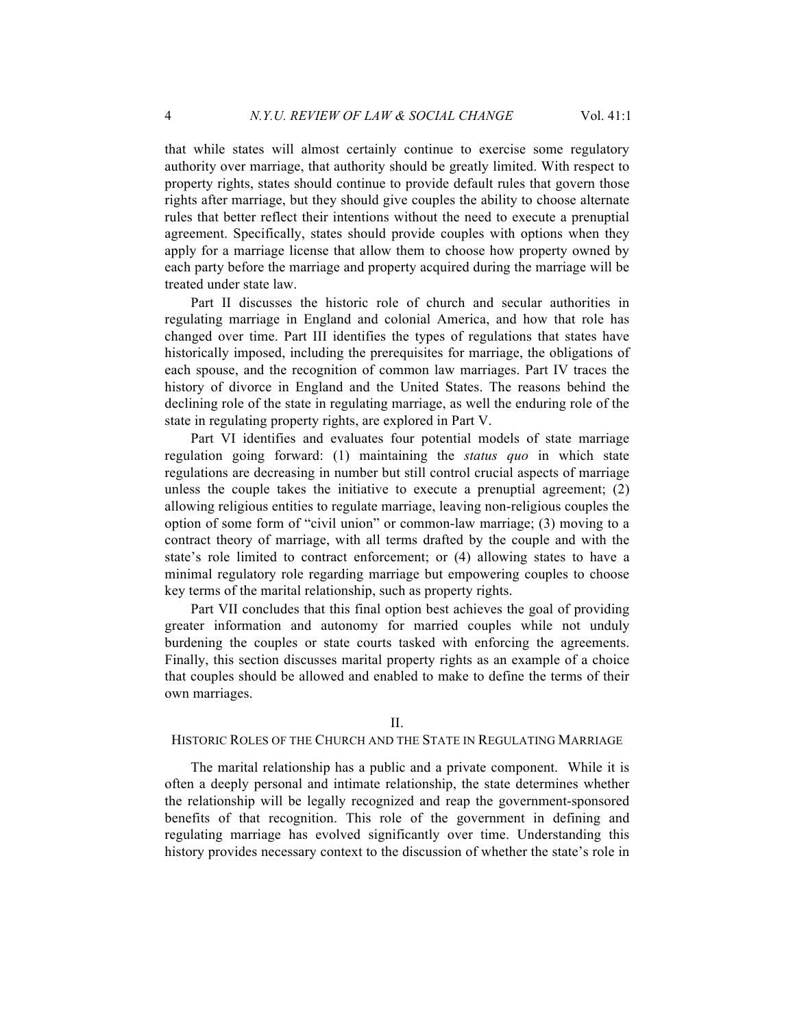that while states will almost certainly continue to exercise some regulatory authority over marriage, that authority should be greatly limited. With respect to property rights, states should continue to provide default rules that govern those rights after marriage, but they should give couples the ability to choose alternate rules that better reflect their intentions without the need to execute a prenuptial agreement. Specifically, states should provide couples with options when they apply for a marriage license that allow them to choose how property owned by each party before the marriage and property acquired during the marriage will be treated under state law.

Part II discusses the historic role of church and secular authorities in regulating marriage in England and colonial America, and how that role has changed over time. Part III identifies the types of regulations that states have historically imposed, including the prerequisites for marriage, the obligations of each spouse, and the recognition of common law marriages. Part IV traces the history of divorce in England and the United States. The reasons behind the declining role of the state in regulating marriage, as well the enduring role of the state in regulating property rights, are explored in Part V.

Part VI identifies and evaluates four potential models of state marriage regulation going forward: (1) maintaining the *status quo* in which state regulations are decreasing in number but still control crucial aspects of marriage unless the couple takes the initiative to execute a prenuptial agreement; (2) allowing religious entities to regulate marriage, leaving non-religious couples the option of some form of "civil union" or common-law marriage; (3) moving to a contract theory of marriage, with all terms drafted by the couple and with the state's role limited to contract enforcement; or (4) allowing states to have a minimal regulatory role regarding marriage but empowering couples to choose key terms of the marital relationship, such as property rights.

Part VII concludes that this final option best achieves the goal of providing greater information and autonomy for married couples while not unduly burdening the couples or state courts tasked with enforcing the agreements. Finally, this section discusses marital property rights as an example of a choice that couples should be allowed and enabled to make to define the terms of their own marriages.

## II. HISTORIC ROLES OF THE CHURCH AND THE STATE IN REGULATING MARRIAGE

The marital relationship has a public and a private component. While it is often a deeply personal and intimate relationship, the state determines whether the relationship will be legally recognized and reap the government-sponsored benefits of that recognition. This role of the government in defining and regulating marriage has evolved significantly over time. Understanding this history provides necessary context to the discussion of whether the state's role in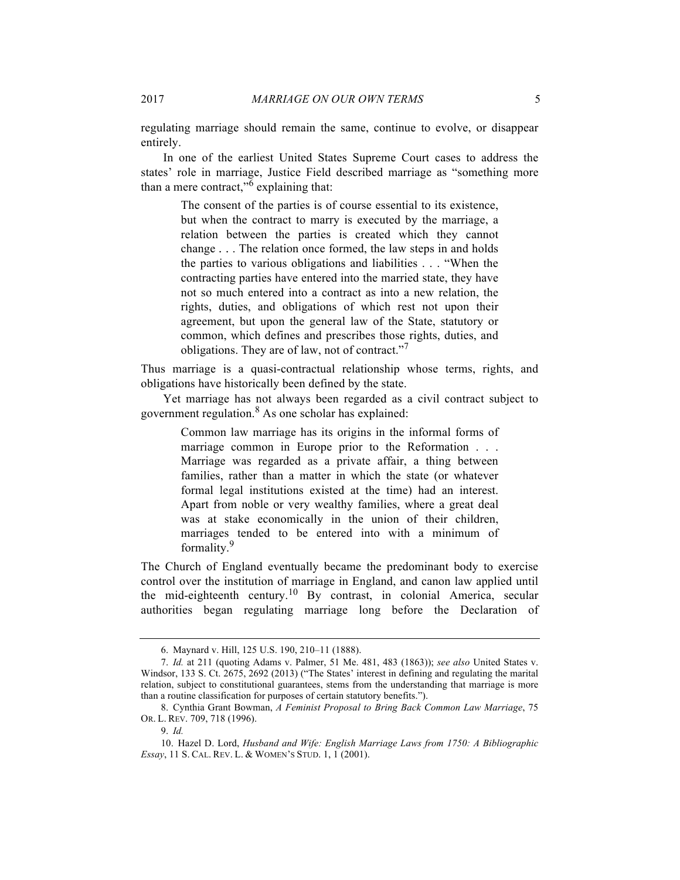regulating marriage should remain the same, continue to evolve, or disappear entirely.

In one of the earliest United States Supreme Court cases to address the states' role in marriage, Justice Field described marriage as "something more than a mere contract,"[6] explaining that:

> The consent of the parties is of course essential to its existence, but when the contract to marry is executed by the marriage, a relation between the parties is created which they cannot change . . . The relation once formed, the law steps in and holds the parties to various obligations and liabilities . . . "When the contracting parties have entered into the married state, they have not so much entered into a contract as into a new relation, the rights, duties, and obligations of which rest not upon their agreement, but upon the general law of the State, statutory or common, which defines and prescribes those rights, duties, and obligations. They are of law, not of contract."[7]

Thus marriage is a quasi-contractual relationship whose terms, rights, and obligations have historically been defined by the state.

Yet marriage has not always been regarded as a civil contract subject to government regulation.[8] As one scholar has explained:

> Common law marriage has its origins in the informal forms of marriage common in Europe prior to the Reformation . . . Marriage was regarded as a private affair, a thing between families, rather than a matter in which the state (or whatever formal legal institutions existed at the time) had an interest. Apart from noble or very wealthy families, where a great deal was at stake economically in the union of their children, marriages tended to be entered into with a minimum of formality.[9]

The Church of England eventually became the predominant body to exercise control over the institution of marriage in England, and canon law applied until the mid-eighteenth century.[10] By contrast, in colonial America, secular authorities began regulating marriage long before the Declaration of

---

6. Maynard v. Hill, 125 U.S. 190, 210–11 (1888).

7. *Id.* at 211 (quoting Adams v. Palmer, 51 Me. 481, 483 (1863)); *see also* United States v. Windsor, 133 S. Ct. 2675, 2692 (2013) ("The States' interest in defining and regulating the marital relation, subject to constitutional guarantees, stems from the understanding that marriage is more than a routine classification for purposes of certain statutory benefits.").

8. Cynthia Grant Bowman, *A Feminist Proposal to Bring Back Common Law Marriage*, 75 OR. L. REV. 709, 718 (1996).

9. *Id.*

10. Hazel D. Lord, *Husband and Wife: English Marriage Laws from 1750: A Bibliographic Essay*, 11 S. CAL. REV. L. & WOMEN'S STUD. 1, 1 (2001).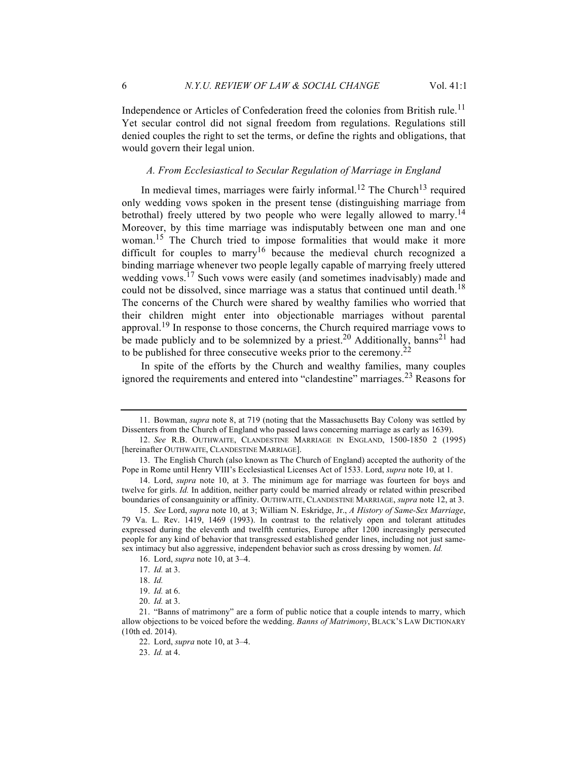Independence or Articles of Confederation freed the colonies from British rule.[11] Yet secular control did not signal freedom from regulations. Regulations still denied couples the right to set the terms, or define the rights and obligations, that would govern their legal union.

### *A. From Ecclesiastical to Secular Regulation of Marriage in England*

In medieval times, marriages were fairly informal.[12] The Church[13] required only wedding vows spoken in the present tense (distinguishing marriage from betrothal) freely uttered by two people who were legally allowed to marry.[14] Moreover, by this time marriage was indisputably between one man and one woman.[15] The Church tried to impose formalities that would make it more difficult for couples to marry[16] because the medieval church recognized a binding marriage whenever two people legally capable of marrying freely uttered wedding vows.[17] Such vows were easily (and sometimes inadvisably) made and could not be dissolved, since marriage was a status that continued until death.[18] The concerns of the Church were shared by wealthy families who worried that their children might enter into objectionable marriages without parental approval.[19] In response to those concerns, the Church required marriage vows to be made publicly and to be solemnized by a priest.[20] Additionally, banns[21] had to be published for three consecutive weeks prior to the ceremony.[22]

In spite of the efforts by the Church and wealthy families, many couples ignored the requirements and entered into "clandestine" marriages.[23] Reasons for

---

11. Bowman, *supra* note 8, at 719 (noting that the Massachusetts Bay Colony was settled by Dissenters from the Church of England who passed laws concerning marriage as early as 1639).

12. *See* R.B. OUTHWAITE, CLANDESTINE MARRIAGE IN ENGLAND, 1500-1850 2 (1995) [hereinafter OUTHWAITE, CLANDESTINE MARRIAGE].

13. The English Church (also known as The Church of England) accepted the authority of the Pope in Rome until Henry VIII's Ecclesiastical Licenses Act of 1533. Lord, *supra* note 10, at 1.

14. Lord, *supra* note 10, at 3. The minimum age for marriage was fourteen for boys and twelve for girls. *Id.* In addition, neither party could be married already or related within prescribed boundaries of consanguinity or affinity. OUTHWAITE, CLANDESTINE MARRIAGE, *supra* note 12, at 3.

15. *See* Lord, *supra* note 10, at 3; William N. Eskridge, Jr., *A History of Same-Sex Marriage*, 79 Va. L. Rev. 1419, 1469 (1993). In contrast to the relatively open and tolerant attitudes expressed during the eleventh and twelfth centuries, Europe after 1200 increasingly persecuted people for any kind of behavior that transgressed established gender lines, including not just same-sex intimacy but also aggressive, independent behavior such as cross dressing by women. *Id.*

16. Lord, *supra* note 10, at 3–4.

17. *Id.* at 3.

18. *Id.*

19. *Id.* at 6.

20. *Id.* at 3.

21. "Banns of matrimony" are a form of public notice that a couple intends to marry, which allow objections to be voiced before the wedding. *Banns of Matrimony*, BLACK'S LAW DICTIONARY (10th ed. 2014).

22. Lord, *supra* note 10, at 3–4.

23. *Id.* at 4.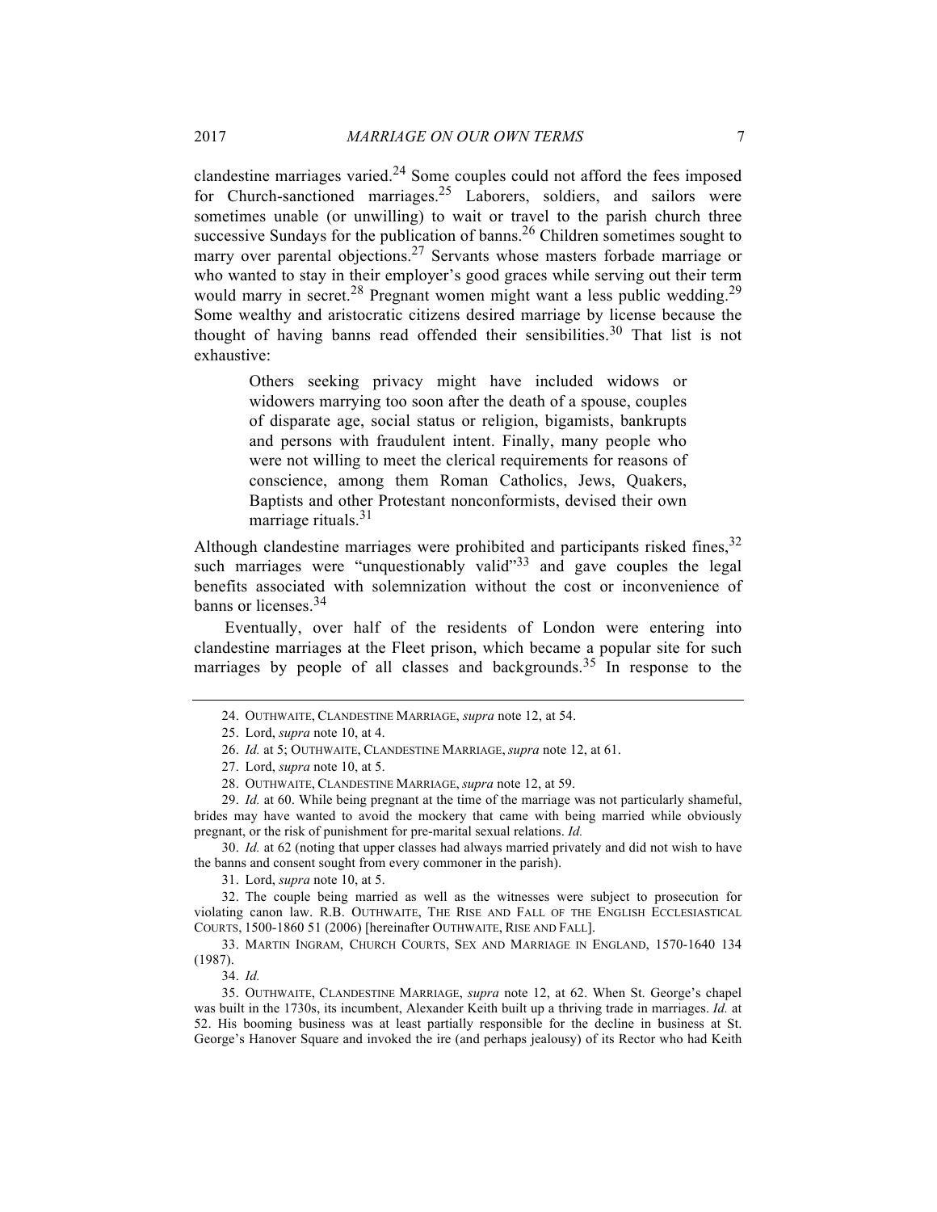clandestine marriages varied.[24] Some couples could not afford the fees imposed for Church-sanctioned marriages.[25] Laborers, soldiers, and sailors were sometimes unable (or unwilling) to wait or travel to the parish church three successive Sundays for the publication of banns.[26] Children sometimes sought to marry over parental objections.[27] Servants whose masters forbade marriage or who wanted to stay in their employer's good graces while serving out their term would marry in secret.[28] Pregnant women might want a less public wedding.[29] Some wealthy and aristocratic citizens desired marriage by license because the thought of having banns read offended their sensibilities.[30] That list is not exhaustive:

> Others seeking privacy might have included widows or widowers marrying too soon after the death of a spouse, couples of disparate age, social status or religion, bigamists, bankrupts and persons with fraudulent intent. Finally, many people who were not willing to meet the clerical requirements for reasons of conscience, among them Roman Catholics, Jews, Quakers, Baptists and other Protestant nonconformists, devised their own marriage rituals.[31]

Although clandestine marriages were prohibited and participants risked fines,[32] such marriages were "unquestionably valid"[33] and gave couples the legal benefits associated with solemnization without the cost or inconvenience of banns or licenses.[34]

Eventually, over half of the residents of London were entering into clandestine marriages at the Fleet prison, which became a popular site for such marriages by people of all classes and backgrounds.[35] In response to the

---

24. OUTHWAITE, CLANDESTINE MARRIAGE, *supra* note 12, at 54.

25. Lord, *supra* note 10, at 4.

26. *Id.* at 5; OUTHWAITE, CLANDESTINE MARRIAGE, *supra* note 12, at 61.

27. Lord, *supra* note 10, at 5.

28. OUTHWAITE, CLANDESTINE MARRIAGE, *supra* note 12, at 59.

29. *Id.* at 60. While being pregnant at the time of the marriage was not particularly shameful, brides may have wanted to avoid the mockery that came with being married while obviously pregnant, or the risk of punishment for pre-marital sexual relations. *Id.*

30. *Id.* at 62 (noting that upper classes had always married privately and did not wish to have the banns and consent sought from every commoner in the parish).

31. Lord, *supra* note 10, at 5.

32. The couple being married as well as the witnesses were subject to prosecution for violating canon law. R.B. OUTHWAITE, THE RISE AND FALL OF THE ENGLISH ECCLESIASTICAL COURTS, 1500-1860 51 (2006) [hereinafter OUTHWAITE, RISE AND FALL].

33. MARTIN INGRAM, CHURCH COURTS, SEX AND MARRIAGE IN ENGLAND, 1570-1640 134 (1987).

34. *Id.*

35. OUTHWAITE, CLANDESTINE MARRIAGE, *supra* note 12, at 62. When St. George's chapel was built in the 1730s, its incumbent, Alexander Keith built up a thriving trade in marriages. *Id.* at 52. His booming business was at least partially responsible for the decline in business at St. George's Hanover Square and invoked the ire (and perhaps jealousy) of its Rector who had Keith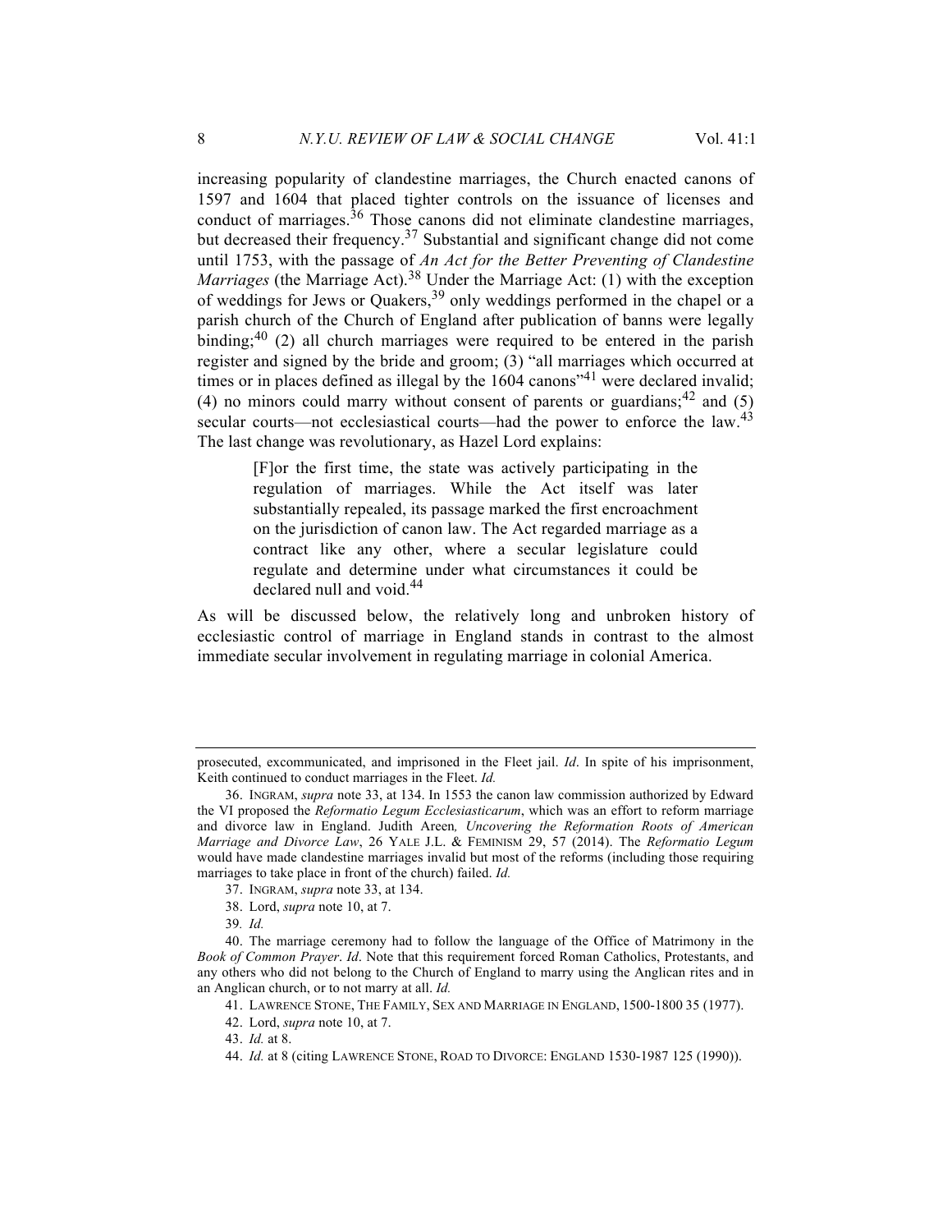increasing popularity of clandestine marriages, the Church enacted canons of 1597 and 1604 that placed tighter controls on the issuance of licenses and conduct of marriages.[36] Those canons did not eliminate clandestine marriages, but decreased their frequency.[37] Substantial and significant change did not come until 1753, with the passage of *An Act for the Better Preventing of Clandestine Marriages* (the Marriage Act).[38] Under the Marriage Act: (1) with the exception of weddings for Jews or Quakers,[39] only weddings performed in the chapel or a parish church of the Church of England after publication of banns were legally binding;[40] (2) all church marriages were required to be entered in the parish register and signed by the bride and groom; (3) "all marriages which occurred at times or in places defined as illegal by the 1604 canons"[41] were declared invalid; (4) no minors could marry without consent of parents or guardians;[42] and (5) secular courts—not ecclesiastical courts—had the power to enforce the law.[43] The last change was revolutionary, as Hazel Lord explains:

> [F]or the first time, the state was actively participating in the regulation of marriages. While the Act itself was later substantially repealed, its passage marked the first encroachment on the jurisdiction of canon law. The Act regarded marriage as a contract like any other, where a secular legislature could regulate and determine under what circumstances it could be declared null and void.[44]

As will be discussed below, the relatively long and unbroken history of ecclesiastic control of marriage in England stands in contrast to the almost immediate secular involvement in regulating marriage in colonial America.

---

prosecuted, excommunicated, and imprisoned in the Fleet jail. *Id*. In spite of his imprisonment, Keith continued to conduct marriages in the Fleet. *Id.*

36. INGRAM, *supra* note 33, at 134. In 1553 the canon law commission authorized by Edward the VI proposed the *Reformatio Legum Ecclesiasticarum*, which was an effort to reform marriage and divorce law in England. Judith Areen*, Uncovering the Reformation Roots of American Marriage and Divorce Law*, 26 YALE J.L. & FEMINISM 29, 57 (2014). The *Reformatio Legum* would have made clandestine marriages invalid but most of the reforms (including those requiring marriages to take place in front of the church) failed. *Id.*

37. INGRAM, *supra* note 33, at 134.

38. Lord, *supra* note 10, at 7.

39. *Id.*

40. The marriage ceremony had to follow the language of the Office of Matrimony in the *Book of Common Prayer*. *Id*. Note that this requirement forced Roman Catholics, Protestants, and any others who did not belong to the Church of England to marry using the Anglican rites and in an Anglican church, or to not marry at all. *Id.*

41. LAWRENCE STONE, THE FAMILY, SEX AND MARRIAGE IN ENGLAND, 1500-1800 35 (1977).

42. Lord, *supra* note 10, at 7.

43. *Id.* at 8.

44. *Id.* at 8 (citing LAWRENCE STONE, ROAD TO DIVORCE: ENGLAND 1530-1987 125 (1990)).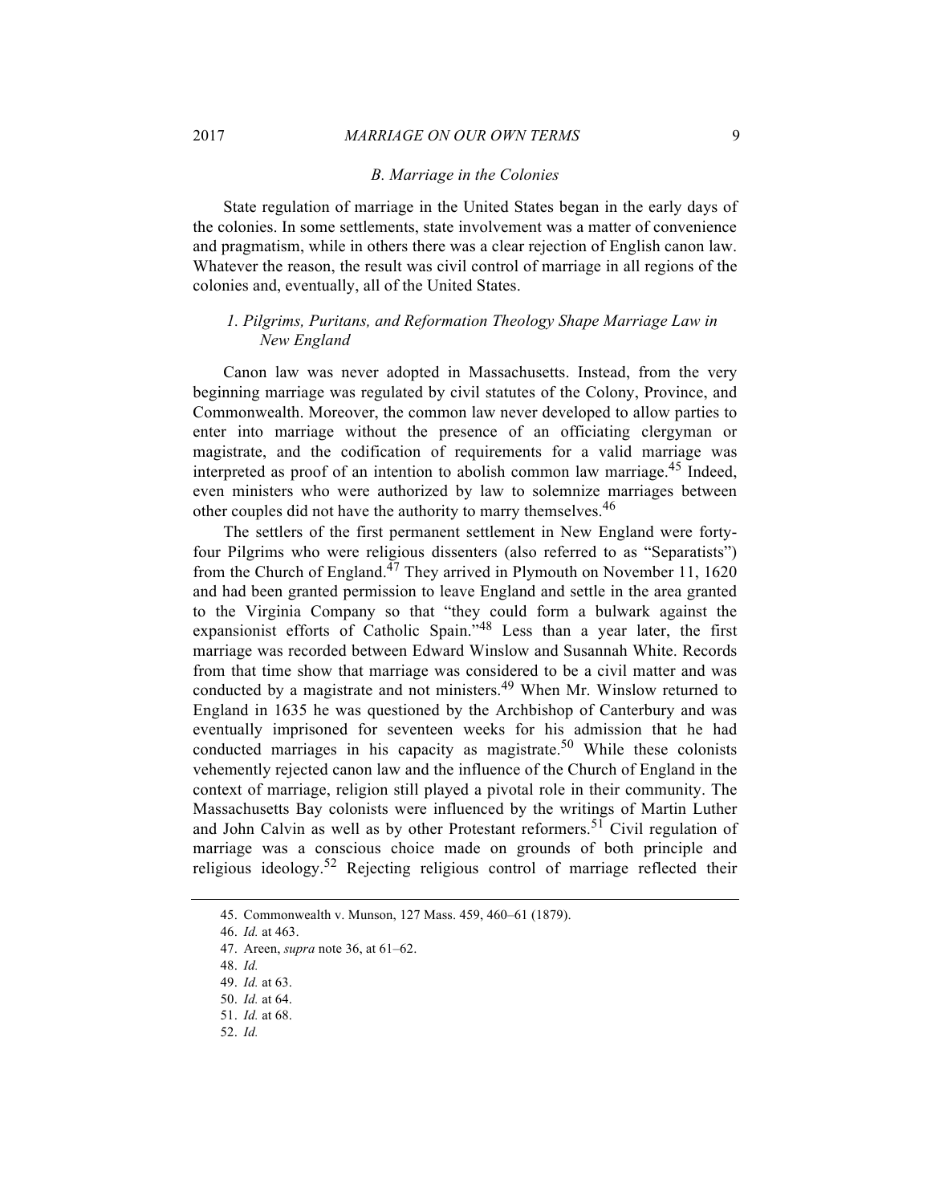### B. Marriage in the Colonies

State regulation of marriage in the United States began in the early days of the colonies. In some settlements, state involvement was a matter of convenience and pragmatism, while in others there was a clear rejection of English canon law. Whatever the reason, the result was civil control of marriage in all regions of the colonies and, eventually, all of the United States.

#### *1. Pilgrims, Puritans, and Reformation Theology Shape Marriage Law in New England*

Canon law was never adopted in Massachusetts. Instead, from the very beginning marriage was regulated by civil statutes of the Colony, Province, and Commonwealth. Moreover, the common law never developed to allow parties to enter into marriage without the presence of an officiating clergyman or magistrate, and the codification of requirements for a valid marriage was interpreted as proof of an intention to abolish common law marriage.[45] Indeed, even ministers who were authorized by law to solemnize marriages between other couples did not have the authority to marry themselves.[46]

The settlers of the first permanent settlement in New England were forty-four Pilgrims who were religious dissenters (also referred to as "Separatists") from the Church of England.[47] They arrived in Plymouth on November 11, 1620 and had been granted permission to leave England and settle in the area granted to the Virginia Company so that "they could form a bulwark against the expansionist efforts of Catholic Spain."[48] Less than a year later, the first marriage was recorded between Edward Winslow and Susannah White. Records from that time show that marriage was considered to be a civil matter and was conducted by a magistrate and not ministers.[49] When Mr. Winslow returned to England in 1635 he was questioned by the Archbishop of Canterbury and was eventually imprisoned for seventeen weeks for his admission that he had conducted marriages in his capacity as magistrate.[50] While these colonists vehemently rejected canon law and the influence of the Church of England in the context of marriage, religion still played a pivotal role in their community. The Massachusetts Bay colonists were influenced by the writings of Martin Luther and John Calvin as well as by other Protestant reformers.[51] Civil regulation of marriage was a conscious choice made on grounds of both principle and religious ideology.[52] Rejecting religious control of marriage reflected their

---

45. Commonwealth v. Munson, 127 Mass. 459, 460–61 (1879).
46. *Id.* at 463.
47. Areen, *supra* note 36, at 61–62.
48. *Id.*
49. *Id.* at 63.
50. *Id.* at 64.
51. *Id.* at 68.
52. *Id.*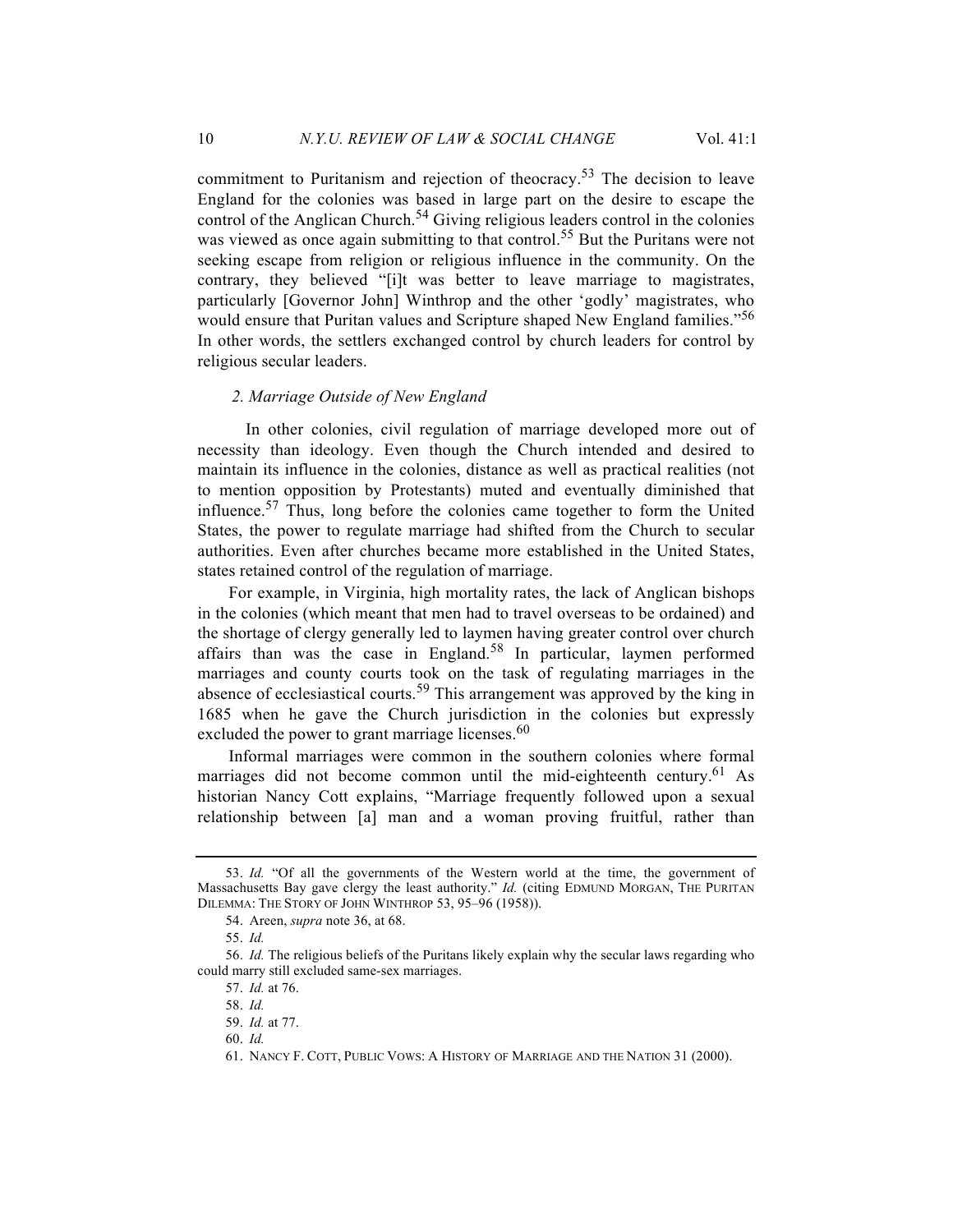commitment to Puritanism and rejection of theocracy.[53] The decision to leave England for the colonies was based in large part on the desire to escape the control of the Anglican Church.[54] Giving religious leaders control in the colonies was viewed as once again submitting to that control.[55] But the Puritans were not seeking escape from religion or religious influence in the community. On the contrary, they believed "[i]t was better to leave marriage to magistrates, particularly [Governor John] Winthrop and the other 'godly' magistrates, who would ensure that Puritan values and Scripture shaped New England families."[56] In other words, the settlers exchanged control by church leaders for control by religious secular leaders.

### *2. Marriage Outside of New England*

In other colonies, civil regulation of marriage developed more out of necessity than ideology. Even though the Church intended and desired to maintain its influence in the colonies, distance as well as practical realities (not to mention opposition by Protestants) muted and eventually diminished that influence.[57] Thus, long before the colonies came together to form the United States, the power to regulate marriage had shifted from the Church to secular authorities. Even after churches became more established in the United States, states retained control of the regulation of marriage.

For example, in Virginia, high mortality rates, the lack of Anglican bishops in the colonies (which meant that men had to travel overseas to be ordained) and the shortage of clergy generally led to laymen having greater control over church affairs than was the case in England.[58] In particular, laymen performed marriages and county courts took on the task of regulating marriages in the absence of ecclesiastical courts.[59] This arrangement was approved by the king in 1685 when he gave the Church jurisdiction in the colonies but expressly excluded the power to grant marriage licenses.[60]

Informal marriages were common in the southern colonies where formal marriages did not become common until the mid-eighteenth century.[61] As historian Nancy Cott explains, "Marriage frequently followed upon a sexual relationship between [a] man and a woman proving fruitful, rather than

---

53. *Id.* "Of all the governments of the Western world at the time, the government of Massachusetts Bay gave clergy the least authority." *Id.* (citing EDMUND MORGAN, THE PURITAN DILEMMA: THE STORY OF JOHN WINTHROP 53, 95–96 (1958)).

54. Areen, *supra* note 36, at 68.

55. *Id.*

56. *Id.* The religious beliefs of the Puritans likely explain why the secular laws regarding who could marry still excluded same-sex marriages.

57. *Id.* at 76.

58. *Id.*

59. *Id.* at 77.

60. *Id.*

61. NANCY F. COTT, PUBLIC VOWS: A HISTORY OF MARRIAGE AND THE NATION 31 (2000).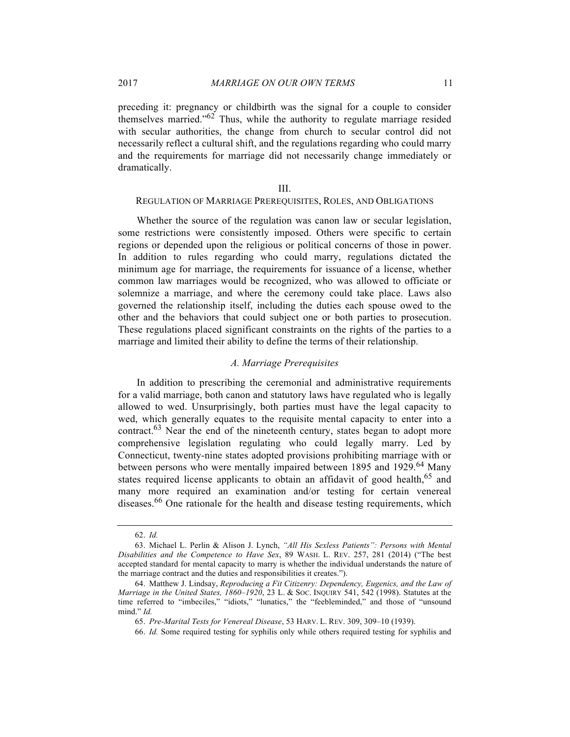preceding it: pregnancy or childbirth was the signal for a couple to consider themselves married."[62] Thus, while the authority to regulate marriage resided with secular authorities, the change from church to secular control did not necessarily reflect a cultural shift, and the regulations regarding who could marry and the requirements for marriage did not necessarily change immediately or dramatically.

## III.
## REGULATION OF MARRIAGE PREREQUISITES, ROLES, AND OBLIGATIONS

Whether the source of the regulation was canon law or secular legislation, some restrictions were consistently imposed. Others were specific to certain regions or depended upon the religious or political concerns of those in power. In addition to rules regarding who could marry, regulations dictated the minimum age for marriage, the requirements for issuance of a license, whether common law marriages would be recognized, who was allowed to officiate or solemnize a marriage, and where the ceremony could take place. Laws also governed the relationship itself, including the duties each spouse owed to the other and the behaviors that could subject one or both parties to prosecution. These regulations placed significant constraints on the rights of the parties to a marriage and limited their ability to define the terms of their relationship.

### *A. Marriage Prerequisites*

In addition to prescribing the ceremonial and administrative requirements for a valid marriage, both canon and statutory laws have regulated who is legally allowed to wed. Unsurprisingly, both parties must have the legal capacity to wed, which generally equates to the requisite mental capacity to enter into a contract.[63] Near the end of the nineteenth century, states began to adopt more comprehensive legislation regulating who could legally marry. Led by Connecticut, twenty-nine states adopted provisions prohibiting marriage with or between persons who were mentally impaired between 1895 and 1929.[64] Many states required license applicants to obtain an affidavit of good health,[65] and many more required an examination and/or testing for certain venereal diseases.[66] One rationale for the health and disease testing requirements, which

---

62. *Id.*

63. Michael L. Perlin & Alison J. Lynch, *"All His Sexless Patients": Persons with Mental Disabilities and the Competence to Have Sex*, 89 WASH. L. REV. 257, 281 (2014) ("The best accepted standard for mental capacity to marry is whether the individual understands the nature of the marriage contract and the duties and responsibilities it creates.").

64. Matthew J. Lindsay, *Reproducing a Fit Citizenry: Dependency, Eugenics, and the Law of Marriage in the United States, 1860–1920*, 23 L. & SOC. INQUIRY 541, 542 (1998). Statutes at the time referred to "imbeciles," "idiots," "lunatics," the "feebleminded," and those of "unsound mind." *Id.*

65. *Pre-Marital Tests for Venereal Disease*, 53 HARV. L. REV. 309, 309–10 (1939).

66. *Id.* Some required testing for syphilis only while others required testing for syphilis and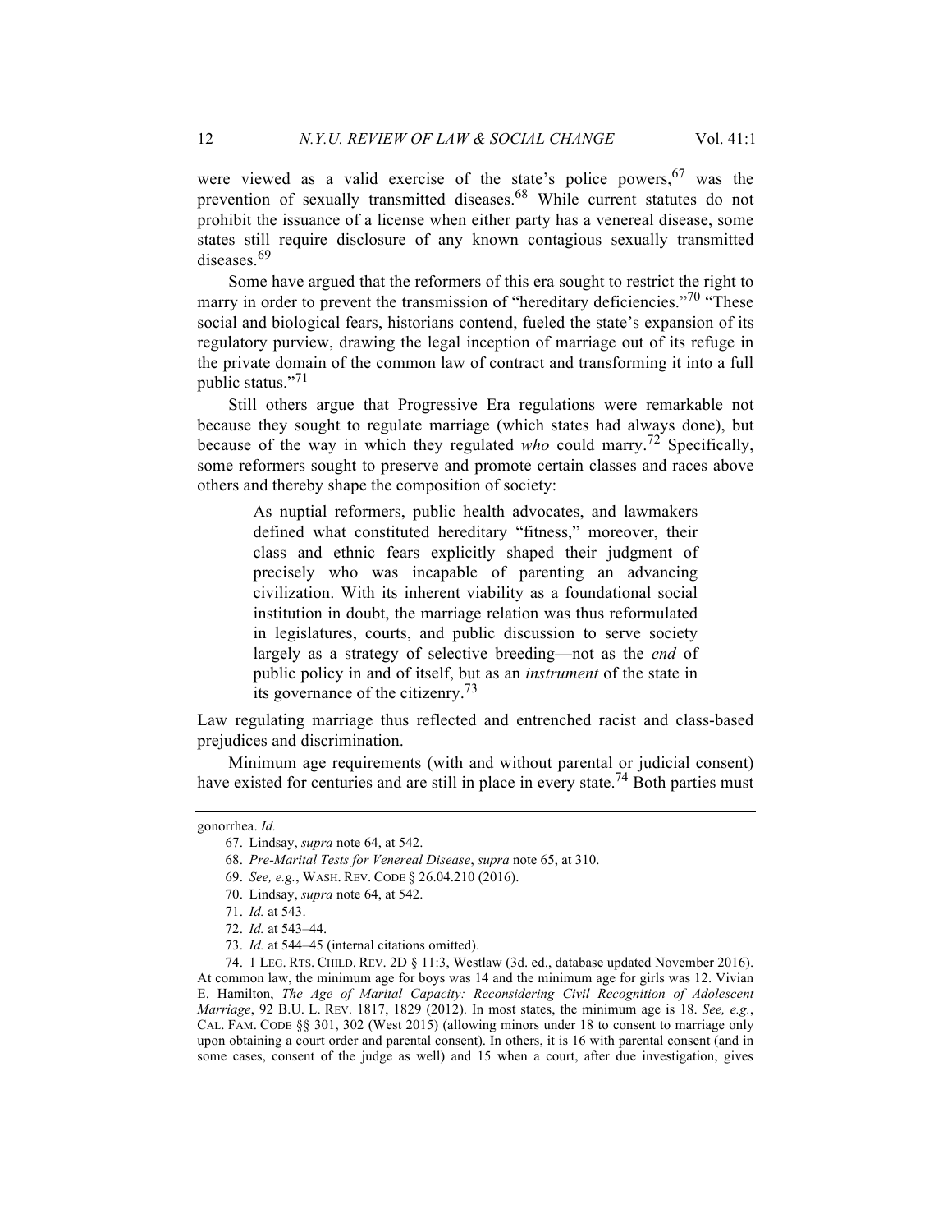were viewed as a valid exercise of the state's police powers,[67] was the prevention of sexually transmitted diseases.[68] While current statutes do not prohibit the issuance of a license when either party has a venereal disease, some states still require disclosure of any known contagious sexually transmitted diseases.[69]

Some have argued that the reformers of this era sought to restrict the right to marry in order to prevent the transmission of "hereditary deficiencies."[70] "These social and biological fears, historians contend, fueled the state's expansion of its regulatory purview, drawing the legal inception of marriage out of its refuge in the private domain of the common law of contract and transforming it into a full public status."[71]

Still others argue that Progressive Era regulations were remarkable not because they sought to regulate marriage (which states had always done), but because of the way in which they regulated *who* could marry.[72] Specifically, some reformers sought to preserve and promote certain classes and races above others and thereby shape the composition of society:

> As nuptial reformers, public health advocates, and lawmakers defined what constituted hereditary "fitness," moreover, their class and ethnic fears explicitly shaped their judgment of precisely who was incapable of parenting an advancing civilization. With its inherent viability as a foundational social institution in doubt, the marriage relation was thus reformulated in legislatures, courts, and public discussion to serve society largely as a strategy of selective breeding—not as the *end* of public policy in and of itself, but as an *instrument* of the state in its governance of the citizenry.[73]

Law regulating marriage thus reflected and entrenched racist and class-based prejudices and discrimination.

Minimum age requirements (with and without parental or judicial consent) have existed for centuries and are still in place in every state.[74] Both parties must

---

gonorrhea. *Id.*

67. Lindsay, *supra* note 64, at 542.

68. *Pre-Marital Tests for Venereal Disease*, *supra* note 65, at 310.

69. *See, e.g.*, WASH. REV. CODE § 26.04.210 (2016).

70. Lindsay, *supra* note 64, at 542.

71. *Id.* at 543.

72. *Id.* at 543–44.

73. *Id.* at 544–45 (internal citations omitted).

74. 1 LEG. RTS. CHILD. REV. 2D § 11:3, Westlaw (3d. ed., database updated November 2016). At common law, the minimum age for boys was 14 and the minimum age for girls was 12. Vivian E. Hamilton, *The Age of Marital Capacity: Reconsidering Civil Recognition of Adolescent Marriage*, 92 B.U. L. REV. 1817, 1829 (2012). In most states, the minimum age is 18. *See, e.g.*, CAL. FAM. CODE §§ 301, 302 (West 2015) (allowing minors under 18 to consent to marriage only upon obtaining a court order and parental consent). In others, it is 16 with parental consent (and in some cases, consent of the judge as well) and 15 when a court, after due investigation, gives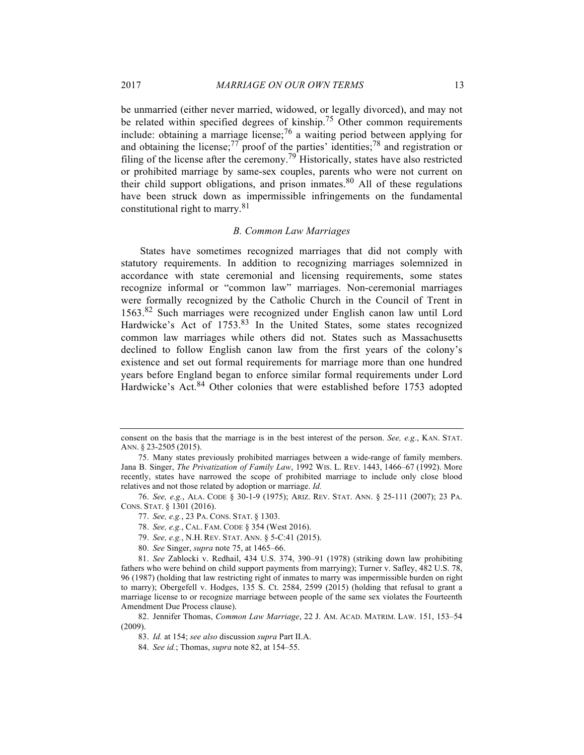be unmarried (either never married, widowed, or legally divorced), and may not be related within specified degrees of kinship.[75] Other common requirements include: obtaining a marriage license;[76] a waiting period between applying for and obtaining the license;[77] proof of the parties' identities;[78] and registration or filing of the license after the ceremony.[79] Historically, states have also restricted or prohibited marriage by same-sex couples, parents who were not current on their child support obligations, and prison inmates.[80] All of these regulations have been struck down as impermissible infringements on the fundamental constitutional right to marry.[81]

### *B. Common Law Marriages*

States have sometimes recognized marriages that did not comply with statutory requirements. In addition to recognizing marriages solemnized in accordance with state ceremonial and licensing requirements, some states recognize informal or "common law" marriages. Non-ceremonial marriages were formally recognized by the Catholic Church in the Council of Trent in 1563.[82] Such marriages were recognized under English canon law until Lord Hardwicke's Act of 1753.[83] In the United States, some states recognized common law marriages while others did not. States such as Massachusetts declined to follow English canon law from the first years of the colony's existence and set out formal requirements for marriage more than one hundred years before England began to enforce similar formal requirements under Lord Hardwicke's Act.[84] Other colonies that were established before 1753 adopted

---

consent on the basis that the marriage is in the best interest of the person. *See, e.g.*, KAN. STAT. ANN. § 23-2505 (2015).

75. Many states previously prohibited marriages between a wide-range of family members. Jana B. Singer, *The Privatization of Family Law*, 1992 WIS. L. REV. 1443, 1466–67 (1992). More recently, states have narrowed the scope of prohibited marriage to include only close blood relatives and not those related by adoption or marriage. *Id.*

76. *See, e.g.*, ALA. CODE § 30-1-9 (1975); ARIZ. REV. STAT. ANN. § 25-111 (2007); 23 PA. CONS. STAT. § 1301 (2016).

77. *See, e.g.*, 23 PA. CONS. STAT. § 1303.

78. *See, e.g.*, CAL. FAM. CODE § 354 (West 2016).

79. *See, e.g.*, N.H. REV. STAT. ANN. § 5-C:41 (2015).

80. *See* Singer, *supra* note 75, at 1465–66.

81. *See* Zablocki v. Redhail, 434 U.S. 374, 390–91 (1978) (striking down law prohibiting fathers who were behind on child support payments from marrying); Turner v. Safley, 482 U.S. 78, 96 (1987) (holding that law restricting right of inmates to marry was impermissible burden on right to marry); Obergefell v. Hodges, 135 S. Ct. 2584, 2599 (2015) (holding that refusal to grant a marriage license to or recognize marriage between people of the same sex violates the Fourteenth Amendment Due Process clause).

82. Jennifer Thomas, *Common Law Marriage*, 22 J. AM. ACAD. MATRIM. LAW. 151, 153–54 (2009).

83. *Id.* at 154; *see also* discussion *supra* Part II.A.

84. *See id.*; Thomas, *supra* note 82, at 154–55.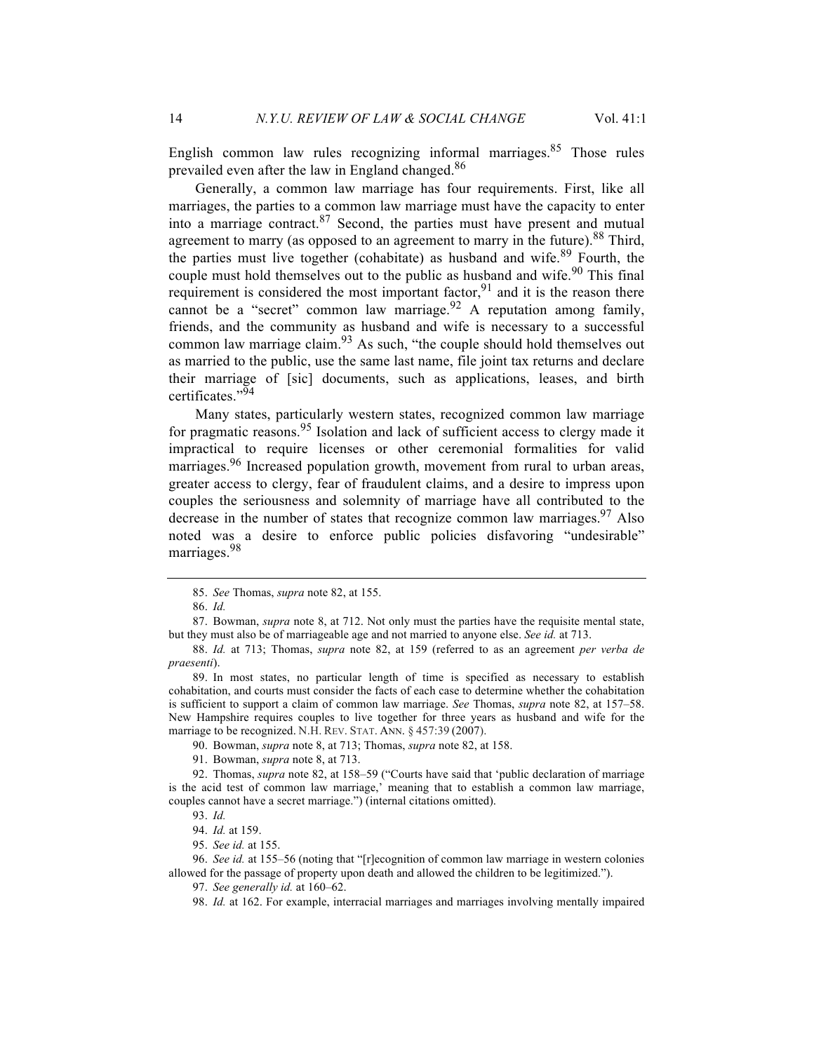English common law rules recognizing informal marriages.[85] Those rules prevailed even after the law in England changed.[86]

Generally, a common law marriage has four requirements. First, like all marriages, the parties to a common law marriage must have the capacity to enter into a marriage contract.[87] Second, the parties must have present and mutual agreement to marry (as opposed to an agreement to marry in the future).[88] Third, the parties must live together (cohabitate) as husband and wife.[89] Fourth, the couple must hold themselves out to the public as husband and wife.[90] This final requirement is considered the most important factor,[91] and it is the reason there cannot be a "secret" common law marriage.[92] A reputation among family, friends, and the community as husband and wife is necessary to a successful common law marriage claim.[93] As such, "the couple should hold themselves out as married to the public, use the same last name, file joint tax returns and declare their marriage of [sic] documents, such as applications, leases, and birth certificates."[94]

Many states, particularly western states, recognized common law marriage for pragmatic reasons.[95] Isolation and lack of sufficient access to clergy made it impractical to require licenses or other ceremonial formalities for valid marriages.[96] Increased population growth, movement from rural to urban areas, greater access to clergy, fear of fraudulent claims, and a desire to impress upon couples the seriousness and solemnity of marriage have all contributed to the decrease in the number of states that recognize common law marriages.[97] Also noted was a desire to enforce public policies disfavoring "undesirable" marriages.[98]

---

85. *See* Thomas, *supra* note 82, at 155.

86. *Id.*

87. Bowman, *supra* note 8, at 712. Not only must the parties have the requisite mental state, but they must also be of marriageable age and not married to anyone else. *See id.* at 713.

88. *Id.* at 713; Thomas, *supra* note 82, at 159 (referred to as an agreement *per verba de praesenti*).

89. In most states, no particular length of time is specified as necessary to establish cohabitation, and courts must consider the facts of each case to determine whether the cohabitation is sufficient to support a claim of common law marriage. *See* Thomas, *supra* note 82, at 157–58. New Hampshire requires couples to live together for three years as husband and wife for the marriage to be recognized. N.H. REV. STAT. ANN. § 457:39 (2007).

90. Bowman, *supra* note 8, at 713; Thomas, *supra* note 82, at 158.

91. Bowman, *supra* note 8, at 713.

92. Thomas, *supra* note 82, at 158–59 ("Courts have said that 'public declaration of marriage is the acid test of common law marriage,' meaning that to establish a common law marriage, couples cannot have a secret marriage.") (internal citations omitted).

93. *Id.*

94. *Id.* at 159.

95. *See id.* at 155.

96. *See id.* at 155–56 (noting that "[r]ecognition of common law marriage in western colonies allowed for the passage of property upon death and allowed the children to be legitimized.").

97. *See generally id.* at 160–62.

98. *Id.* at 162. For example, interracial marriages and marriages involving mentally impaired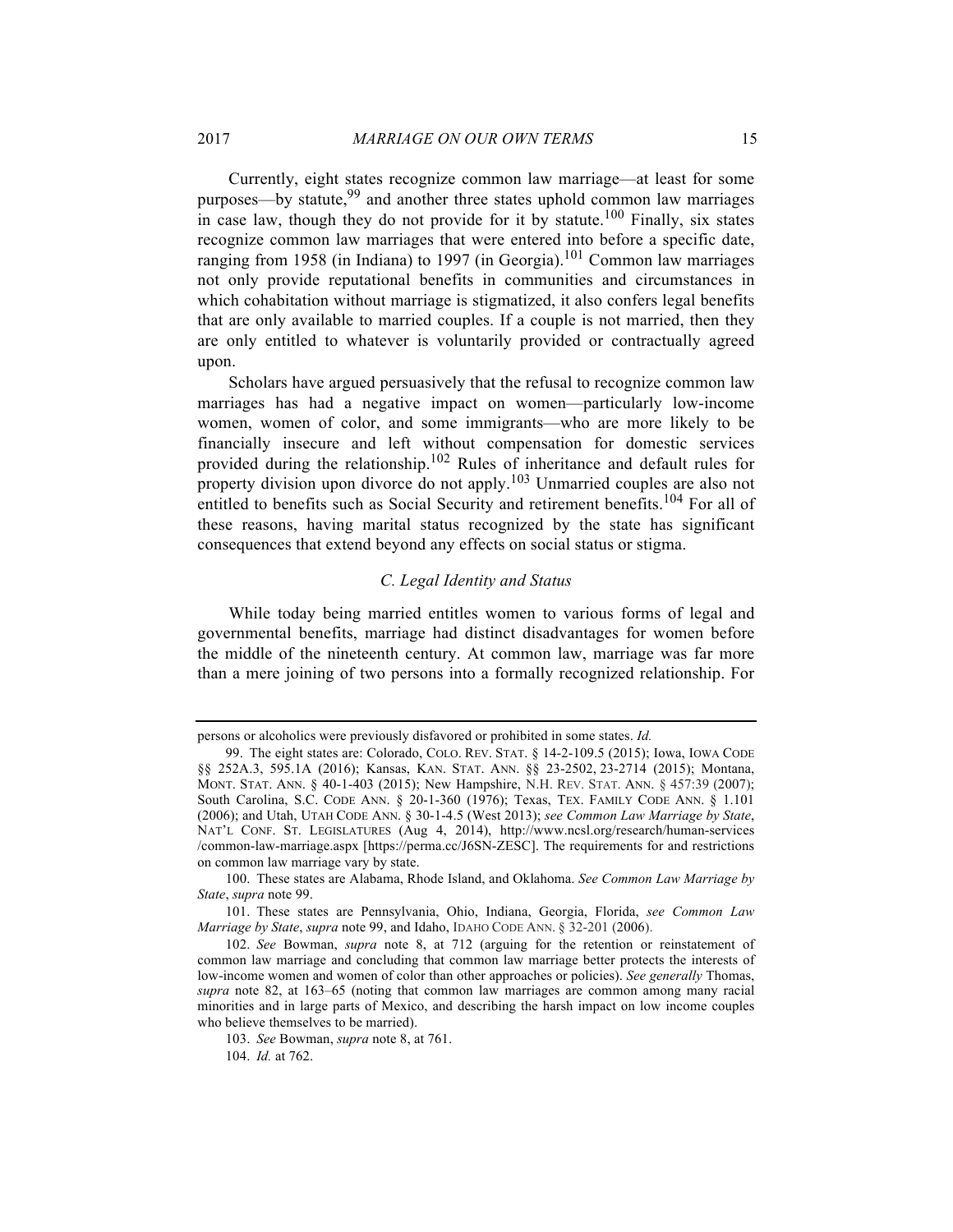Currently, eight states recognize common law marriage—at least for some purposes—by statute,[99] and another three states uphold common law marriages in case law, though they do not provide for it by statute.[100] Finally, six states recognize common law marriages that were entered into before a specific date, ranging from 1958 (in Indiana) to 1997 (in Georgia).[101] Common law marriages not only provide reputational benefits in communities and circumstances in which cohabitation without marriage is stigmatized, it also confers legal benefits that are only available to married couples. If a couple is not married, then they are only entitled to whatever is voluntarily provided or contractually agreed upon.

Scholars have argued persuasively that the refusal to recognize common law marriages has had a negative impact on women—particularly low-income women, women of color, and some immigrants—who are more likely to be financially insecure and left without compensation for domestic services provided during the relationship.[102] Rules of inheritance and default rules for property division upon divorce do not apply.[103] Unmarried couples are also not entitled to benefits such as Social Security and retirement benefits.[104] For all of these reasons, having marital status recognized by the state has significant consequences that extend beyond any effects on social status or stigma.

### *C. Legal Identity and Status*

While today being married entitles women to various forms of legal and governmental benefits, marriage had distinct disadvantages for women before the middle of the nineteenth century. At common law, marriage was far more than a mere joining of two persons into a formally recognized relationship. For

---

persons or alcoholics were previously disfavored or prohibited in some states. *Id.*

99. The eight states are: Colorado, COLO. REV. STAT. § 14-2-109.5 (2015); Iowa, IOWA CODE §§ 252A.3, 595.1A (2016); Kansas, KAN. STAT. ANN. §§ 23-2502, 23-2714 (2015); Montana, MONT. STAT. ANN. § 40-1-403 (2015); New Hampshire, N.H. REV. STAT. ANN. § 457:39 (2007); South Carolina, S.C. CODE ANN. § 20-1-360 (1976); Texas, TEX. FAMILY CODE ANN. § 1.101 (2006); and Utah, UTAH CODE ANN. § 30-1-4.5 (West 2013); *see Common Law Marriage by State*, NAT'L CONF. ST. LEGISLATURES (Aug 4, 2014), http://www.ncsl.org/research/human-services/common-law-marriage.aspx [https://perma.cc/J6SN-ZESC]. The requirements for and restrictions on common law marriage vary by state.

100. These states are Alabama, Rhode Island, and Oklahoma. *See Common Law Marriage by State*, *supra* note 99.

101. These states are Pennsylvania, Ohio, Indiana, Georgia, Florida, *see Common Law Marriage by State*, *supra* note 99, and Idaho, IDAHO CODE ANN. § 32-201 (2006).

102. *See* Bowman, *supra* note 8, at 712 (arguing for the retention or reinstatement of common law marriage and concluding that common law marriage better protects the interests of low-income women and women of color than other approaches or policies). *See generally* Thomas, *supra* note 82, at 163–65 (noting that common law marriages are common among many racial minorities and in large parts of Mexico, and describing the harsh impact on low income couples who believe themselves to be married).

103. *See* Bowman, *supra* note 8, at 761.

104. *Id.* at 762.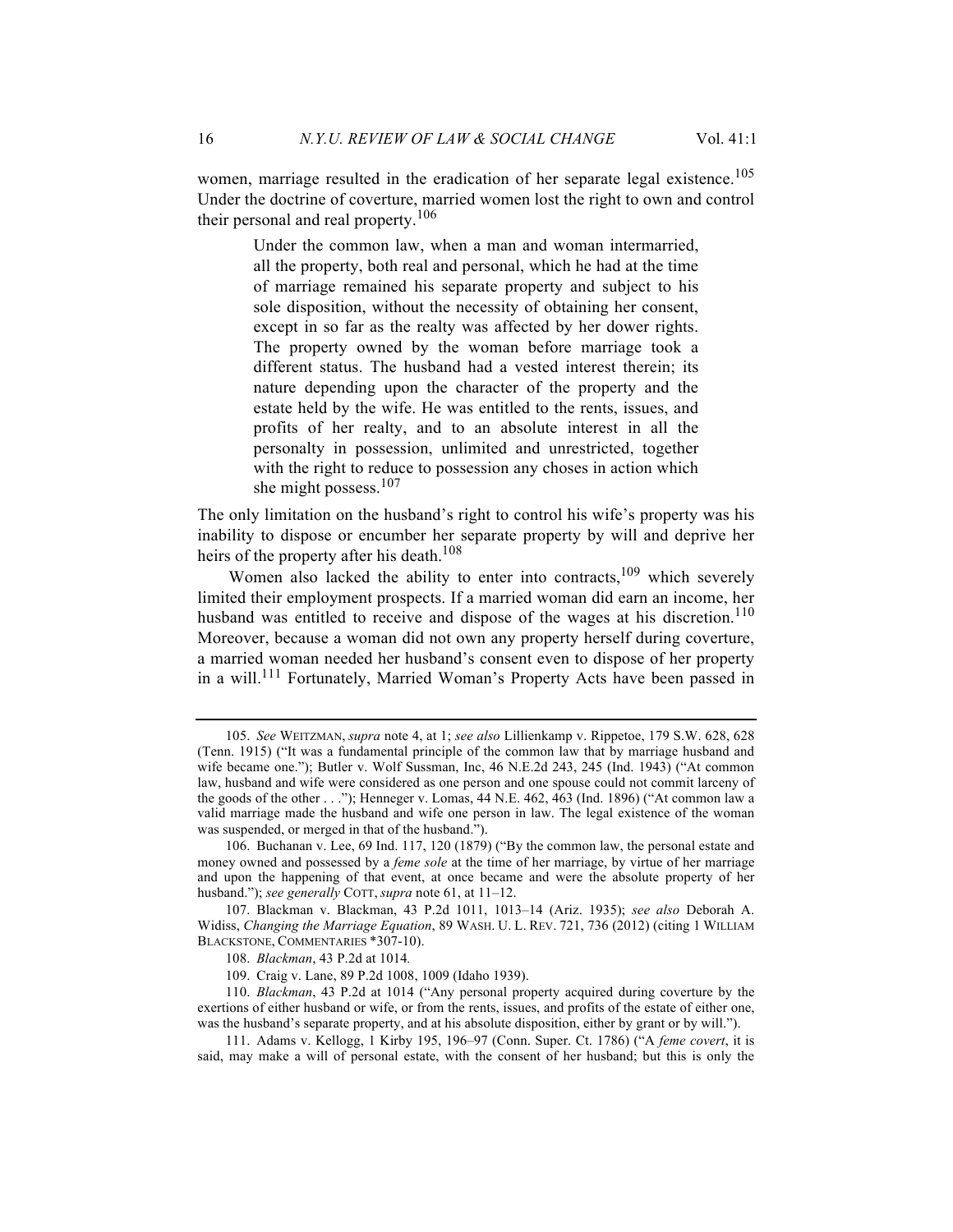women, marriage resulted in the eradication of her separate legal existence.[105] Under the doctrine of coverture, married women lost the right to own and control their personal and real property.[106]

> Under the common law, when a man and woman intermarried, all the property, both real and personal, which he had at the time of marriage remained his separate property and subject to his sole disposition, without the necessity of obtaining her consent, except in so far as the realty was affected by her dower rights. The property owned by the woman before marriage took a different status. The husband had a vested interest therein; its nature depending upon the character of the property and the estate held by the wife. He was entitled to the rents, issues, and profits of her realty, and to an absolute interest in all the personalty in possession, unlimited and unrestricted, together with the right to reduce to possession any choses in action which she might possess.[107]

The only limitation on the husband's right to control his wife's property was his inability to dispose or encumber her separate property by will and deprive her heirs of the property after his death.[108]

Women also lacked the ability to enter into contracts,[109] which severely limited their employment prospects. If a married woman did earn an income, her husband was entitled to receive and dispose of the wages at his discretion.[110] Moreover, because a woman did not own any property herself during coverture, a married woman needed her husband's consent even to dispose of her property in a will.[111] Fortunately, Married Woman's Property Acts have been passed in

---

105. *See* WEITZMAN, *supra* note 4, at 1; *see also* Lillienkamp v. Rippetoe, 179 S.W. 628, 628 (Tenn. 1915) ("It was a fundamental principle of the common law that by marriage husband and wife became one."); Butler v. Wolf Sussman, Inc, 46 N.E.2d 243, 245 (Ind. 1943) ("At common law, husband and wife were considered as one person and one spouse could not commit larceny of the goods of the other . . ."); Henneger v. Lomas, 44 N.E. 462, 463 (Ind. 1896) ("At common law a valid marriage made the husband and wife one person in law. The legal existence of the woman was suspended, or merged in that of the husband.").

106. Buchanan v. Lee, 69 Ind. 117, 120 (1879) ("By the common law, the personal estate and money owned and possessed by a *feme sole* at the time of her marriage, by virtue of her marriage and upon the happening of that event, at once became and were the absolute property of her husband."); *see generally* COTT, *supra* note 61, at 11–12.

107. Blackman v. Blackman, 43 P.2d 1011, 1013–14 (Ariz. 1935); *see also* Deborah A. Widiss, *Changing the Marriage Equation*, 89 WASH. U. L. REV. 721, 736 (2012) (citing 1 WILLIAM BLACKSTONE, COMMENTARIES *307-10).

108. *Blackman*, 43 P.2d at 1014.

109. Craig v. Lane, 89 P.2d 1008, 1009 (Idaho 1939).

110. *Blackman*, 43 P.2d at 1014 ("Any personal property acquired during coverture by the exertions of either husband or wife, or from the rents, issues, and profits of the estate of either one, was the husband's separate property, and at his absolute disposition, either by grant or by will.").

111. Adams v. Kellogg, 1 Kirby 195, 196–97 (Conn. Super. Ct. 1786) ("A *feme covert*, it is said, may make a will of personal estate, with the consent of her husband; but this is only the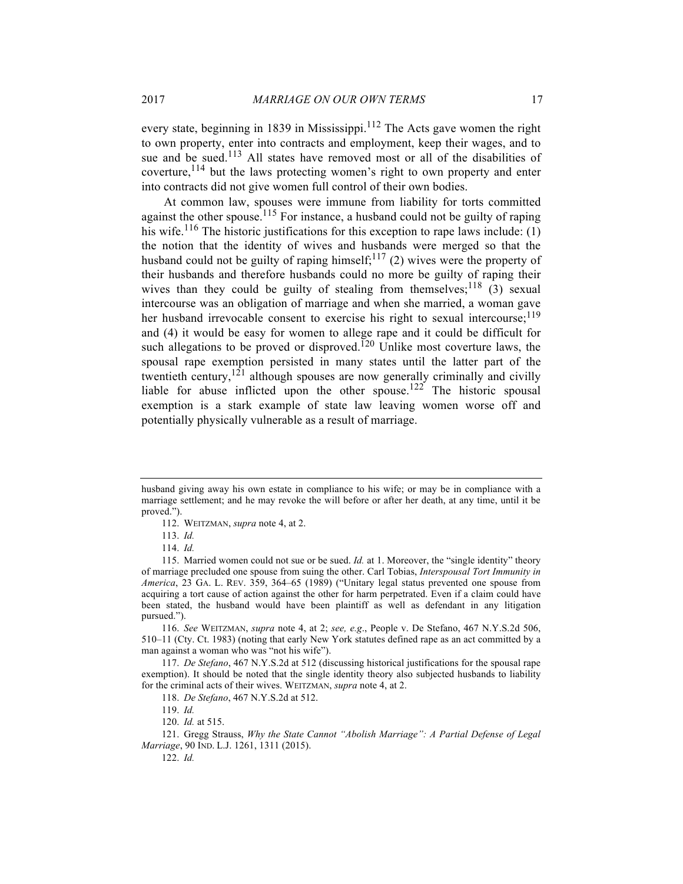every state, beginning in 1839 in Mississippi.[112] The Acts gave women the right to own property, enter into contracts and employment, keep their wages, and to sue and be sued.[113] All states have removed most or all of the disabilities of coverture,[114] but the laws protecting women's right to own property and enter into contracts did not give women full control of their own bodies.

At common law, spouses were immune from liability for torts committed against the other spouse.[115] For instance, a husband could not be guilty of raping his wife.[116] The historic justifications for this exception to rape laws include: (1) the notion that the identity of wives and husbands were merged so that the husband could not be guilty of raping himself;[117] (2) wives were the property of their husbands and therefore husbands could no more be guilty of raping their wives than they could be guilty of stealing from themselves;[118] (3) sexual intercourse was an obligation of marriage and when she married, a woman gave her husband irrevocable consent to exercise his right to sexual intercourse;[119] and (4) it would be easy for women to allege rape and it could be difficult for such allegations to be proved or disproved.[120] Unlike most coverture laws, the spousal rape exemption persisted in many states until the latter part of the twentieth century,[121] although spouses are now generally criminally and civilly liable for abuse inflicted upon the other spouse.[122] The historic spousal exemption is a stark example of state law leaving women worse off and potentially physically vulnerable as a result of marriage.

---

husband giving away his own estate in compliance to his wife; or may be in compliance with a marriage settlement; and he may revoke the will before or after her death, at any time, until it be proved.").

112. WEITZMAN, *supra* note 4, at 2.

113. *Id.*

114. *Id.*

115. Married women could not sue or be sued. *Id.* at 1. Moreover, the "single identity" theory of marriage precluded one spouse from suing the other. Carl Tobias, *Interspousal Tort Immunity in America*, 23 GA. L. REV. 359, 364–65 (1989) ("Unitary legal status prevented one spouse from acquiring a tort cause of action against the other for harm perpetrated. Even if a claim could have been stated, the husband would have been plaintiff as well as defendant in any litigation pursued.").

116. *See* WEITZMAN, *supra* note 4, at 2; *see, e.g.*, People v. De Stefano, 467 N.Y.S.2d 506, 510–11 (Cty. Ct. 1983) (noting that early New York statutes defined rape as an act committed by a man against a woman who was "not his wife").

117. *De Stefano*, 467 N.Y.S.2d at 512 (discussing historical justifications for the spousal rape exemption). It should be noted that the single identity theory also subjected husbands to liability for the criminal acts of their wives. WEITZMAN, *supra* note 4, at 2.

118. *De Stefano*, 467 N.Y.S.2d at 512.

119. *Id.*

120. *Id.* at 515.

121. Gregg Strauss, *Why the State Cannot "Abolish Marriage": A Partial Defense of Legal Marriage*, 90 IND. L.J. 1261, 1311 (2015).

122. *Id.*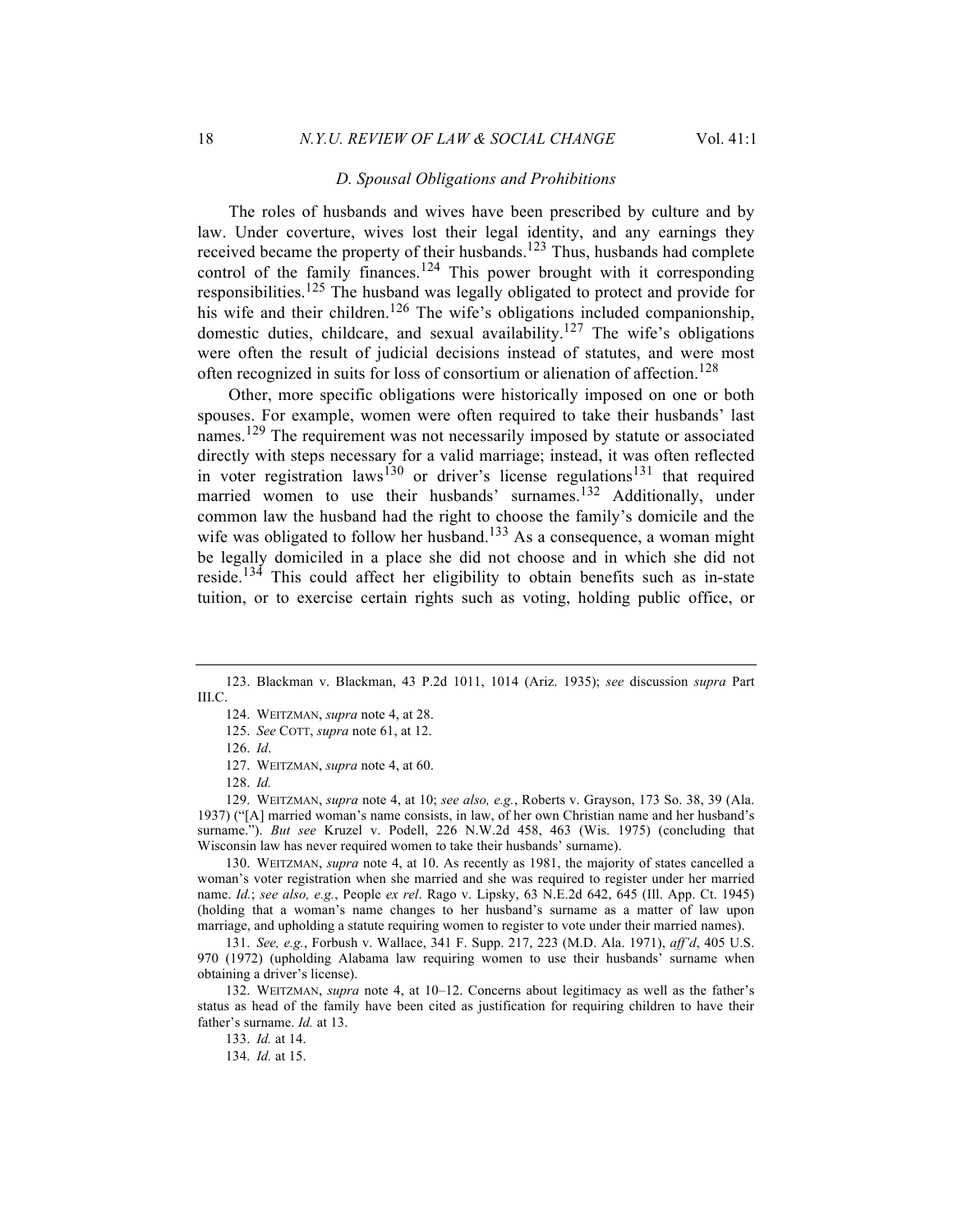### *D. Spousal Obligations and Prohibitions*

The roles of husbands and wives have been prescribed by culture and by law. Under coverture, wives lost their legal identity, and any earnings they received became the property of their husbands.[123] Thus, husbands had complete control of the family finances.[124] This power brought with it corresponding responsibilities.[125] The husband was legally obligated to protect and provide for his wife and their children.[126] The wife's obligations included companionship, domestic duties, childcare, and sexual availability.[127] The wife's obligations were often the result of judicial decisions instead of statutes, and were most often recognized in suits for loss of consortium or alienation of affection.[128]

Other, more specific obligations were historically imposed on one or both spouses. For example, women were often required to take their husbands' last names.[129] The requirement was not necessarily imposed by statute or associated directly with steps necessary for a valid marriage; instead, it was often reflected in voter registration laws[130] or driver's license regulations[131] that required married women to use their husbands' surnames.[132] Additionally, under common law the husband had the right to choose the family's domicile and the wife was obligated to follow her husband.[133] As a consequence, a woman might be legally domiciled in a place she did not choose and in which she did not reside.[134] This could affect her eligibility to obtain benefits such as in-state tuition, or to exercise certain rights such as voting, holding public office, or

---

123. Blackman v. Blackman, 43 P.2d 1011, 1014 (Ariz. 1935); *see* discussion *supra* Part III.C.

124. WEITZMAN, *supra* note 4, at 28.

125. *See* COTT, *supra* note 61, at 12.

126. *Id*.

127. WEITZMAN, *supra* note 4, at 60.

128. *Id.*

129. WEITZMAN, *supra* note 4, at 10; *see also, e.g.*, Roberts v. Grayson, 173 So. 38, 39 (Ala. 1937) ("[A] married woman's name consists, in law, of her own Christian name and her husband's surname."). *But see* Kruzel v. Podell, 226 N.W.2d 458, 463 (Wis. 1975) (concluding that Wisconsin law has never required women to take their husbands' surname).

130. WEITZMAN, *supra* note 4, at 10. As recently as 1981, the majority of states cancelled a woman's voter registration when she married and she was required to register under her married name. *Id.*; *see also, e.g.*, People *ex rel*. Rago v. Lipsky, 63 N.E.2d 642, 645 (Ill. App. Ct. 1945) (holding that a woman's name changes to her husband's surname as a matter of law upon marriage, and upholding a statute requiring women to register to vote under their married names).

131. *See, e.g.*, Forbush v. Wallace, 341 F. Supp. 217, 223 (M.D. Ala. 1971), *aff'd*, 405 U.S. 970 (1972) (upholding Alabama law requiring women to use their husbands' surname when obtaining a driver's license).

132. WEITZMAN, *supra* note 4, at 10–12. Concerns about legitimacy as well as the father's status as head of the family have been cited as justification for requiring children to have their father's surname. *Id.* at 13.

133. *Id.* at 14.

134. *Id.* at 15.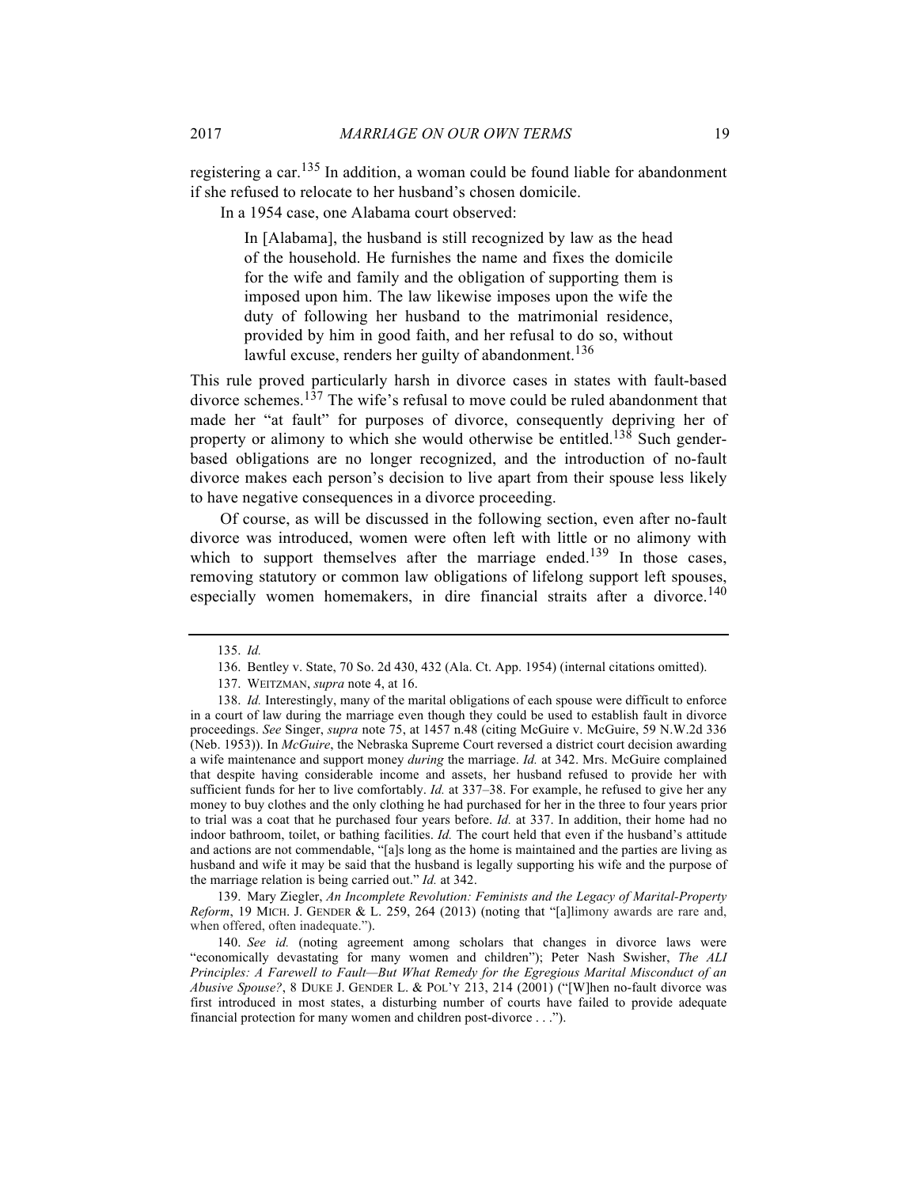registering a car.[135] In addition, a woman could be found liable for abandonment if she refused to relocate to her husband's chosen domicile.

In a 1954 case, one Alabama court observed:

> In [Alabama], the husband is still recognized by law as the head of the household. He furnishes the name and fixes the domicile for the wife and family and the obligation of supporting them is imposed upon him. The law likewise imposes upon the wife the duty of following her husband to the matrimonial residence, provided by him in good faith, and her refusal to do so, without lawful excuse, renders her guilty of abandonment.[136]

This rule proved particularly harsh in divorce cases in states with fault-based divorce schemes.[137] The wife's refusal to move could be ruled abandonment that made her "at fault" for purposes of divorce, consequently depriving her of property or alimony to which she would otherwise be entitled.[138] Such gender-based obligations are no longer recognized, and the introduction of no-fault divorce makes each person's decision to live apart from their spouse less likely to have negative consequences in a divorce proceeding.

Of course, as will be discussed in the following section, even after no-fault divorce was introduced, women were often left with little or no alimony with which to support themselves after the marriage ended.[139] In those cases, removing statutory or common law obligations of lifelong support left spouses, especially women homemakers, in dire financial straits after a divorce.[140]

---

135. *Id.*

136. Bentley v. State, 70 So. 2d 430, 432 (Ala. Ct. App. 1954) (internal citations omitted).

137. WEITZMAN, *supra* note 4, at 16.

138. *Id.* Interestingly, many of the marital obligations of each spouse were difficult to enforce in a court of law during the marriage even though they could be used to establish fault in divorce proceedings. *See* Singer, *supra* note 75, at 1457 n.48 (citing McGuire v. McGuire, 59 N.W.2d 336 (Neb. 1953)). In *McGuire*, the Nebraska Supreme Court reversed a district court decision awarding a wife maintenance and support money *during* the marriage. *Id.* at 342. Mrs. McGuire complained that despite having considerable income and assets, her husband refused to provide her with sufficient funds for her to live comfortably. *Id.* at 337–38. For example, he refused to give her any money to buy clothes and the only clothing he had purchased for her in the three to four years prior to trial was a coat that he purchased four years before. *Id.* at 337. In addition, their home had no indoor bathroom, toilet, or bathing facilities. *Id.* The court held that even if the husband's attitude and actions are not commendable, "[a]s long as the home is maintained and the parties are living as husband and wife it may be said that the husband is legally supporting his wife and the purpose of the marriage relation is being carried out." *Id.* at 342.

139. Mary Ziegler, *An Incomplete Revolution: Feminists and the Legacy of Marital-Property Reform*, 19 MICH. J. GENDER & L. 259, 264 (2013) (noting that "[a]limony awards are rare and, when offered, often inadequate.").

140. *See id.* (noting agreement among scholars that changes in divorce laws were "economically devastating for many women and children"); Peter Nash Swisher, *The ALI Principles: A Farewell to Fault—But What Remedy for the Egregious Marital Misconduct of an Abusive Spouse?*, 8 DUKE J. GENDER L. & POL'Y 213, 214 (2001) ("[W]hen no-fault divorce was first introduced in most states, a disturbing number of courts have failed to provide adequate financial protection for many women and children post-divorce . . .").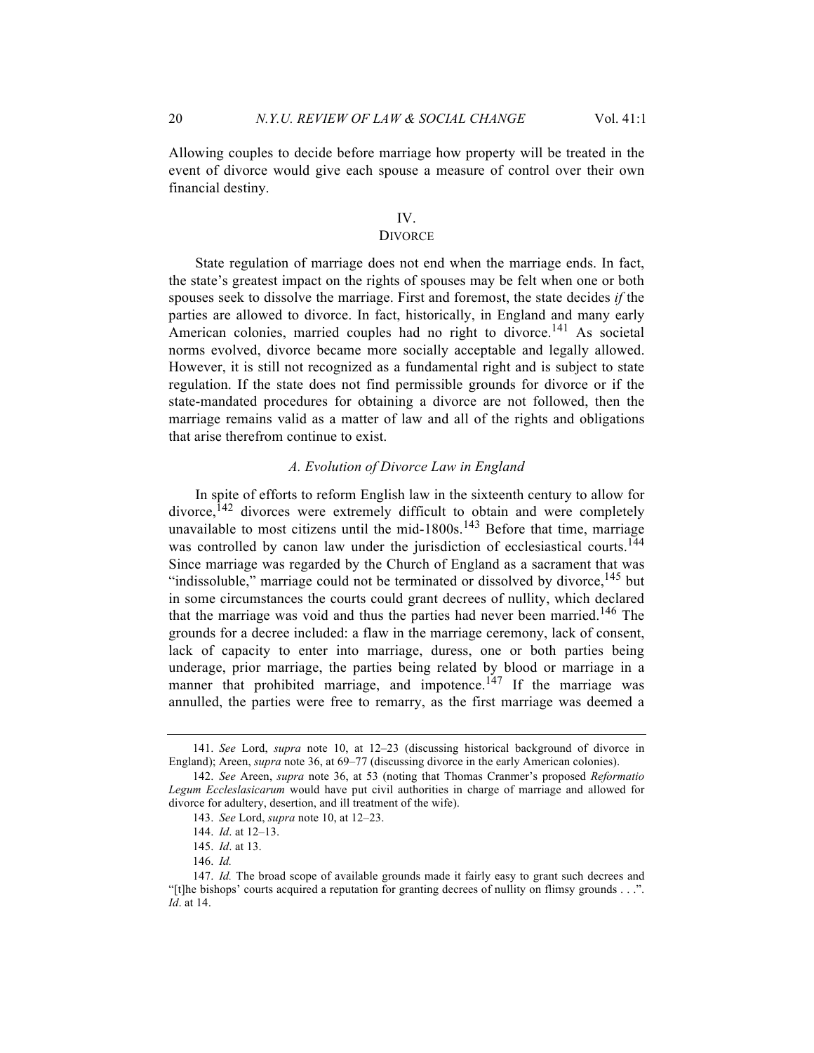Allowing couples to decide before marriage how property will be treated in the event of divorce would give each spouse a measure of control over their own financial destiny.

## IV.
## DIVORCE

State regulation of marriage does not end when the marriage ends. In fact, the state's greatest impact on the rights of spouses may be felt when one or both spouses seek to dissolve the marriage. First and foremost, the state decides *if* the parties are allowed to divorce. In fact, historically, in England and many early American colonies, married couples had no right to divorce.[141] As societal norms evolved, divorce became more socially acceptable and legally allowed. However, it is still not recognized as a fundamental right and is subject to state regulation. If the state does not find permissible grounds for divorce or if the state-mandated procedures for obtaining a divorce are not followed, then the marriage remains valid as a matter of law and all of the rights and obligations that arise therefrom continue to exist.

### *A. Evolution of Divorce Law in England*

In spite of efforts to reform English law in the sixteenth century to allow for divorce,[142] divorces were extremely difficult to obtain and were completely unavailable to most citizens until the mid-1800s.[143] Before that time, marriage was controlled by canon law under the jurisdiction of ecclesiastical courts.[144] Since marriage was regarded by the Church of England as a sacrament that was "indissoluble," marriage could not be terminated or dissolved by divorce,[145] but in some circumstances the courts could grant decrees of nullity, which declared that the marriage was void and thus the parties had never been married.[146] The grounds for a decree included: a flaw in the marriage ceremony, lack of consent, lack of capacity to enter into marriage, duress, one or both parties being underage, prior marriage, the parties being related by blood or marriage in a manner that prohibited marriage, and impotence.[147] If the marriage was annulled, the parties were free to remarry, as the first marriage was deemed a

---

141. *See* Lord, *supra* note 10, at 12–23 (discussing historical background of divorce in England); Areen, *supra* note 36, at 69–77 (discussing divorce in the early American colonies).

142. *See* Areen, *supra* note 36, at 53 (noting that Thomas Cranmer's proposed *Reformatio Legum Eccleslasicarum* would have put civil authorities in charge of marriage and allowed for divorce for adultery, desertion, and ill treatment of the wife).

143. *See* Lord, *supra* note 10, at 12–23.

144. *Id*. at 12–13.

145. *Id*. at 13.

146. *Id.*

147. *Id.* The broad scope of available grounds made it fairly easy to grant such decrees and "[t]he bishops' courts acquired a reputation for granting decrees of nullity on flimsy grounds . . .". *Id*. at 14.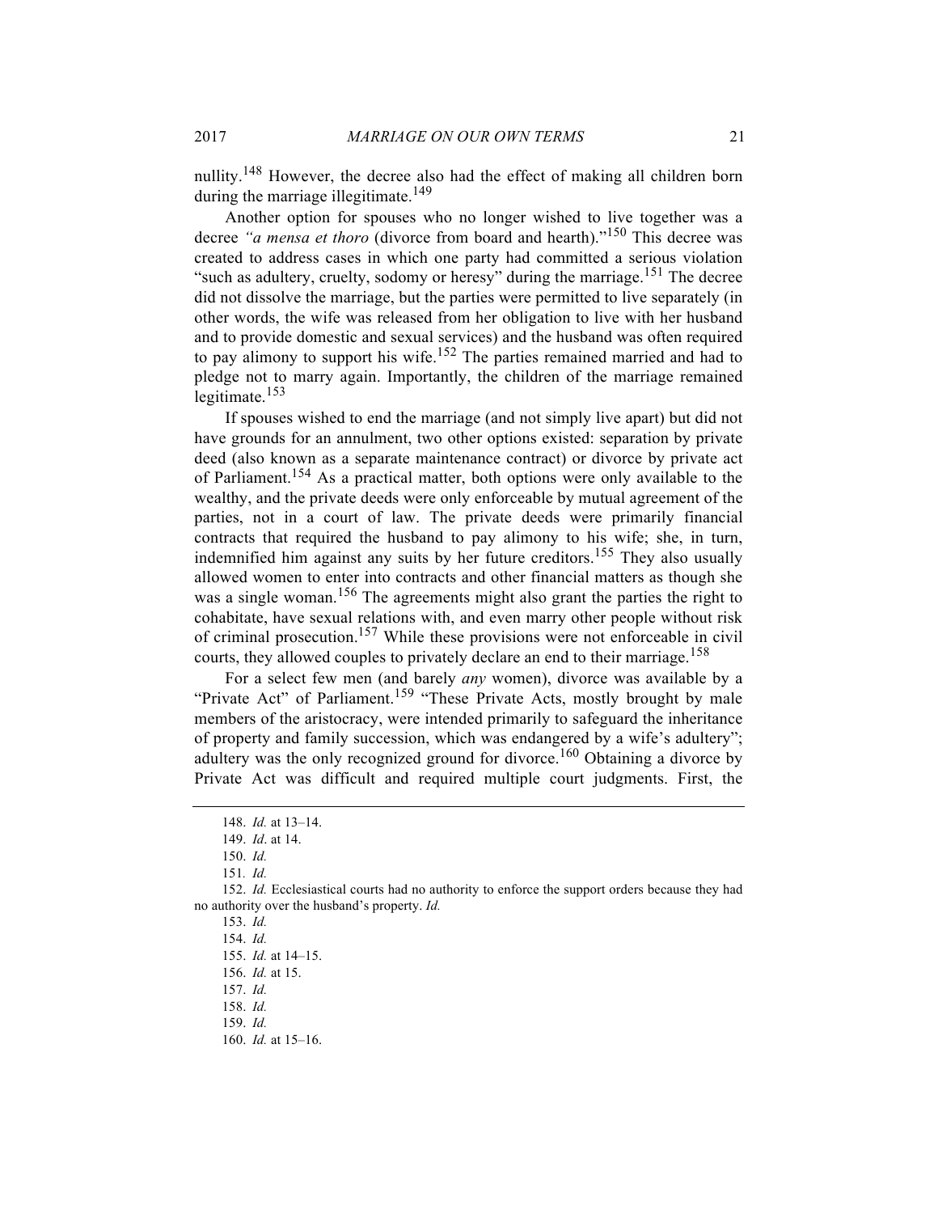nullity.[148] However, the decree also had the effect of making all children born during the marriage illegitimate.[149]

Another option for spouses who no longer wished to live together was a decree *"a mensa et thoro* (divorce from board and hearth)."[150] This decree was created to address cases in which one party had committed a serious violation "such as adultery, cruelty, sodomy or heresy" during the marriage.[151] The decree did not dissolve the marriage, but the parties were permitted to live separately (in other words, the wife was released from her obligation to live with her husband and to provide domestic and sexual services) and the husband was often required to pay alimony to support his wife.[152] The parties remained married and had to pledge not to marry again. Importantly, the children of the marriage remained legitimate.[153]

If spouses wished to end the marriage (and not simply live apart) but did not have grounds for an annulment, two other options existed: separation by private deed (also known as a separate maintenance contract) or divorce by private act of Parliament.[154] As a practical matter, both options were only available to the wealthy, and the private deeds were only enforceable by mutual agreement of the parties, not in a court of law. The private deeds were primarily financial contracts that required the husband to pay alimony to his wife; she, in turn, indemnified him against any suits by her future creditors.[155] They also usually allowed women to enter into contracts and other financial matters as though she was a single woman.[156] The agreements might also grant the parties the right to cohabitate, have sexual relations with, and even marry other people without risk of criminal prosecution.[157] While these provisions were not enforceable in civil courts, they allowed couples to privately declare an end to their marriage.[158]

For a select few men (and barely *any* women), divorce was available by a "Private Act" of Parliament.[159] "These Private Acts, mostly brought by male members of the aristocracy, were intended primarily to safeguard the inheritance of property and family succession, which was endangered by a wife's adultery"; adultery was the only recognized ground for divorce.[160] Obtaining a divorce by Private Act was difficult and required multiple court judgments. First, the

---

148. *Id.* at 13–14.

149. *Id*. at 14.

150. *Id.*

151. *Id.*

152. *Id.* Ecclesiastical courts had no authority to enforce the support orders because they had no authority over the husband's property. *Id.*

153. *Id.*

154. *Id.*

155. *Id.* at 14–15.

156. *Id.* at 15.

157. *Id.*

158. *Id.*

159. *Id.*

160. *Id.* at 15–16.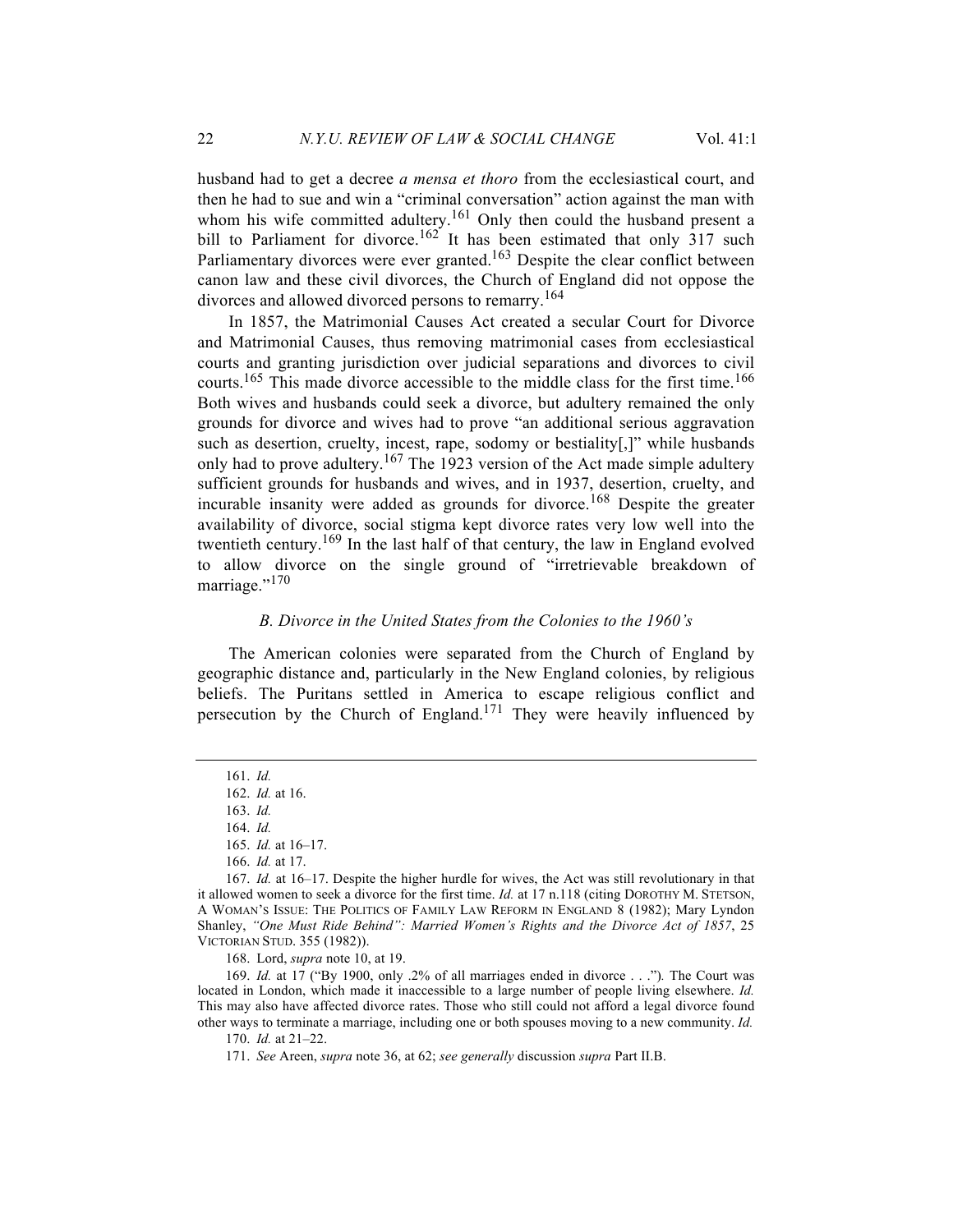husband had to get a decree *a mensa et thoro* from the ecclesiastical court, and then he had to sue and win a "criminal conversation" action against the man with whom his wife committed adultery.[161] Only then could the husband present a bill to Parliament for divorce.[162] It has been estimated that only 317 such Parliamentary divorces were ever granted.[163] Despite the clear conflict between canon law and these civil divorces, the Church of England did not oppose the divorces and allowed divorced persons to remarry.[164]

In 1857, the Matrimonial Causes Act created a secular Court for Divorce and Matrimonial Causes, thus removing matrimonial cases from ecclesiastical courts and granting jurisdiction over judicial separations and divorces to civil courts.[165] This made divorce accessible to the middle class for the first time.[166] Both wives and husbands could seek a divorce, but adultery remained the only grounds for divorce and wives had to prove "an additional serious aggravation such as desertion, cruelty, incest, rape, sodomy or bestiality[,]" while husbands only had to prove adultery.[167] The 1923 version of the Act made simple adultery sufficient grounds for husbands and wives, and in 1937, desertion, cruelty, and incurable insanity were added as grounds for divorce.[168] Despite the greater availability of divorce, social stigma kept divorce rates very low well into the twentieth century.[169] In the last half of that century, the law in England evolved to allow divorce on the single ground of "irretrievable breakdown of marriage."[170]

### *B. Divorce in the United States from the Colonies to the 1960's*

The American colonies were separated from the Church of England by geographic distance and, particularly in the New England colonies, by religious beliefs. The Puritans settled in America to escape religious conflict and persecution by the Church of England.[171] They were heavily influenced by

---

161. *Id.*

162. *Id.* at 16.

163. *Id.*

164. *Id.*

165. *Id.* at 16–17.

166. *Id.* at 17.

167. *Id.* at 16–17. Despite the higher hurdle for wives, the Act was still revolutionary in that it allowed women to seek a divorce for the first time. *Id.* at 17 n.118 (citing DOROTHY M. STETSON, A WOMAN'S ISSUE: THE POLITICS OF FAMILY LAW REFORM IN ENGLAND 8 (1982); Mary Lyndon Shanley, *"One Must Ride Behind": Married Women's Rights and the Divorce Act of 1857*, 25 VICTORIAN STUD. 355 (1982)).

168. Lord, *supra* note 10, at 19.

169. *Id.* at 17 ("By 1900, only .2% of all marriages ended in divorce . . ."). The Court was located in London, which made it inaccessible to a large number of people living elsewhere. *Id.* This may also have affected divorce rates. Those who still could not afford a legal divorce found other ways to terminate a marriage, including one or both spouses moving to a new community. *Id.*

170. *Id.* at 21–22.

171. *See* Areen, *supra* note 36, at 62; *see generally* discussion *supra* Part II.B.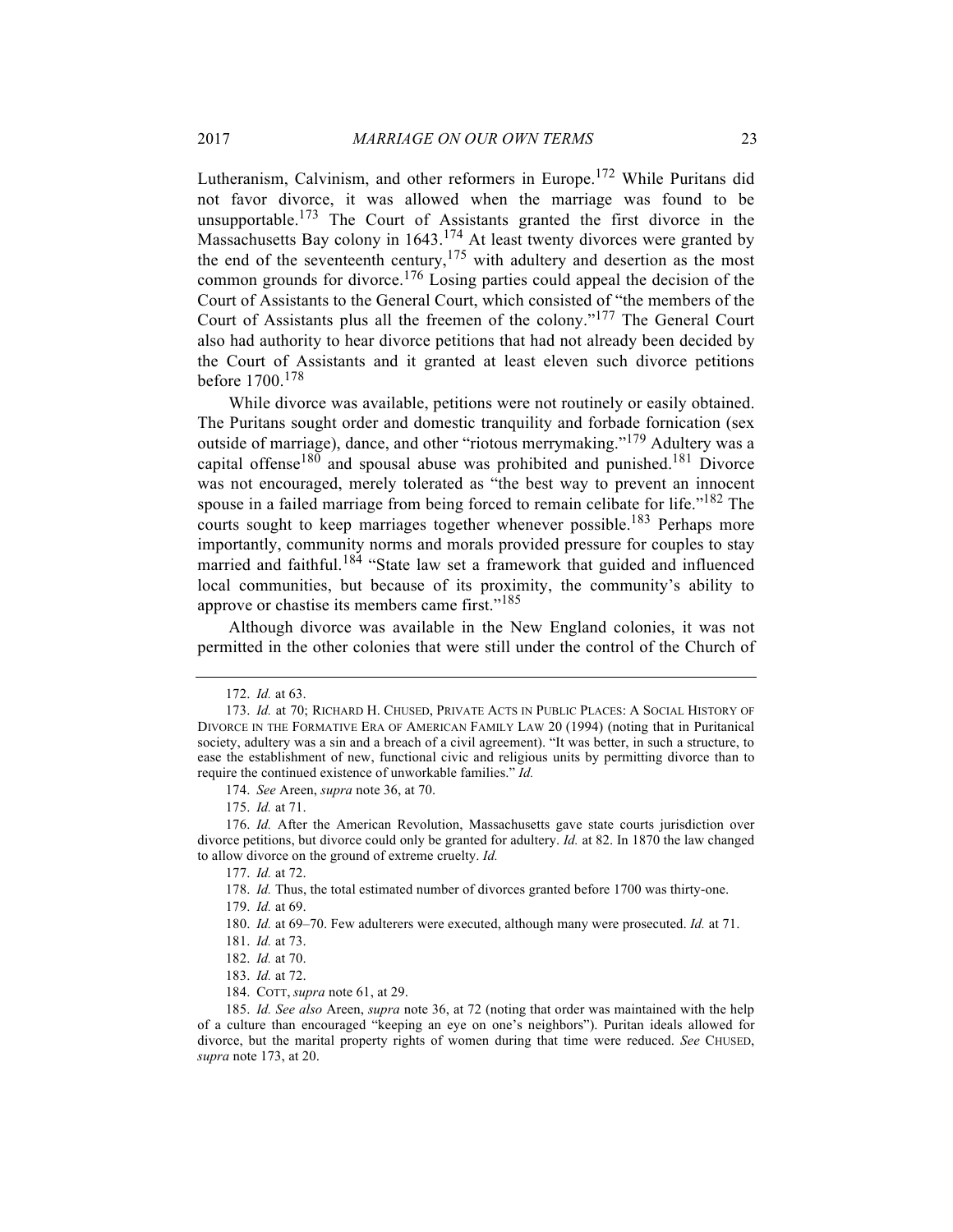Lutheranism, Calvinism, and other reformers in Europe.[172] While Puritans did not favor divorce, it was allowed when the marriage was found to be unsupportable.[173] The Court of Assistants granted the first divorce in the Massachusetts Bay colony in 1643.[174] At least twenty divorces were granted by the end of the seventeenth century,[175] with adultery and desertion as the most common grounds for divorce.[176] Losing parties could appeal the decision of the Court of Assistants to the General Court, which consisted of "the members of the Court of Assistants plus all the freemen of the colony."[177] The General Court also had authority to hear divorce petitions that had not already been decided by the Court of Assistants and it granted at least eleven such divorce petitions before 1700.[178]

While divorce was available, petitions were not routinely or easily obtained. The Puritans sought order and domestic tranquility and forbade fornication (sex outside of marriage), dance, and other "riotous merrymaking."[179] Adultery was a capital offense[180] and spousal abuse was prohibited and punished.[181] Divorce was not encouraged, merely tolerated as "the best way to prevent an innocent spouse in a failed marriage from being forced to remain celibate for life."[182] The courts sought to keep marriages together whenever possible.[183] Perhaps more importantly, community norms and morals provided pressure for couples to stay married and faithful.[184] "State law set a framework that guided and influenced local communities, but because of its proximity, the community's ability to approve or chastise its members came first."[185]

Although divorce was available in the New England colonies, it was not permitted in the other colonies that were still under the control of the Church of

---

172. *Id.* at 63.

173. *Id.* at 70; RICHARD H. CHUSED, PRIVATE ACTS IN PUBLIC PLACES: A SOCIAL HISTORY OF DIVORCE IN THE FORMATIVE ERA OF AMERICAN FAMILY LAW 20 (1994) (noting that in Puritanical society, adultery was a sin and a breach of a civil agreement). "It was better, in such a structure, to ease the establishment of new, functional civic and religious units by permitting divorce than to require the continued existence of unworkable families." *Id.*

174. *See* Areen, *supra* note 36, at 70.

175. *Id.* at 71.

176. *Id.* After the American Revolution, Massachusetts gave state courts jurisdiction over divorce petitions, but divorce could only be granted for adultery. *Id.* at 82. In 1870 the law changed to allow divorce on the ground of extreme cruelty. *Id.*

177. *Id.* at 72.

178. *Id.* Thus, the total estimated number of divorces granted before 1700 was thirty-one.

179. *Id.* at 69.

180. *Id.* at 69–70. Few adulterers were executed, although many were prosecuted. *Id.* at 71.

181. *Id.* at 73.

182. *Id.* at 70.

183. *Id.* at 72.

184. COTT, *supra* note 61, at 29.

185. *Id. See also* Areen, *supra* note 36, at 72 (noting that order was maintained with the help of a culture than encouraged "keeping an eye on one's neighbors"). Puritan ideals allowed for divorce, but the marital property rights of women during that time were reduced. *See* CHUSED, *supra* note 173, at 20.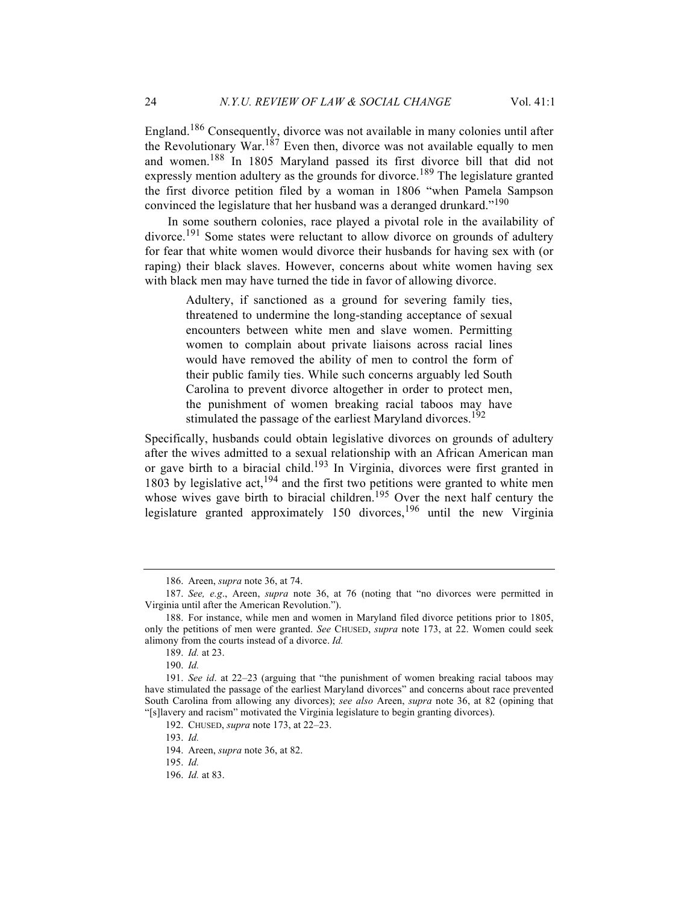England.[186] Consequently, divorce was not available in many colonies until after the Revolutionary War.[187] Even then, divorce was not available equally to men and women.[188] In 1805 Maryland passed its first divorce bill that did not expressly mention adultery as the grounds for divorce.[189] The legislature granted the first divorce petition filed by a woman in 1806 "when Pamela Sampson convinced the legislature that her husband was a deranged drunkard."[190]

In some southern colonies, race played a pivotal role in the availability of divorce.[191] Some states were reluctant to allow divorce on grounds of adultery for fear that white women would divorce their husbands for having sex with (or raping) their black slaves. However, concerns about white women having sex with black men may have turned the tide in favor of allowing divorce.

> Adultery, if sanctioned as a ground for severing family ties, threatened to undermine the long-standing acceptance of sexual encounters between white men and slave women. Permitting women to complain about private liaisons across racial lines would have removed the ability of men to control the form of their public family ties. While such concerns arguably led South Carolina to prevent divorce altogether in order to protect men, the punishment of women breaking racial taboos may have stimulated the passage of the earliest Maryland divorces.[192]

Specifically, husbands could obtain legislative divorces on grounds of adultery after the wives admitted to a sexual relationship with an African American man or gave birth to a biracial child.[193] In Virginia, divorces were first granted in 1803 by legislative act,[194] and the first two petitions were granted to white men whose wives gave birth to biracial children.[195] Over the next half century the legislature granted approximately 150 divorces,[196] until the new Virginia

---

186. Areen, *supra* note 36, at 74.

187. *See, e.g*., Areen, *supra* note 36, at 76 (noting that "no divorces were permitted in Virginia until after the American Revolution.").

188. For instance, while men and women in Maryland filed divorce petitions prior to 1805, only the petitions of men were granted. *See* CHUSED, *supra* note 173, at 22. Women could seek alimony from the courts instead of a divorce. *Id.*

189. *Id.* at 23.

190. *Id.*

191. *See id*. at 22–23 (arguing that "the punishment of women breaking racial taboos may have stimulated the passage of the earliest Maryland divorces" and concerns about race prevented South Carolina from allowing any divorces); *see also* Areen, *supra* note 36, at 82 (opining that "[s]lavery and racism" motivated the Virginia legislature to begin granting divorces).

192. CHUSED, *supra* note 173, at 22–23.

193. *Id.*

194. Areen, *supra* note 36, at 82.

195. *Id.*

196. *Id.* at 83.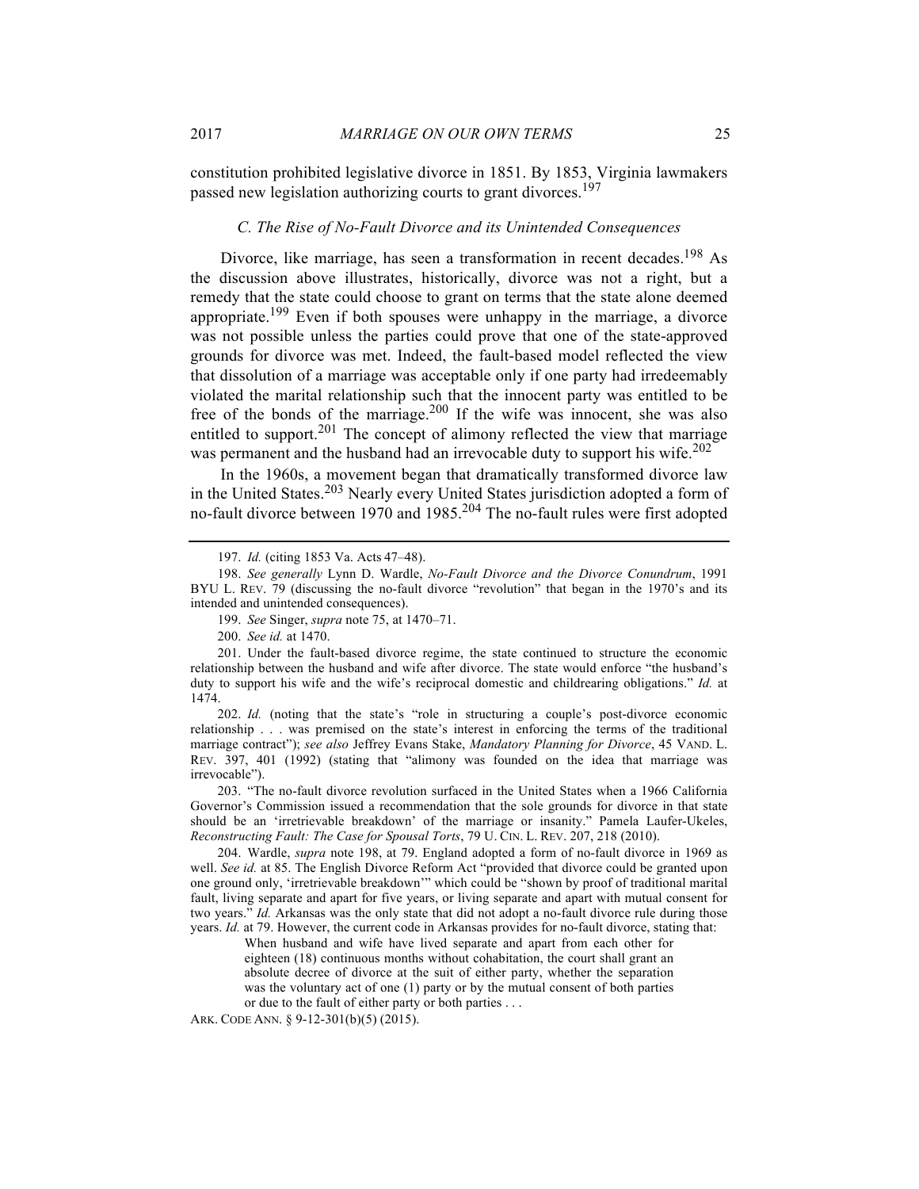constitution prohibited legislative divorce in 1851. By 1853, Virginia lawmakers passed new legislation authorizing courts to grant divorces.[197]

### *C. The Rise of No-Fault Divorce and its Unintended Consequences*

Divorce, like marriage, has seen a transformation in recent decades.[198] As the discussion above illustrates, historically, divorce was not a right, but a remedy that the state could choose to grant on terms that the state alone deemed appropriate.[199] Even if both spouses were unhappy in the marriage, a divorce was not possible unless the parties could prove that one of the state-approved grounds for divorce was met. Indeed, the fault-based model reflected the view that dissolution of a marriage was acceptable only if one party had irredeemably violated the marital relationship such that the innocent party was entitled to be free of the bonds of the marriage.[200] If the wife was innocent, she was also entitled to support.[201] The concept of alimony reflected the view that marriage was permanent and the husband had an irrevocable duty to support his wife.[202]

In the 1960s, a movement began that dramatically transformed divorce law in the United States.[203] Nearly every United States jurisdiction adopted a form of no-fault divorce between 1970 and 1985.[204] The no-fault rules were first adopted

---

197. *Id.* (citing 1853 Va. Acts 47–48).

198. *See generally* Lynn D. Wardle, *No-Fault Divorce and the Divorce Conundrum*, 1991 BYU L. REV. 79 (discussing the no-fault divorce "revolution" that began in the 1970's and its intended and unintended consequences).

199. *See* Singer, *supra* note 75, at 1470–71.

200. *See id.* at 1470.

201. Under the fault-based divorce regime, the state continued to structure the economic relationship between the husband and wife after divorce. The state would enforce "the husband's duty to support his wife and the wife's reciprocal domestic and childrearing obligations." *Id.* at 1474.

202. *Id.* (noting that the state's "role in structuring a couple's post-divorce economic relationship . . . was premised on the state's interest in enforcing the terms of the traditional marriage contract"); *see also* Jeffrey Evans Stake, *Mandatory Planning for Divorce*, 45 VAND. L. REV. 397, 401 (1992) (stating that "alimony was founded on the idea that marriage was irrevocable").

203. "The no-fault divorce revolution surfaced in the United States when a 1966 California Governor's Commission issued a recommendation that the sole grounds for divorce in that state should be an 'irretrievable breakdown' of the marriage or insanity." Pamela Laufer-Ukeles, *Reconstructing Fault: The Case for Spousal Torts*, 79 U. CIN. L. REV. 207, 218 (2010).

204. Wardle, *supra* note 198, at 79. England adopted a form of no-fault divorce in 1969 as well. *See id.* at 85. The English Divorce Reform Act "provided that divorce could be granted upon one ground only, 'irretrievable breakdown'" which could be "shown by proof of traditional marital fault, living separate and apart for five years, or living separate and apart with mutual consent for two years." *Id.* Arkansas was the only state that did not adopt a no-fault divorce rule during those years. *Id.* at 79. However, the current code in Arkansas provides for no-fault divorce, stating that:

> When husband and wife have lived separate and apart from each other for eighteen (18) continuous months without cohabitation, the court shall grant an absolute decree of divorce at the suit of either party, whether the separation was the voluntary act of one (1) party or by the mutual consent of both parties or due to the fault of either party or both parties . . .

ARK. CODE ANN. § 9-12-301(b)(5) (2015).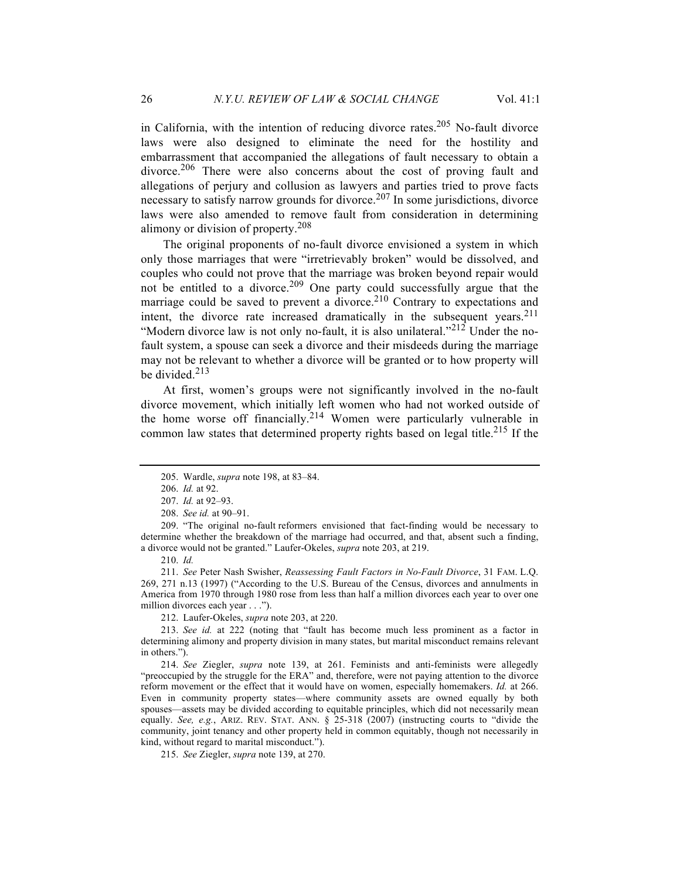in California, with the intention of reducing divorce rates.[205] No-fault divorce laws were also designed to eliminate the need for the hostility and embarrassment that accompanied the allegations of fault necessary to obtain a divorce.[206] There were also concerns about the cost of proving fault and allegations of perjury and collusion as lawyers and parties tried to prove facts necessary to satisfy narrow grounds for divorce.[207] In some jurisdictions, divorce laws were also amended to remove fault from consideration in determining alimony or division of property.[208]

The original proponents of no-fault divorce envisioned a system in which only those marriages that were "irretrievably broken" would be dissolved, and couples who could not prove that the marriage was broken beyond repair would not be entitled to a divorce.[209] One party could successfully argue that the marriage could be saved to prevent a divorce.[210] Contrary to expectations and intent, the divorce rate increased dramatically in the subsequent years.[211] "Modern divorce law is not only no-fault, it is also unilateral."[212] Under the no-fault system, a spouse can seek a divorce and their misdeeds during the marriage may not be relevant to whether a divorce will be granted or to how property will be divided.[213]

At first, women's groups were not significantly involved in the no-fault divorce movement, which initially left women who had not worked outside of the home worse off financially.[214] Women were particularly vulnerable in common law states that determined property rights based on legal title.[215] If the

---

205. Wardle, *supra* note 198, at 83–84.

206. *Id.* at 92.

207. *Id.* at 92–93.

208. *See id.* at 90–91.

209. "The original no-fault reformers envisioned that fact-finding would be necessary to determine whether the breakdown of the marriage had occurred, and that, absent such a finding, a divorce would not be granted." Laufer-Okeles, *supra* note 203, at 219.

210. *Id.*

211. *See* Peter Nash Swisher, *Reassessing Fault Factors in No-Fault Divorce*, 31 FAM. L.Q. 269, 271 n.13 (1997) ("According to the U.S. Bureau of the Census, divorces and annulments in America from 1970 through 1980 rose from less than half a million divorces each year to over one million divorces each year . . .").

212. Laufer-Okeles, *supra* note 203, at 220.

213. *See id.* at 222 (noting that "fault has become much less prominent as a factor in determining alimony and property division in many states, but marital misconduct remains relevant in others.").

214. *See* Ziegler, *supra* note 139, at 261. Feminists and anti-feminists were allegedly "preoccupied by the struggle for the ERA" and, therefore, were not paying attention to the divorce reform movement or the effect that it would have on women, especially homemakers. *Id.* at 266. Even in community property states—where community assets are owned equally by both spouses—assets may be divided according to equitable principles, which did not necessarily mean equally. *See, e.g.*, ARIZ. REV. STAT. ANN. § 25-318 (2007) (instructing courts to "divide the community, joint tenancy and other property held in common equitably, though not necessarily in kind, without regard to marital misconduct.").

215. *See* Ziegler, *supra* note 139, at 270.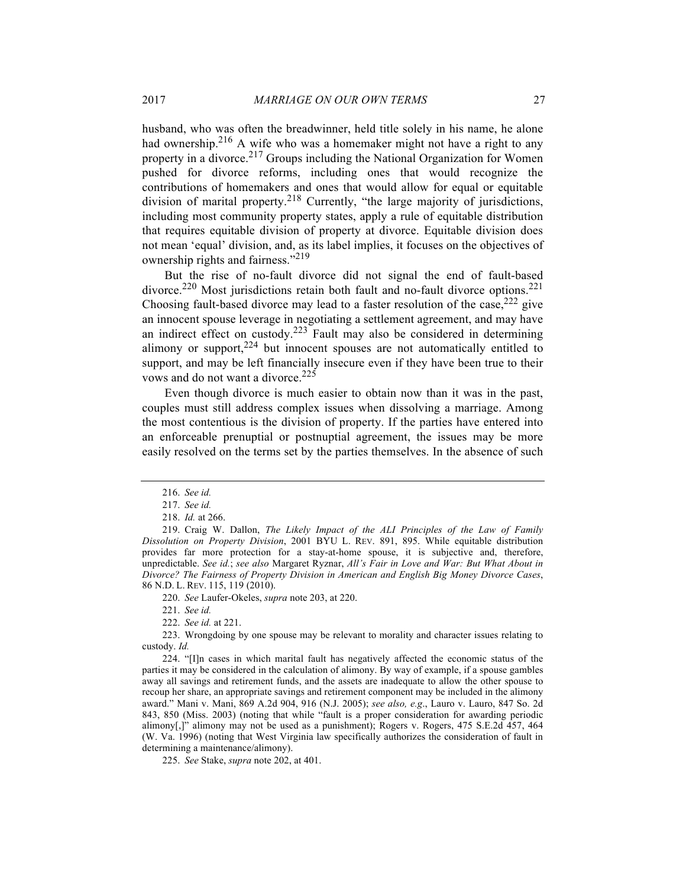husband, who was often the breadwinner, held title solely in his name, he alone had ownership.[216] A wife who was a homemaker might not have a right to any property in a divorce.[217] Groups including the National Organization for Women pushed for divorce reforms, including ones that would recognize the contributions of homemakers and ones that would allow for equal or equitable division of marital property.[218] Currently, "the large majority of jurisdictions, including most community property states, apply a rule of equitable distribution that requires equitable division of property at divorce. Equitable division does not mean 'equal' division, and, as its label implies, it focuses on the objectives of ownership rights and fairness."[219]

But the rise of no-fault divorce did not signal the end of fault-based divorce.[220] Most jurisdictions retain both fault and no-fault divorce options.[221] Choosing fault-based divorce may lead to a faster resolution of the case,[222] give an innocent spouse leverage in negotiating a settlement agreement, and may have an indirect effect on custody.[223] Fault may also be considered in determining alimony or support,[224] but innocent spouses are not automatically entitled to support, and may be left financially insecure even if they have been true to their vows and do not want a divorce.[225]

Even though divorce is much easier to obtain now than it was in the past, couples must still address complex issues when dissolving a marriage. Among the most contentious is the division of property. If the parties have entered into an enforceable prenuptial or postnuptial agreement, the issues may be more easily resolved on the terms set by the parties themselves. In the absence of such

---

216. *See id.*

217. *See id.*

218. *Id.* at 266.

219. Craig W. Dallon, *The Likely Impact of the ALI Principles of the Law of Family Dissolution on Property Division*, 2001 BYU L. REV. 891, 895. While equitable distribution provides far more protection for a stay-at-home spouse, it is subjective and, therefore, unpredictable. *See id.*; *see also* Margaret Ryznar, *All's Fair in Love and War: But What About in Divorce? The Fairness of Property Division in American and English Big Money Divorce Cases*, 86 N.D. L. REV. 115, 119 (2010).

220. *See* Laufer-Okeles, *supra* note 203, at 220.

221. *See id.*

222. *See id.* at 221.

223. Wrongdoing by one spouse may be relevant to morality and character issues relating to custody. *Id.*

224. "[I]n cases in which marital fault has negatively affected the economic status of the parties it may be considered in the calculation of alimony. By way of example, if a spouse gambles away all savings and retirement funds, and the assets are inadequate to allow the other spouse to recoup her share, an appropriate savings and retirement component may be included in the alimony award." Mani v. Mani, 869 A.2d 904, 916 (N.J. 2005); *see also, e.g.*, Lauro v. Lauro, 847 So. 2d 843, 850 (Miss. 2003) (noting that while "fault is a proper consideration for awarding periodic alimony[,]" alimony may not be used as a punishment); Rogers v. Rogers, 475 S.E.2d 457, 464 (W. Va. 1996) (noting that West Virginia law specifically authorizes the consideration of fault in determining a maintenance/alimony).

225. *See* Stake, *supra* note 202, at 401.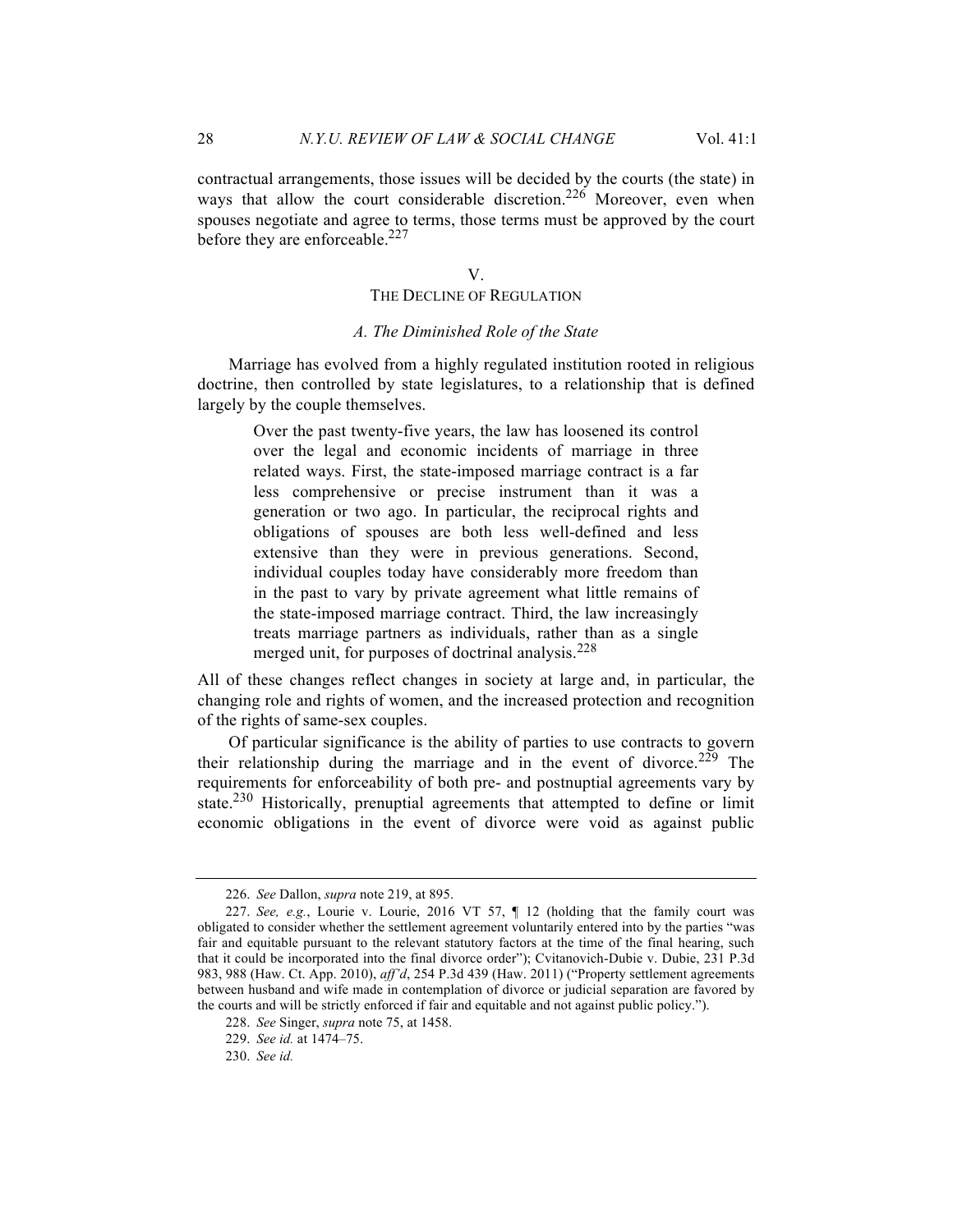contractual arrangements, those issues will be decided by the courts (the state) in ways that allow the court considerable discretion.[226] Moreover, even when spouses negotiate and agree to terms, those terms must be approved by the court before they are enforceable.[227]

## V.
## THE DECLINE OF REGULATION

### *A. The Diminished Role of the State*

Marriage has evolved from a highly regulated institution rooted in religious doctrine, then controlled by state legislatures, to a relationship that is defined largely by the couple themselves.

> Over the past twenty-five years, the law has loosened its control over the legal and economic incidents of marriage in three related ways. First, the state-imposed marriage contract is a far less comprehensive or precise instrument than it was a generation or two ago. In particular, the reciprocal rights and obligations of spouses are both less well-defined and less extensive than they were in previous generations. Second, individual couples today have considerably more freedom than in the past to vary by private agreement what little remains of the state-imposed marriage contract. Third, the law increasingly treats marriage partners as individuals, rather than as a single merged unit, for purposes of doctrinal analysis.[228]

All of these changes reflect changes in society at large and, in particular, the changing role and rights of women, and the increased protection and recognition of the rights of same-sex couples.

Of particular significance is the ability of parties to use contracts to govern their relationship during the marriage and in the event of divorce.[229] The requirements for enforceability of both pre- and postnuptial agreements vary by state.[230] Historically, prenuptial agreements that attempted to define or limit economic obligations in the event of divorce were void as against public

---

226. *See* Dallon, *supra* note 219, at 895.

227. *See, e.g.*, Lourie v. Lourie, 2016 VT 57, ¶ 12 (holding that the family court was obligated to consider whether the settlement agreement voluntarily entered into by the parties "was fair and equitable pursuant to the relevant statutory factors at the time of the final hearing, such that it could be incorporated into the final divorce order"); Cvitanovich-Dubie v. Dubie, 231 P.3d 983, 988 (Haw. Ct. App. 2010), *aff'd*, 254 P.3d 439 (Haw. 2011) ("Property settlement agreements between husband and wife made in contemplation of divorce or judicial separation are favored by the courts and will be strictly enforced if fair and equitable and not against public policy.").

228. *See* Singer, *supra* note 75, at 1458.

229. *See id.* at 1474–75.

230. *See id.*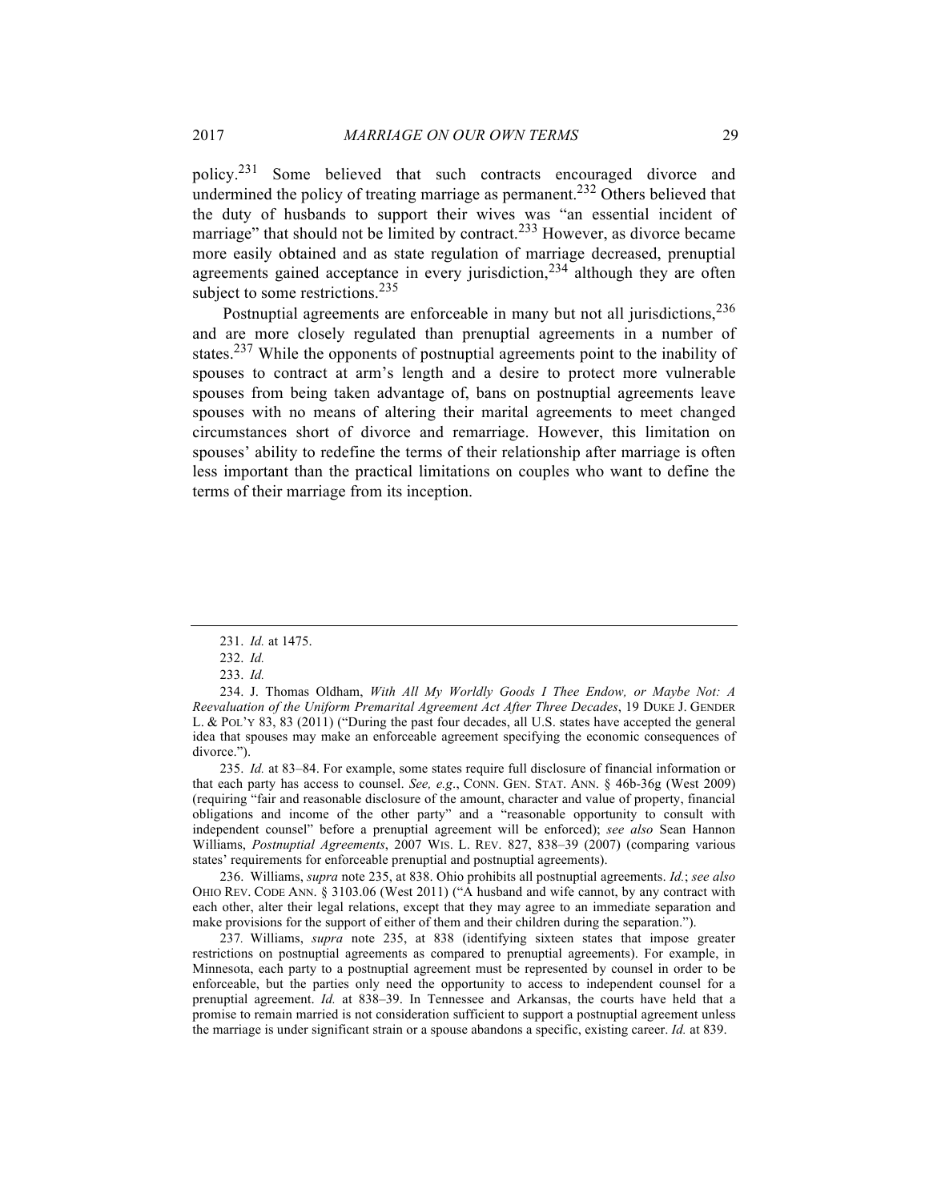policy.[231] Some believed that such contracts encouraged divorce and undermined the policy of treating marriage as permanent.[232] Others believed that the duty of husbands to support their wives was "an essential incident of marriage" that should not be limited by contract.[233] However, as divorce became more easily obtained and as state regulation of marriage decreased, prenuptial agreements gained acceptance in every jurisdiction,[234] although they are often subject to some restrictions.[235]

Postnuptial agreements are enforceable in many but not all jurisdictions,[236] and are more closely regulated than prenuptial agreements in a number of states.[237] While the opponents of postnuptial agreements point to the inability of spouses to contract at arm's length and a desire to protect more vulnerable spouses from being taken advantage of, bans on postnuptial agreements leave spouses with no means of altering their marital agreements to meet changed circumstances short of divorce and remarriage. However, this limitation on spouses' ability to redefine the terms of their relationship after marriage is often less important than the practical limitations on couples who want to define the terms of their marriage from its inception.

---

231. *Id.* at 1475.

232. *Id.*

233. *Id.*

234. J. Thomas Oldham, *With All My Worldly Goods I Thee Endow, or Maybe Not: A Reevaluation of the Uniform Premarital Agreement Act After Three Decades*, 19 DUKE J. GENDER L. & POL'Y 83, 83 (2011) ("During the past four decades, all U.S. states have accepted the general idea that spouses may make an enforceable agreement specifying the economic consequences of divorce.").

235. *Id.* at 83–84. For example, some states require full disclosure of financial information or that each party has access to counsel. *See, e.g.*, CONN. GEN. STAT. ANN. § 46b-36g (West 2009) (requiring "fair and reasonable disclosure of the amount, character and value of property, financial obligations and income of the other party" and a "reasonable opportunity to consult with independent counsel" before a prenuptial agreement will be enforced); *see also* Sean Hannon Williams, *Postnuptial Agreements*, 2007 WIS. L. REV. 827, 838–39 (2007) (comparing various states' requirements for enforceable prenuptial and postnuptial agreements).

236. Williams, *supra* note 235, at 838. Ohio prohibits all postnuptial agreements. *Id.*; *see also* OHIO REV. CODE ANN. § 3103.06 (West 2011) ("A husband and wife cannot, by any contract with each other, alter their legal relations, except that they may agree to an immediate separation and make provisions for the support of either of them and their children during the separation.").

237. Williams, *supra* note 235, at 838 (identifying sixteen states that impose greater restrictions on postnuptial agreements as compared to prenuptial agreements). For example, in Minnesota, each party to a postnuptial agreement must be represented by counsel in order to be enforceable, but the parties only need the opportunity to access to independent counsel for a prenuptial agreement. *Id.* at 838–39. In Tennessee and Arkansas, the courts have held that a promise to remain married is not consideration sufficient to support a postnuptial agreement unless the marriage is under significant strain or a spouse abandons a specific, existing career. *Id.* at 839.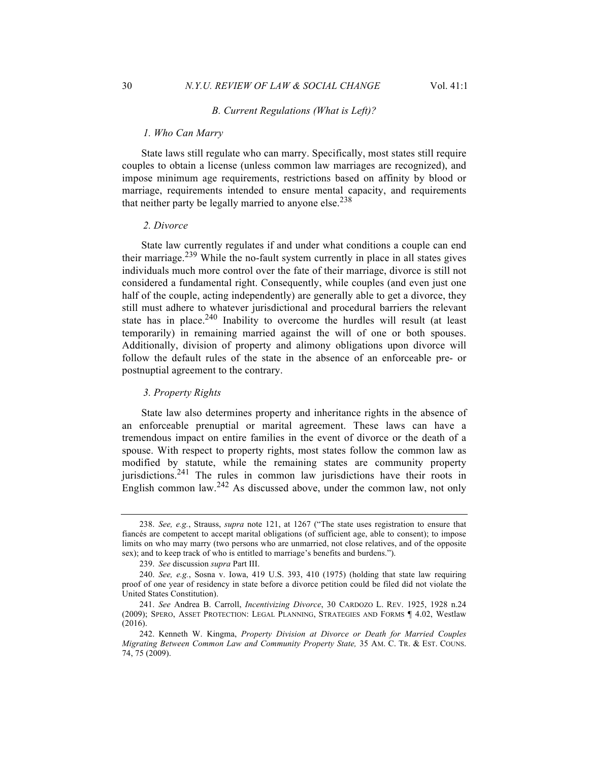### *B. Current Regulations (What is Left)?*

#### *1. Who Can Marry*

State laws still regulate who can marry. Specifically, most states still require couples to obtain a license (unless common law marriages are recognized), and impose minimum age requirements, restrictions based on affinity by blood or marriage, requirements intended to ensure mental capacity, and requirements that neither party be legally married to anyone else.[238]

#### *2. Divorce*

State law currently regulates if and under what conditions a couple can end their marriage.[239] While the no-fault system currently in place in all states gives individuals much more control over the fate of their marriage, divorce is still not considered a fundamental right. Consequently, while couples (and even just one half of the couple, acting independently) are generally able to get a divorce, they still must adhere to whatever jurisdictional and procedural barriers the relevant state has in place.[240] Inability to overcome the hurdles will result (at least temporarily) in remaining married against the will of one or both spouses. Additionally, division of property and alimony obligations upon divorce will follow the default rules of the state in the absence of an enforceable pre- or postnuptial agreement to the contrary.

#### *3. Property Rights*

State law also determines property and inheritance rights in the absence of an enforceable prenuptial or marital agreement. These laws can have a tremendous impact on entire families in the event of divorce or the death of a spouse. With respect to property rights, most states follow the common law as modified by statute, while the remaining states are community property jurisdictions.[241] The rules in common law jurisdictions have their roots in English common law.[242] As discussed above, under the common law, not only

---

238. *See, e.g.*, Strauss, *supra* note 121, at 1267 ("The state uses registration to ensure that fiancés are competent to accept marital obligations (of sufficient age, able to consent); to impose limits on who may marry (two persons who are unmarried, not close relatives, and of the opposite sex); and to keep track of who is entitled to marriage's benefits and burdens.").

239. *See* discussion *supra* Part III.

240. *See, e.g.*, Sosna v. Iowa, 419 U.S. 393, 410 (1975) (holding that state law requiring proof of one year of residency in state before a divorce petition could be filed did not violate the United States Constitution).

241. *See* Andrea B. Carroll, *Incentivizing Divorce*, 30 CARDOZO L. REV. 1925, 1928 n.24 (2009); SPERO, ASSET PROTECTION: LEGAL PLANNING, STRATEGIES AND FORMS ¶ 4.02, Westlaw (2016).

242. Kenneth W. Kingma, *Property Division at Divorce or Death for Married Couples Migrating Between Common Law and Community Property State,* 35 AM. C. TR. & EST. COUNS. 74, 75 (2009).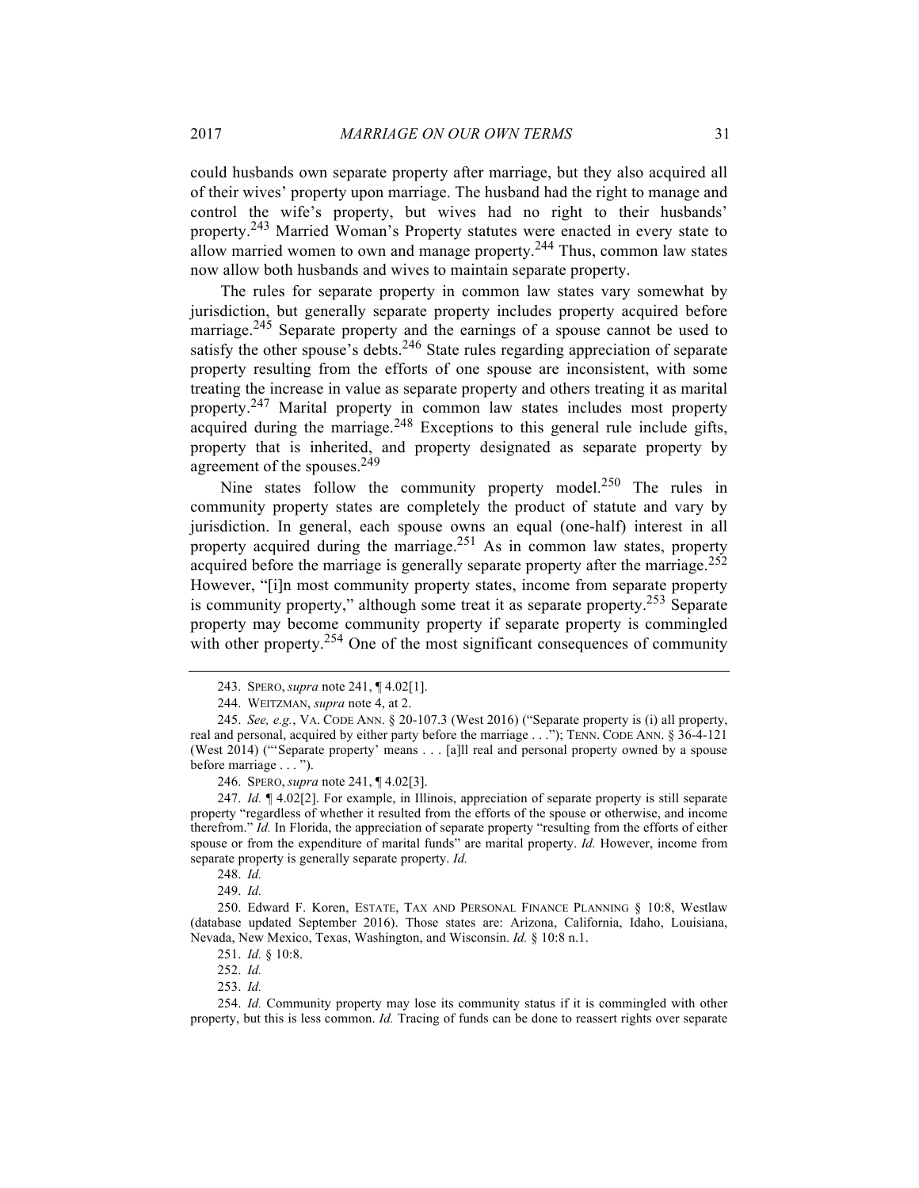could husbands own separate property after marriage, but they also acquired all of their wives' property upon marriage. The husband had the right to manage and control the wife's property, but wives had no right to their husbands' property.[243] Married Woman's Property statutes were enacted in every state to allow married women to own and manage property.[244] Thus, common law states now allow both husbands and wives to maintain separate property.

The rules for separate property in common law states vary somewhat by jurisdiction, but generally separate property includes property acquired before marriage.[245] Separate property and the earnings of a spouse cannot be used to satisfy the other spouse's debts.[246] State rules regarding appreciation of separate property resulting from the efforts of one spouse are inconsistent, with some treating the increase in value as separate property and others treating it as marital property.[247] Marital property in common law states includes most property acquired during the marriage.[248] Exceptions to this general rule include gifts, property that is inherited, and property designated as separate property by agreement of the spouses.[249]

Nine states follow the community property model.[250] The rules in community property states are completely the product of statute and vary by jurisdiction. In general, each spouse owns an equal (one-half) interest in all property acquired during the marriage.[251] As in common law states, property acquired before the marriage is generally separate property after the marriage.[252] However, "[i]n most community property states, income from separate property is community property," although some treat it as separate property.[253] Separate property may become community property if separate property is commingled with other property.[254] One of the most significant consequences of community

---

243. SPERO, *supra* note 241, ¶ 4.02[1].

244. WEITZMAN, *supra* note 4, at 2.

245. *See, e.g.*, VA. CODE ANN. § 20-107.3 (West 2016) ("Separate property is (i) all property, real and personal, acquired by either party before the marriage . . ."); TENN. CODE ANN. § 36-4-121 (West 2014) ("'Separate property' means . . . [a]ll real and personal property owned by a spouse before marriage . . . ").

246. SPERO, *supra* note 241, ¶ 4.02[3].

247. *Id.* ¶ 4.02[2]. For example, in Illinois, appreciation of separate property is still separate property "regardless of whether it resulted from the efforts of the spouse or otherwise, and income therefrom." *Id.* In Florida, the appreciation of separate property "resulting from the efforts of either spouse or from the expenditure of marital funds" are marital property. *Id.* However, income from separate property is generally separate property. *Id.*

248. *Id.*

249. *Id.*

250. Edward F. Koren, ESTATE, TAX AND PERSONAL FINANCE PLANNING § 10:8, Westlaw (database updated September 2016). Those states are: Arizona, California, Idaho, Louisiana, Nevada, New Mexico, Texas, Washington, and Wisconsin. *Id.* § 10:8 n.1.

251. *Id.* § 10:8.

252. *Id.*

253. *Id.*

254. *Id.* Community property may lose its community status if it is commingled with other property, but this is less common. *Id.* Tracing of funds can be done to reassert rights over separate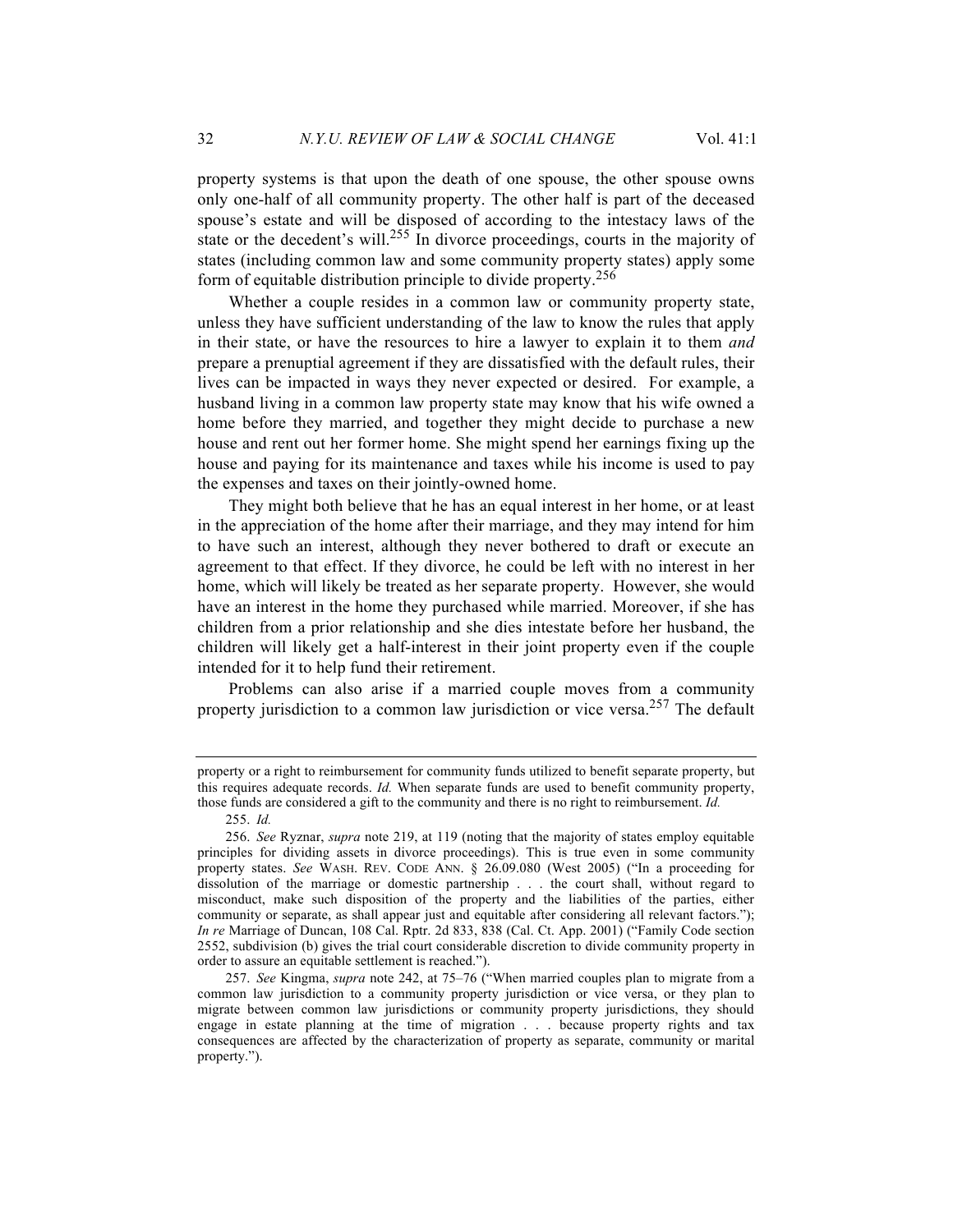property systems is that upon the death of one spouse, the other spouse owns only one-half of all community property. The other half is part of the deceased spouse's estate and will be disposed of according to the intestacy laws of the state or the decedent's will.[255] In divorce proceedings, courts in the majority of states (including common law and some community property states) apply some form of equitable distribution principle to divide property.[256]

Whether a couple resides in a common law or community property state, unless they have sufficient understanding of the law to know the rules that apply in their state, or have the resources to hire a lawyer to explain it to them *and* prepare a prenuptial agreement if they are dissatisfied with the default rules, their lives can be impacted in ways they never expected or desired. For example, a husband living in a common law property state may know that his wife owned a home before they married, and together they might decide to purchase a new house and rent out her former home. She might spend her earnings fixing up the house and paying for its maintenance and taxes while his income is used to pay the expenses and taxes on their jointly-owned home.

They might both believe that he has an equal interest in her home, or at least in the appreciation of the home after their marriage, and they may intend for him to have such an interest, although they never bothered to draft or execute an agreement to that effect. If they divorce, he could be left with no interest in her home, which will likely be treated as her separate property. However, she would have an interest in the home they purchased while married. Moreover, if she has children from a prior relationship and she dies intestate before her husband, the children will likely get a half-interest in their joint property even if the couple intended for it to help fund their retirement.

Problems can also arise if a married couple moves from a community property jurisdiction to a common law jurisdiction or vice versa.[257] The default

---

property or a right to reimbursement for community funds utilized to benefit separate property, but this requires adequate records. *Id.* When separate funds are used to benefit community property, those funds are considered a gift to the community and there is no right to reimbursement. *Id.*

255. *Id.*

256. *See* Ryznar, *supra* note 219, at 119 (noting that the majority of states employ equitable principles for dividing assets in divorce proceedings). This is true even in some community property states. *See* WASH. REV. CODE ANN. § 26.09.080 (West 2005) ("In a proceeding for dissolution of the marriage or domestic partnership . . . the court shall, without regard to misconduct, make such disposition of the property and the liabilities of the parties, either community or separate, as shall appear just and equitable after considering all relevant factors."); *In re* Marriage of Duncan, 108 Cal. Rptr. 2d 833, 838 (Cal. Ct. App. 2001) ("Family Code section 2552, subdivision (b) gives the trial court considerable discretion to divide community property in order to assure an equitable settlement is reached.").

257. *See* Kingma, *supra* note 242, at 75–76 ("When married couples plan to migrate from a common law jurisdiction to a community property jurisdiction or vice versa, or they plan to migrate between common law jurisdictions or community property jurisdictions, they should engage in estate planning at the time of migration . . . because property rights and tax consequences are affected by the characterization of property as separate, community or marital property.").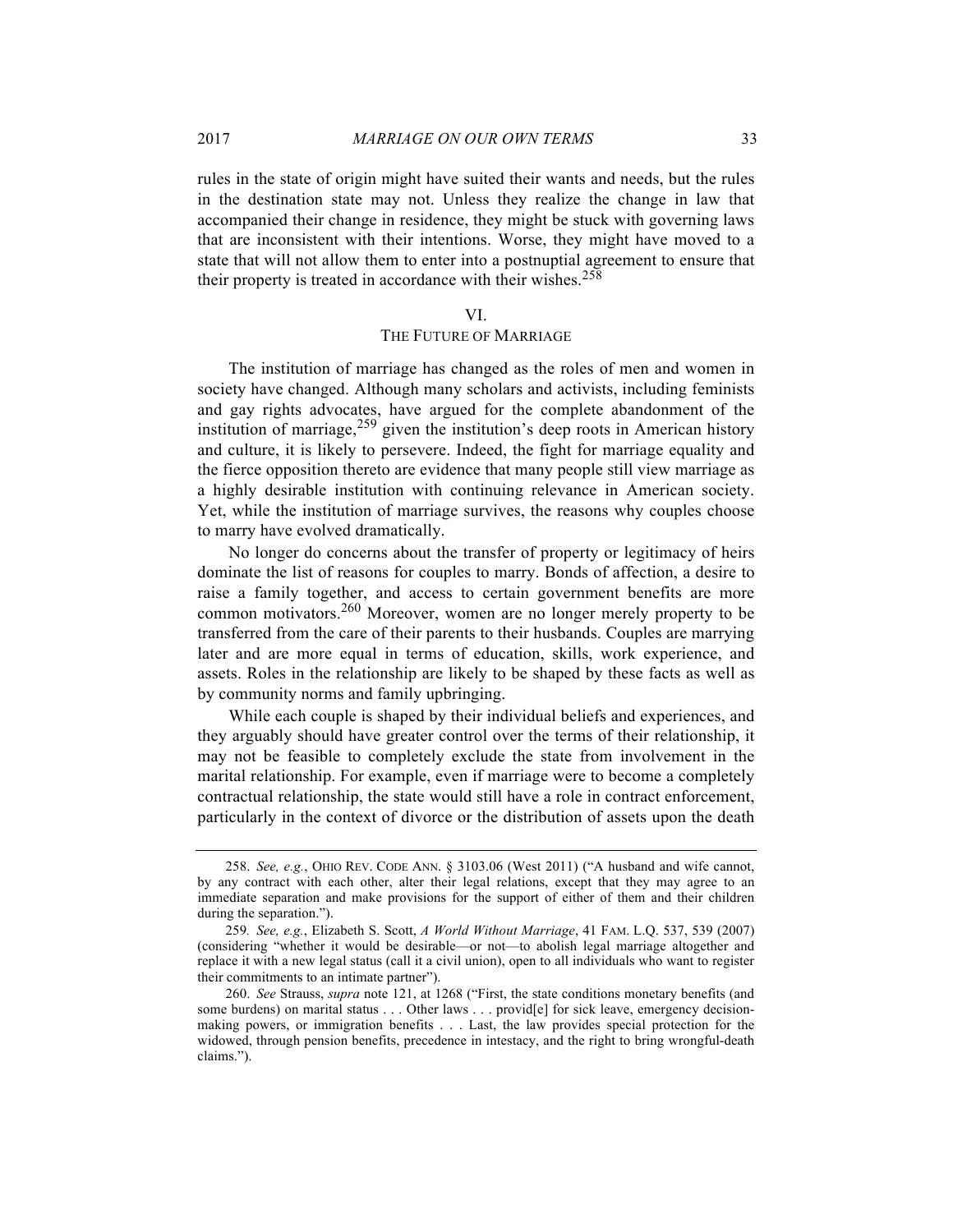rules in the state of origin might have suited their wants and needs, but the rules in the destination state may not. Unless they realize the change in law that accompanied their change in residence, they might be stuck with governing laws that are inconsistent with their intentions. Worse, they might have moved to a state that will not allow them to enter into a postnuptial agreement to ensure that their property is treated in accordance with their wishes.[258]

## VI.
## THE FUTURE OF MARRIAGE

The institution of marriage has changed as the roles of men and women in society have changed. Although many scholars and activists, including feminists and gay rights advocates, have argued for the complete abandonment of the institution of marriage,[259] given the institution's deep roots in American history and culture, it is likely to persevere. Indeed, the fight for marriage equality and the fierce opposition thereto are evidence that many people still view marriage as a highly desirable institution with continuing relevance in American society. Yet, while the institution of marriage survives, the reasons why couples choose to marry have evolved dramatically.

No longer do concerns about the transfer of property or legitimacy of heirs dominate the list of reasons for couples to marry. Bonds of affection, a desire to raise a family together, and access to certain government benefits are more common motivators.[260] Moreover, women are no longer merely property to be transferred from the care of their parents to their husbands. Couples are marrying later and are more equal in terms of education, skills, work experience, and assets. Roles in the relationship are likely to be shaped by these facts as well as by community norms and family upbringing.

While each couple is shaped by their individual beliefs and experiences, and they arguably should have greater control over the terms of their relationship, it may not be feasible to completely exclude the state from involvement in the marital relationship. For example, even if marriage were to become a completely contractual relationship, the state would still have a role in contract enforcement, particularly in the context of divorce or the distribution of assets upon the death

---

258. *See, e.g.*, OHIO REV. CODE ANN. § 3103.06 (West 2011) ("A husband and wife cannot, by any contract with each other, alter their legal relations, except that they may agree to an immediate separation and make provisions for the support of either of them and their children during the separation.").

259. *See, e.g.*, Elizabeth S. Scott, *A World Without Marriage*, 41 FAM. L.Q. 537, 539 (2007) (considering "whether it would be desirable—or not—to abolish legal marriage altogether and replace it with a new legal status (call it a civil union), open to all individuals who want to register their commitments to an intimate partner").

260. *See* Strauss, *supra* note 121, at 1268 ("First, the state conditions monetary benefits (and some burdens) on marital status . . . Other laws . . . provid[e] for sick leave, emergency decision-making powers, or immigration benefits . . . Last, the law provides special protection for the widowed, through pension benefits, precedence in intestacy, and the right to bring wrongful-death claims.").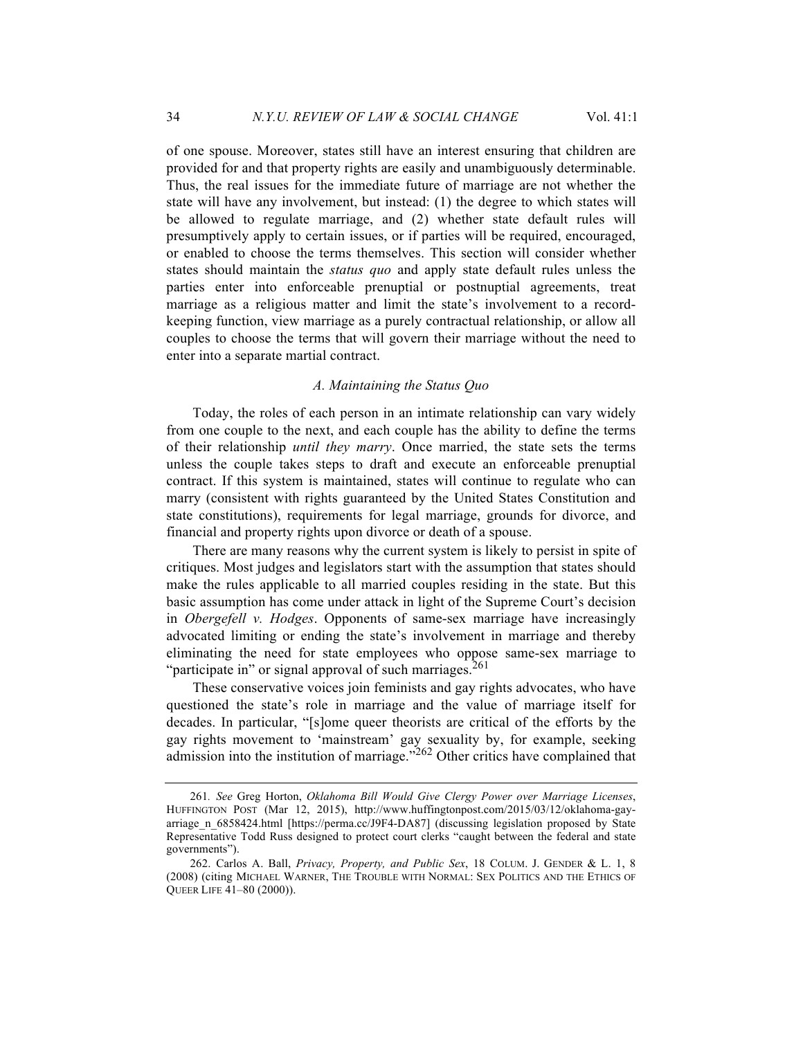of one spouse. Moreover, states still have an interest ensuring that children are provided for and that property rights are easily and unambiguously determinable. Thus, the real issues for the immediate future of marriage are not whether the state will have any involvement, but instead: (1) the degree to which states will be allowed to regulate marriage, and (2) whether state default rules will presumptively apply to certain issues, or if parties will be required, encouraged, or enabled to choose the terms themselves. This section will consider whether states should maintain the *status quo* and apply state default rules unless the parties enter into enforceable prenuptial or postnuptial agreements, treat marriage as a religious matter and limit the state's involvement to a record-keeping function, view marriage as a purely contractual relationship, or allow all couples to choose the terms that will govern their marriage without the need to enter into a separate martial contract.

### *A. Maintaining the Status Quo*

Today, the roles of each person in an intimate relationship can vary widely from one couple to the next, and each couple has the ability to define the terms of their relationship *until they marry*. Once married, the state sets the terms unless the couple takes steps to draft and execute an enforceable prenuptial contract. If this system is maintained, states will continue to regulate who can marry (consistent with rights guaranteed by the United States Constitution and state constitutions), requirements for legal marriage, grounds for divorce, and financial and property rights upon divorce or death of a spouse.

There are many reasons why the current system is likely to persist in spite of critiques. Most judges and legislators start with the assumption that states should make the rules applicable to all married couples residing in the state. But this basic assumption has come under attack in light of the Supreme Court's decision in *Obergefell v. Hodges*. Opponents of same-sex marriage have increasingly advocated limiting or ending the state's involvement in marriage and thereby eliminating the need for state employees who oppose same-sex marriage to "participate in" or signal approval of such marriages.[261]

These conservative voices join feminists and gay rights advocates, who have questioned the state's role in marriage and the value of marriage itself for decades. In particular, "[s]ome queer theorists are critical of the efforts by the gay rights movement to 'mainstream' gay sexuality by, for example, seeking admission into the institution of marriage."[262] Other critics have complained that

---

261. *See* Greg Horton, *Oklahoma Bill Would Give Clergy Power over Marriage Licenses*, HUFFINGTON POST (Mar 12, 2015), http://www.huffingtonpost.com/2015/03/12/oklahoma-gay-arriage_n_6858424.html [https://perma.cc/J9F4-DA87] (discussing legislation proposed by State Representative Todd Russ designed to protect court clerks "caught between the federal and state governments").

262. Carlos A. Ball, *Privacy, Property, and Public Sex*, 18 COLUM. J. GENDER & L. 1, 8 (2008) (citing MICHAEL WARNER, THE TROUBLE WITH NORMAL: SEX POLITICS AND THE ETHICS OF QUEER LIFE 41–80 (2000)).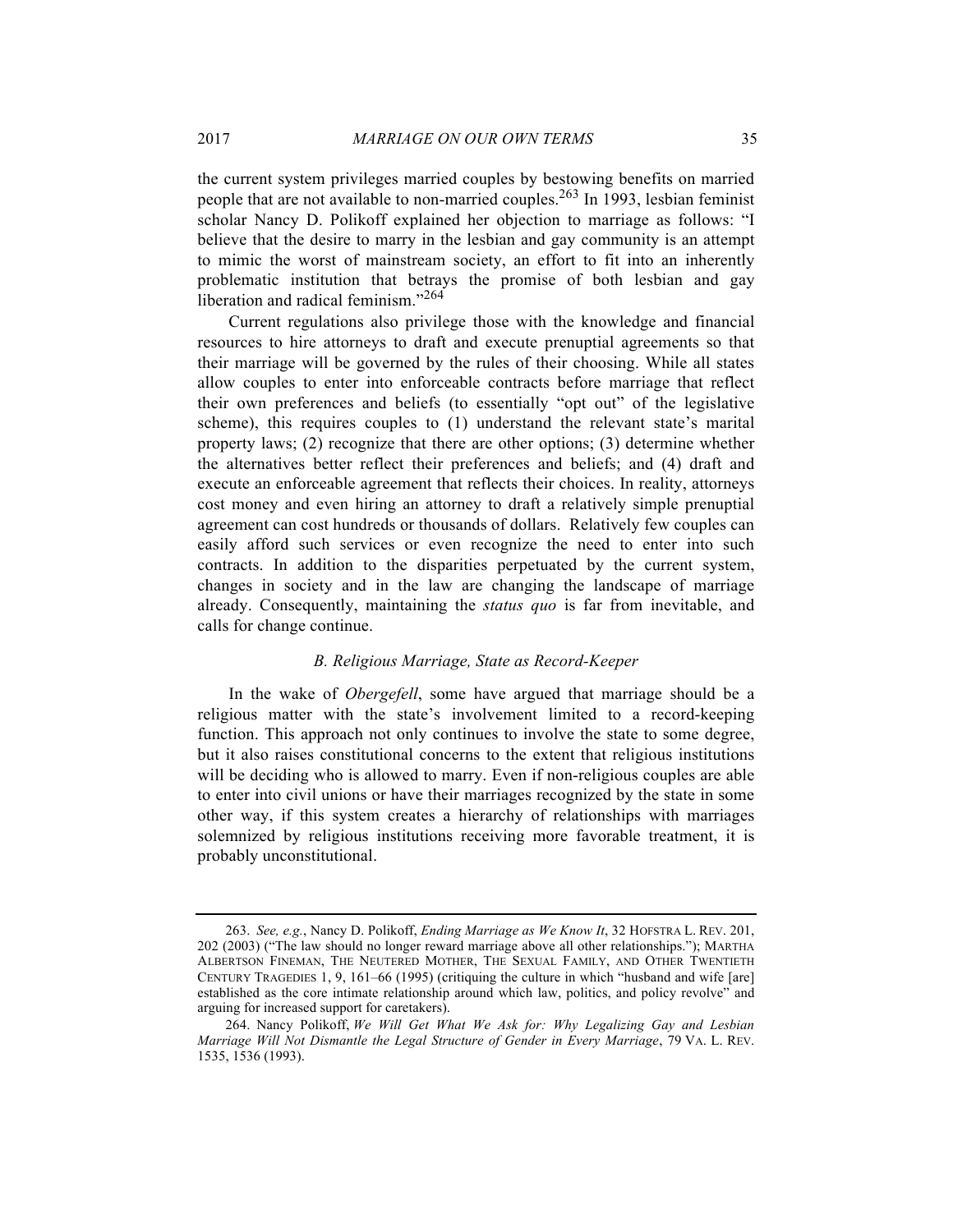the current system privileges married couples by bestowing benefits on married people that are not available to non-married couples.[263] In 1993, lesbian feminist scholar Nancy D. Polikoff explained her objection to marriage as follows: "I believe that the desire to marry in the lesbian and gay community is an attempt to mimic the worst of mainstream society, an effort to fit into an inherently problematic institution that betrays the promise of both lesbian and gay liberation and radical feminism."[264]

Current regulations also privilege those with the knowledge and financial resources to hire attorneys to draft and execute prenuptial agreements so that their marriage will be governed by the rules of their choosing. While all states allow couples to enter into enforceable contracts before marriage that reflect their own preferences and beliefs (to essentially "opt out" of the legislative scheme), this requires couples to (1) understand the relevant state's marital property laws; (2) recognize that there are other options; (3) determine whether the alternatives better reflect their preferences and beliefs; and (4) draft and execute an enforceable agreement that reflects their choices. In reality, attorneys cost money and even hiring an attorney to draft a relatively simple prenuptial agreement can cost hundreds or thousands of dollars. Relatively few couples can easily afford such services or even recognize the need to enter into such contracts. In addition to the disparities perpetuated by the current system, changes in society and in the law are changing the landscape of marriage already. Consequently, maintaining the *status quo* is far from inevitable, and calls for change continue.

### *B. Religious Marriage, State as Record-Keeper*

In the wake of *Obergefell*, some have argued that marriage should be a religious matter with the state's involvement limited to a record-keeping function. This approach not only continues to involve the state to some degree, but it also raises constitutional concerns to the extent that religious institutions will be deciding who is allowed to marry. Even if non-religious couples are able to enter into civil unions or have their marriages recognized by the state in some other way, if this system creates a hierarchy of relationships with marriages solemnized by religious institutions receiving more favorable treatment, it is probably unconstitutional.

---

263. *See, e.g.*, Nancy D. Polikoff, *Ending Marriage as We Know It*, 32 HOFSTRA L. REV. 201, 202 (2003) ("The law should no longer reward marriage above all other relationships."); MARTHA ALBERTSON FINEMAN, THE NEUTERED MOTHER, THE SEXUAL FAMILY, AND OTHER TWENTIETH CENTURY TRAGEDIES 1, 9, 161–66 (1995) (critiquing the culture in which "husband and wife [are] established as the core intimate relationship around which law, politics, and policy revolve" and arguing for increased support for caretakers).

264. Nancy Polikoff, *We Will Get What We Ask for: Why Legalizing Gay and Lesbian Marriage Will Not Dismantle the Legal Structure of Gender in Every Marriage*, 79 VA. L. REV. 1535, 1536 (1993).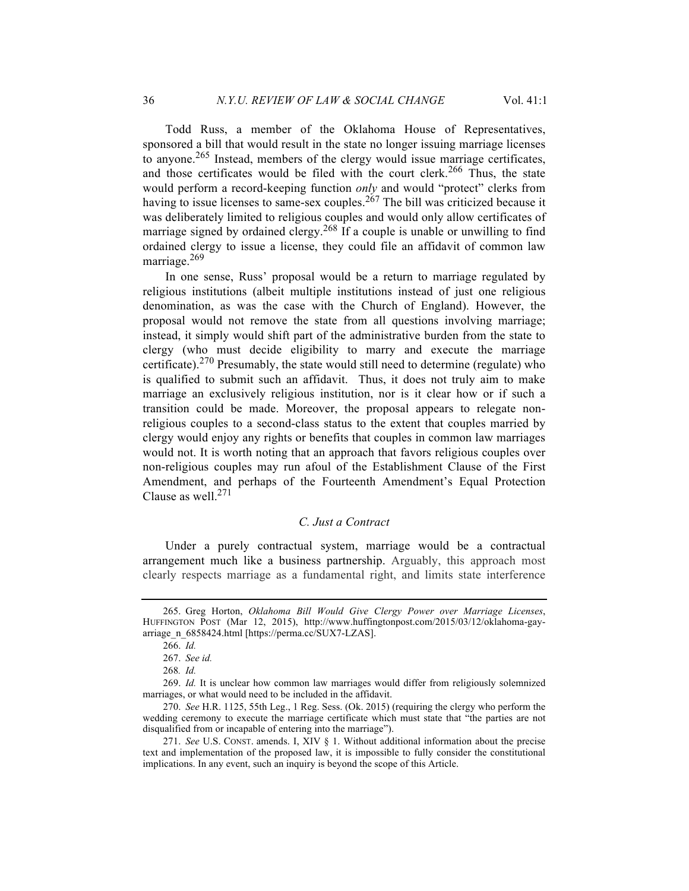Todd Russ, a member of the Oklahoma House of Representatives, sponsored a bill that would result in the state no longer issuing marriage licenses to anyone.[265] Instead, members of the clergy would issue marriage certificates, and those certificates would be filed with the court clerk.[266] Thus, the state would perform a record-keeping function *only* and would "protect" clerks from having to issue licenses to same-sex couples.[267] The bill was criticized because it was deliberately limited to religious couples and would only allow certificates of marriage signed by ordained clergy.[268] If a couple is unable or unwilling to find ordained clergy to issue a license, they could file an affidavit of common law marriage.[269]

In one sense, Russ' proposal would be a return to marriage regulated by religious institutions (albeit multiple institutions instead of just one religious denomination, as was the case with the Church of England). However, the proposal would not remove the state from all questions involving marriage; instead, it simply would shift part of the administrative burden from the state to clergy (who must decide eligibility to marry and execute the marriage certificate).[270] Presumably, the state would still need to determine (regulate) who is qualified to submit such an affidavit. Thus, it does not truly aim to make marriage an exclusively religious institution, nor is it clear how or if such a transition could be made. Moreover, the proposal appears to relegate non-religious couples to a second-class status to the extent that couples married by clergy would enjoy any rights or benefits that couples in common law marriages would not. It is worth noting that an approach that favors religious couples over non-religious couples may run afoul of the Establishment Clause of the First Amendment, and perhaps of the Fourteenth Amendment's Equal Protection Clause as well.[271]

### *C. Just a Contract*

Under a purely contractual system, marriage would be a contractual arrangement much like a business partnership. Arguably, this approach most clearly respects marriage as a fundamental right, and limits state interference

---

265. Greg Horton, *Oklahoma Bill Would Give Clergy Power over Marriage Licenses*, HUFFINGTON POST (Mar 12, 2015), http://www.huffingtonpost.com/2015/03/12/oklahoma-gay-arriage_n_6858424.html [https://perma.cc/SUX7-LZAS].

266. *Id.*

267. *See id.*

268. *Id.*

269. *Id.* It is unclear how common law marriages would differ from religiously solemnized marriages, or what would need to be included in the affidavit.

270. *See* H.R. 1125, 55th Leg., 1 Reg. Sess. (Ok. 2015) (requiring the clergy who perform the wedding ceremony to execute the marriage certificate which must state that "the parties are not disqualified from or incapable of entering into the marriage").

271. *See* U.S. CONST. amends. I, XIV § 1. Without additional information about the precise text and implementation of the proposed law, it is impossible to fully consider the constitutional implications. In any event, such an inquiry is beyond the scope of this Article.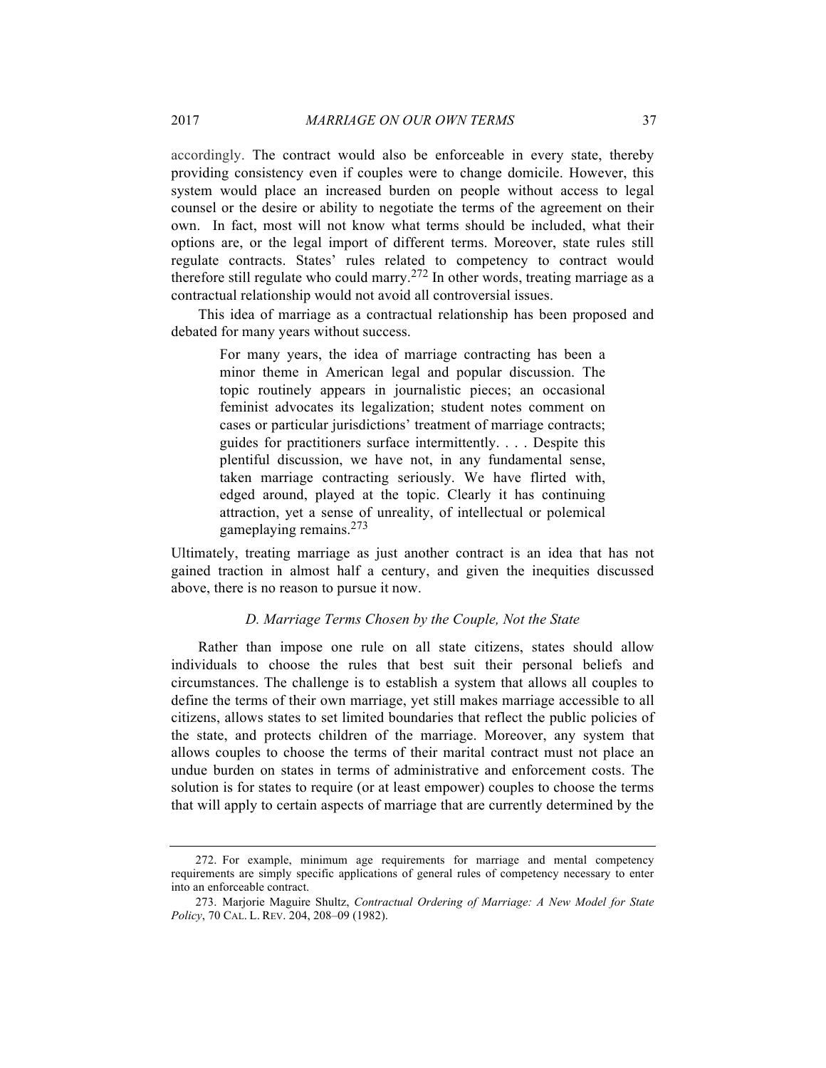accordingly. The contract would also be enforceable in every state, thereby providing consistency even if couples were to change domicile. However, this system would place an increased burden on people without access to legal counsel or the desire or ability to negotiate the terms of the agreement on their own. In fact, most will not know what terms should be included, what their options are, or the legal import of different terms. Moreover, state rules still regulate contracts. States' rules related to competency to contract would therefore still regulate who could marry.[272] In other words, treating marriage as a contractual relationship would not avoid all controversial issues.

This idea of marriage as a contractual relationship has been proposed and debated for many years without success.

> For many years, the idea of marriage contracting has been a minor theme in American legal and popular discussion. The topic routinely appears in journalistic pieces; an occasional feminist advocates its legalization; student notes comment on cases or particular jurisdictions' treatment of marriage contracts; guides for practitioners surface intermittently. . . . Despite this plentiful discussion, we have not, in any fundamental sense, taken marriage contracting seriously. We have flirted with, edged around, played at the topic. Clearly it has continuing attraction, yet a sense of unreality, of intellectual or polemical gameplaying remains.[273]

Ultimately, treating marriage as just another contract is an idea that has not gained traction in almost half a century, and given the inequities discussed above, there is no reason to pursue it now.

### *D. Marriage Terms Chosen by the Couple, Not the State*

Rather than impose one rule on all state citizens, states should allow individuals to choose the rules that best suit their personal beliefs and circumstances. The challenge is to establish a system that allows all couples to define the terms of their own marriage, yet still makes marriage accessible to all citizens, allows states to set limited boundaries that reflect the public policies of the state, and protects children of the marriage. Moreover, any system that allows couples to choose the terms of their marital contract must not place an undue burden on states in terms of administrative and enforcement costs. The solution is for states to require (or at least empower) couples to choose the terms that will apply to certain aspects of marriage that are currently determined by the

---

272. For example, minimum age requirements for marriage and mental competency requirements are simply specific applications of general rules of competency necessary to enter into an enforceable contract.

273. Marjorie Maguire Shultz, *Contractual Ordering of Marriage: A New Model for State Policy*, 70 CAL. L. REV. 204, 208–09 (1982).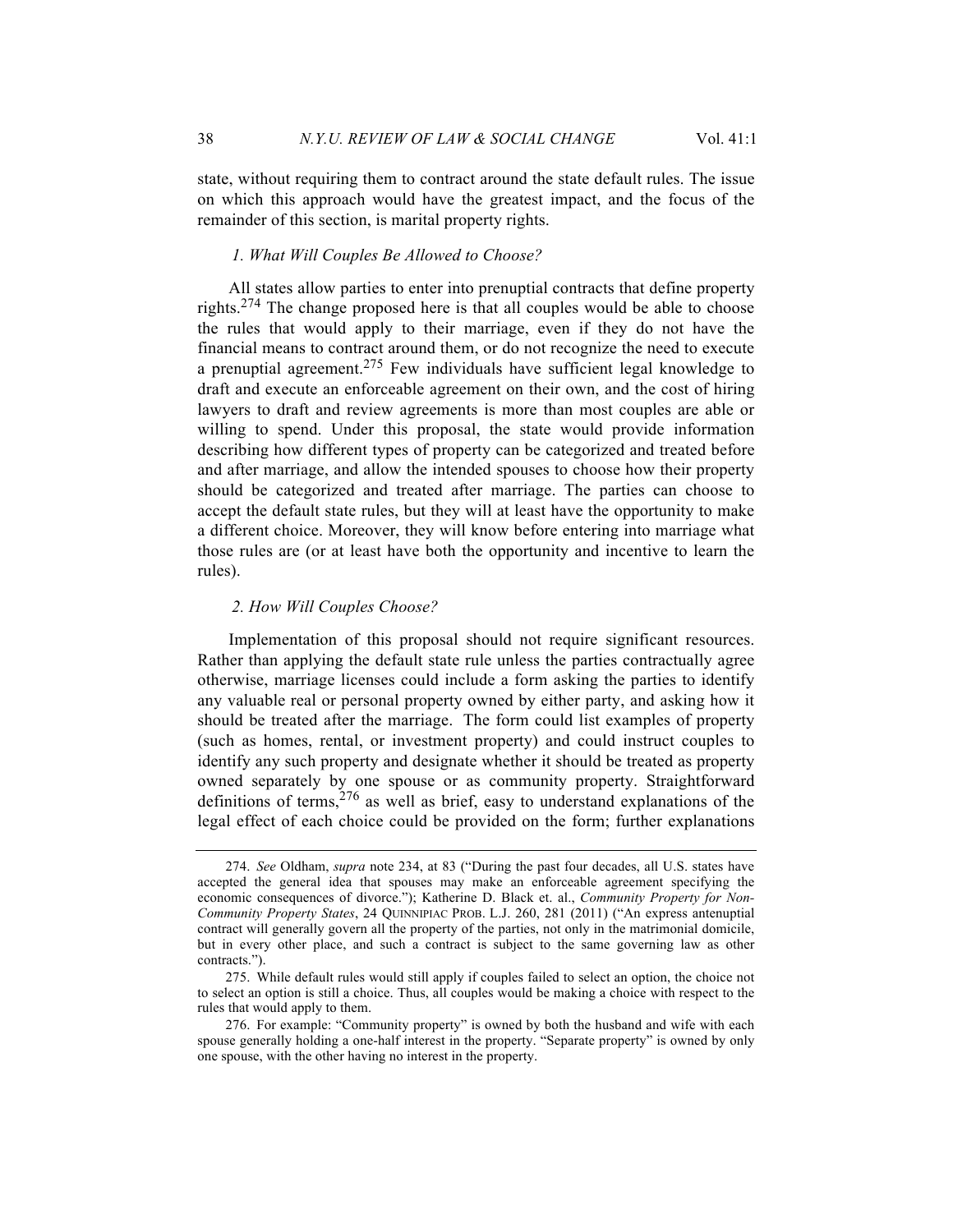state, without requiring them to contract around the state default rules. The issue on which this approach would have the greatest impact, and the focus of the remainder of this section, is marital property rights.

### *1. What Will Couples Be Allowed to Choose?*

All states allow parties to enter into prenuptial contracts that define property rights.[274] The change proposed here is that all couples would be able to choose the rules that would apply to their marriage, even if they do not have the financial means to contract around them, or do not recognize the need to execute a prenuptial agreement.[275] Few individuals have sufficient legal knowledge to draft and execute an enforceable agreement on their own, and the cost of hiring lawyers to draft and review agreements is more than most couples are able or willing to spend. Under this proposal, the state would provide information describing how different types of property can be categorized and treated before and after marriage, and allow the intended spouses to choose how their property should be categorized and treated after marriage. The parties can choose to accept the default state rules, but they will at least have the opportunity to make a different choice. Moreover, they will know before entering into marriage what those rules are (or at least have both the opportunity and incentive to learn the rules).

### *2. How Will Couples Choose?*

Implementation of this proposal should not require significant resources. Rather than applying the default state rule unless the parties contractually agree otherwise, marriage licenses could include a form asking the parties to identify any valuable real or personal property owned by either party, and asking how it should be treated after the marriage. The form could list examples of property (such as homes, rental, or investment property) and could instruct couples to identify any such property and designate whether it should be treated as property owned separately by one spouse or as community property. Straightforward definitions of terms,[276] as well as brief, easy to understand explanations of the legal effect of each choice could be provided on the form; further explanations

---

274. *See* Oldham, *supra* note 234, at 83 ("During the past four decades, all U.S. states have accepted the general idea that spouses may make an enforceable agreement specifying the economic consequences of divorce."); Katherine D. Black et. al., *Community Property for Non-Community Property States*, 24 QUINNIPIAC PROB. L.J. 260, 281 (2011) ("An express antenuptial contract will generally govern all the property of the parties, not only in the matrimonial domicile, but in every other place, and such a contract is subject to the same governing law as other contracts.").

275. While default rules would still apply if couples failed to select an option, the choice not to select an option is still a choice. Thus, all couples would be making a choice with respect to the rules that would apply to them.

276. For example: "Community property" is owned by both the husband and wife with each spouse generally holding a one-half interest in the property. "Separate property" is owned by only one spouse, with the other having no interest in the property.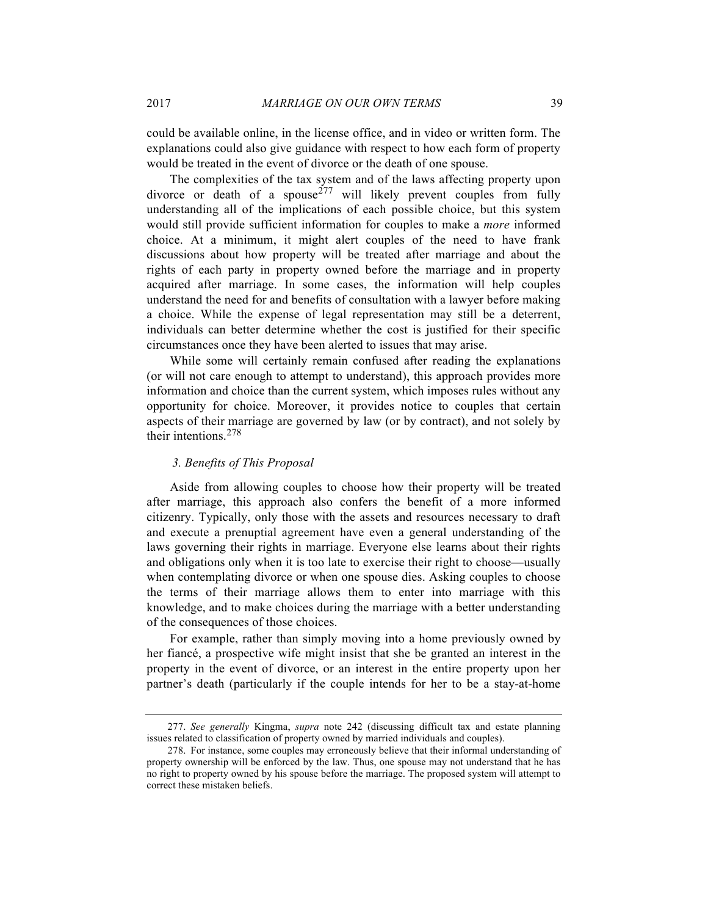could be available online, in the license office, and in video or written form. The explanations could also give guidance with respect to how each form of property would be treated in the event of divorce or the death of one spouse.

The complexities of the tax system and of the laws affecting property upon divorce or death of a spouse[277] will likely prevent couples from fully understanding all of the implications of each possible choice, but this system would still provide sufficient information for couples to make a *more* informed choice. At a minimum, it might alert couples of the need to have frank discussions about how property will be treated after marriage and about the rights of each party in property owned before the marriage and in property acquired after marriage. In some cases, the information will help couples understand the need for and benefits of consultation with a lawyer before making a choice. While the expense of legal representation may still be a deterrent, individuals can better determine whether the cost is justified for their specific circumstances once they have been alerted to issues that may arise.

While some will certainly remain confused after reading the explanations (or will not care enough to attempt to understand), this approach provides more information and choice than the current system, which imposes rules without any opportunity for choice. Moreover, it provides notice to couples that certain aspects of their marriage are governed by law (or by contract), and not solely by their intentions.[278]

### *3. Benefits of This Proposal*

Aside from allowing couples to choose how their property will be treated after marriage, this approach also confers the benefit of a more informed citizenry. Typically, only those with the assets and resources necessary to draft and execute a prenuptial agreement have even a general understanding of the laws governing their rights in marriage. Everyone else learns about their rights and obligations only when it is too late to exercise their right to choose—usually when contemplating divorce or when one spouse dies. Asking couples to choose the terms of their marriage allows them to enter into marriage with this knowledge, and to make choices during the marriage with a better understanding of the consequences of those choices.

For example, rather than simply moving into a home previously owned by her fiancé, a prospective wife might insist that she be granted an interest in the property in the event of divorce, or an interest in the entire property upon her partner's death (particularly if the couple intends for her to be a stay-at-home

---

277. *See generally* Kingma, *supra* note 242 (discussing difficult tax and estate planning issues related to classification of property owned by married individuals and couples).

278. For instance, some couples may erroneously believe that their informal understanding of property ownership will be enforced by the law. Thus, one spouse may not understand that he has no right to property owned by his spouse before the marriage. The proposed system will attempt to correct these mistaken beliefs.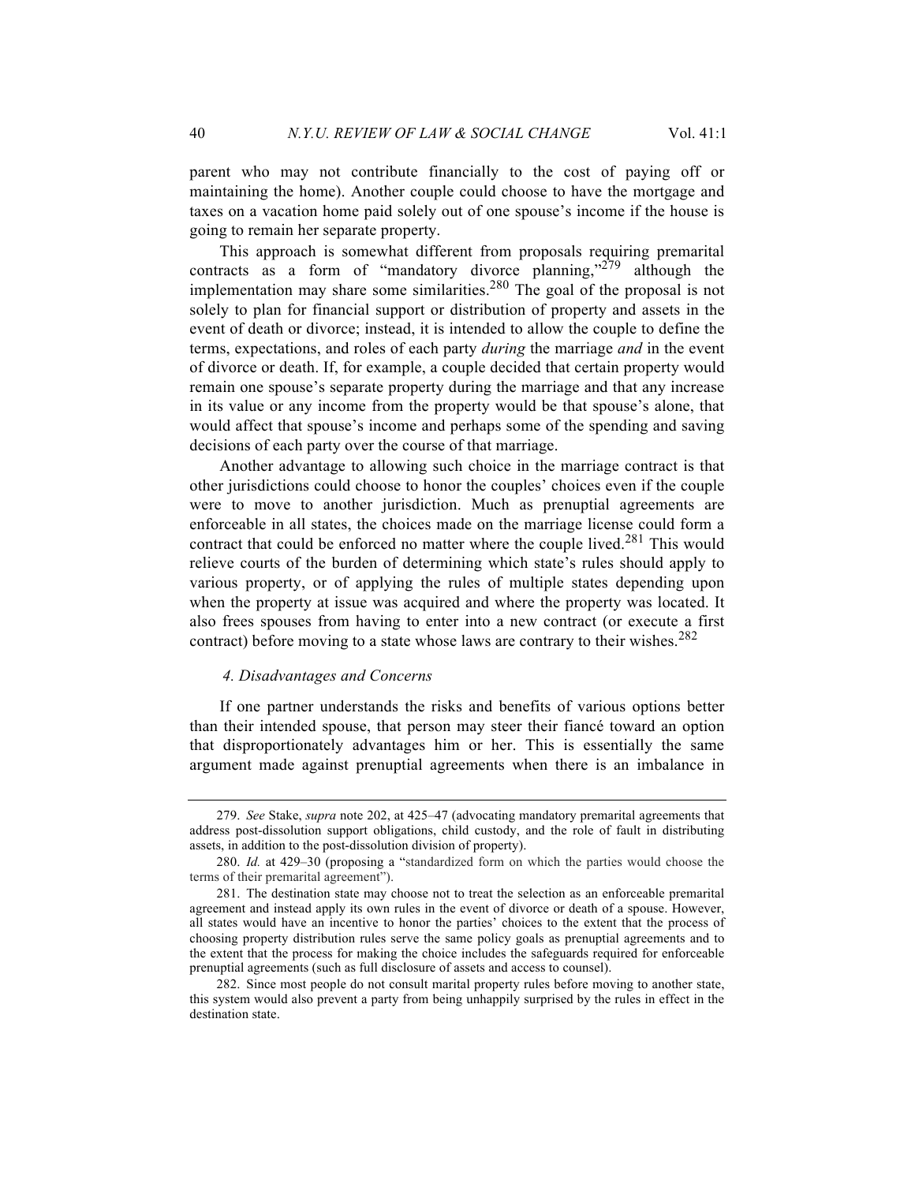parent who may not contribute financially to the cost of paying off or maintaining the home). Another couple could choose to have the mortgage and taxes on a vacation home paid solely out of one spouse's income if the house is going to remain her separate property.

This approach is somewhat different from proposals requiring premarital contracts as a form of "mandatory divorce planning,"[279] although the implementation may share some similarities.[280] The goal of the proposal is not solely to plan for financial support or distribution of property and assets in the event of death or divorce; instead, it is intended to allow the couple to define the terms, expectations, and roles of each party *during* the marriage *and* in the event of divorce or death. If, for example, a couple decided that certain property would remain one spouse's separate property during the marriage and that any increase in its value or any income from the property would be that spouse's alone, that would affect that spouse's income and perhaps some of the spending and saving decisions of each party over the course of that marriage.

Another advantage to allowing such choice in the marriage contract is that other jurisdictions could choose to honor the couples' choices even if the couple were to move to another jurisdiction. Much as prenuptial agreements are enforceable in all states, the choices made on the marriage license could form a contract that could be enforced no matter where the couple lived.[281] This would relieve courts of the burden of determining which state's rules should apply to various property, or of applying the rules of multiple states depending upon when the property at issue was acquired and where the property was located. It also frees spouses from having to enter into a new contract (or execute a first contract) before moving to a state whose laws are contrary to their wishes.[282]

#### *4. Disadvantages and Concerns*

If one partner understands the risks and benefits of various options better than their intended spouse, that person may steer their fiancé toward an option that disproportionately advantages him or her. This is essentially the same argument made against prenuptial agreements when there is an imbalance in

---

279. *See* Stake, *supra* note 202, at 425–47 (advocating mandatory premarital agreements that address post-dissolution support obligations, child custody, and the role of fault in distributing assets, in addition to the post-dissolution division of property).

280. *Id.* at 429–30 (proposing a "standardized form on which the parties would choose the terms of their premarital agreement").

281. The destination state may choose not to treat the selection as an enforceable premarital agreement and instead apply its own rules in the event of divorce or death of a spouse. However, all states would have an incentive to honor the parties' choices to the extent that the process of choosing property distribution rules serve the same policy goals as prenuptial agreements and to the extent that the process for making the choice includes the safeguards required for enforceable prenuptial agreements (such as full disclosure of assets and access to counsel).

282. Since most people do not consult marital property rules before moving to another state, this system would also prevent a party from being unhappily surprised by the rules in effect in the destination state.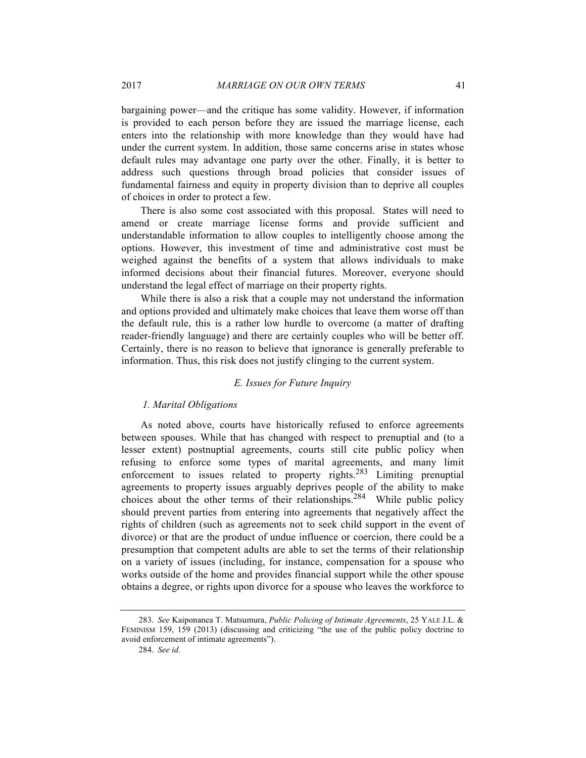bargaining power—and the critique has some validity. However, if information is provided to each person before they are issued the marriage license, each enters into the relationship with more knowledge than they would have had under the current system. In addition, those same concerns arise in states whose default rules may advantage one party over the other. Finally, it is better to address such questions through broad policies that consider issues of fundamental fairness and equity in property division than to deprive all couples of choices in order to protect a few.

There is also some cost associated with this proposal. States will need to amend or create marriage license forms and provide sufficient and understandable information to allow couples to intelligently choose among the options. However, this investment of time and administrative cost must be weighed against the benefits of a system that allows individuals to make informed decisions about their financial futures. Moreover, everyone should understand the legal effect of marriage on their property rights.

While there is also a risk that a couple may not understand the information and options provided and ultimately make choices that leave them worse off than the default rule, this is a rather low hurdle to overcome (a matter of drafting reader-friendly language) and there are certainly couples who will be better off. Certainly, there is no reason to believe that ignorance is generally preferable to information. Thus, this risk does not justify clinging to the current system.

### *E. Issues for Future Inquiry*

#### *1. Marital Obligations*

As noted above, courts have historically refused to enforce agreements between spouses. While that has changed with respect to prenuptial and (to a lesser extent) postnuptial agreements, courts still cite public policy when refusing to enforce some types of marital agreements, and many limit enforcement to issues related to property rights.[283] Limiting prenuptial agreements to property issues arguably deprives people of the ability to make choices about the other terms of their relationships.[284] While public policy should prevent parties from entering into agreements that negatively affect the rights of children (such as agreements not to seek child support in the event of divorce) or that are the product of undue influence or coercion, there could be a presumption that competent adults are able to set the terms of their relationship on a variety of issues (including, for instance, compensation for a spouse who works outside of the home and provides financial support while the other spouse obtains a degree, or rights upon divorce for a spouse who leaves the workforce to

---

283. *See* Kaiponanea T. Matsumura, *Public Policing of Intimate Agreements*, 25 YALE J.L. & FEMINISM 159, 159 (2013) (discussing and criticizing "the use of the public policy doctrine to avoid enforcement of intimate agreements").

284. *See id.*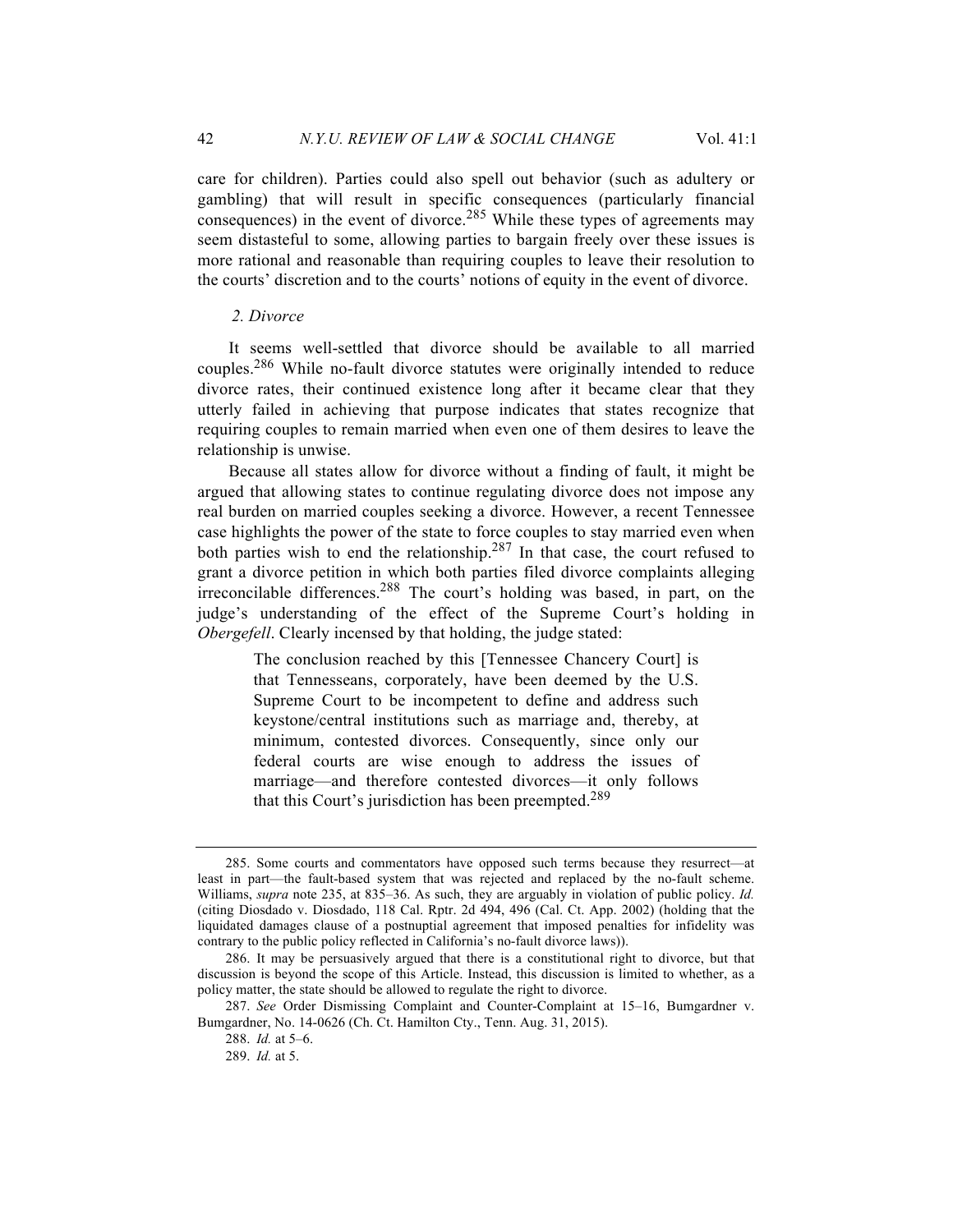care for children). Parties could also spell out behavior (such as adultery or gambling) that will result in specific consequences (particularly financial consequences) in the event of divorce.[285] While these types of agreements may seem distasteful to some, allowing parties to bargain freely over these issues is more rational and reasonable than requiring couples to leave their resolution to the courts' discretion and to the courts' notions of equity in the event of divorce.

### *2. Divorce*

It seems well-settled that divorce should be available to all married couples.[286] While no-fault divorce statutes were originally intended to reduce divorce rates, their continued existence long after it became clear that they utterly failed in achieving that purpose indicates that states recognize that requiring couples to remain married when even one of them desires to leave the relationship is unwise.

Because all states allow for divorce without a finding of fault, it might be argued that allowing states to continue regulating divorce does not impose any real burden on married couples seeking a divorce. However, a recent Tennessee case highlights the power of the state to force couples to stay married even when both parties wish to end the relationship.[287] In that case, the court refused to grant a divorce petition in which both parties filed divorce complaints alleging irreconcilable differences.[288] The court's holding was based, in part, on the judge's understanding of the effect of the Supreme Court's holding in *Obergefell*. Clearly incensed by that holding, the judge stated:

> The conclusion reached by this [Tennessee Chancery Court] is that Tennesseans, corporately, have been deemed by the U.S. Supreme Court to be incompetent to define and address such keystone/central institutions such as marriage and, thereby, at minimum, contested divorces. Consequently, since only our federal courts are wise enough to address the issues of marriage—and therefore contested divorces—it only follows that this Court's jurisdiction has been preempted.[289]

---

285. Some courts and commentators have opposed such terms because they resurrect—at least in part—the fault-based system that was rejected and replaced by the no-fault scheme. Williams, *supra* note 235, at 835–36. As such, they are arguably in violation of public policy. *Id.* (citing Diosdado v. Diosdado, 118 Cal. Rptr. 2d 494, 496 (Cal. Ct. App. 2002) (holding that the liquidated damages clause of a postnuptial agreement that imposed penalties for infidelity was contrary to the public policy reflected in California's no-fault divorce laws)).

286. It may be persuasively argued that there is a constitutional right to divorce, but that discussion is beyond the scope of this Article. Instead, this discussion is limited to whether, as a policy matter, the state should be allowed to regulate the right to divorce.

287. *See* Order Dismissing Complaint and Counter-Complaint at 15–16, Bumgardner v. Bumgardner, No. 14-0626 (Ch. Ct. Hamilton Cty., Tenn. Aug. 31, 2015).

288. *Id.* at 5–6.

289. *Id.* at 5.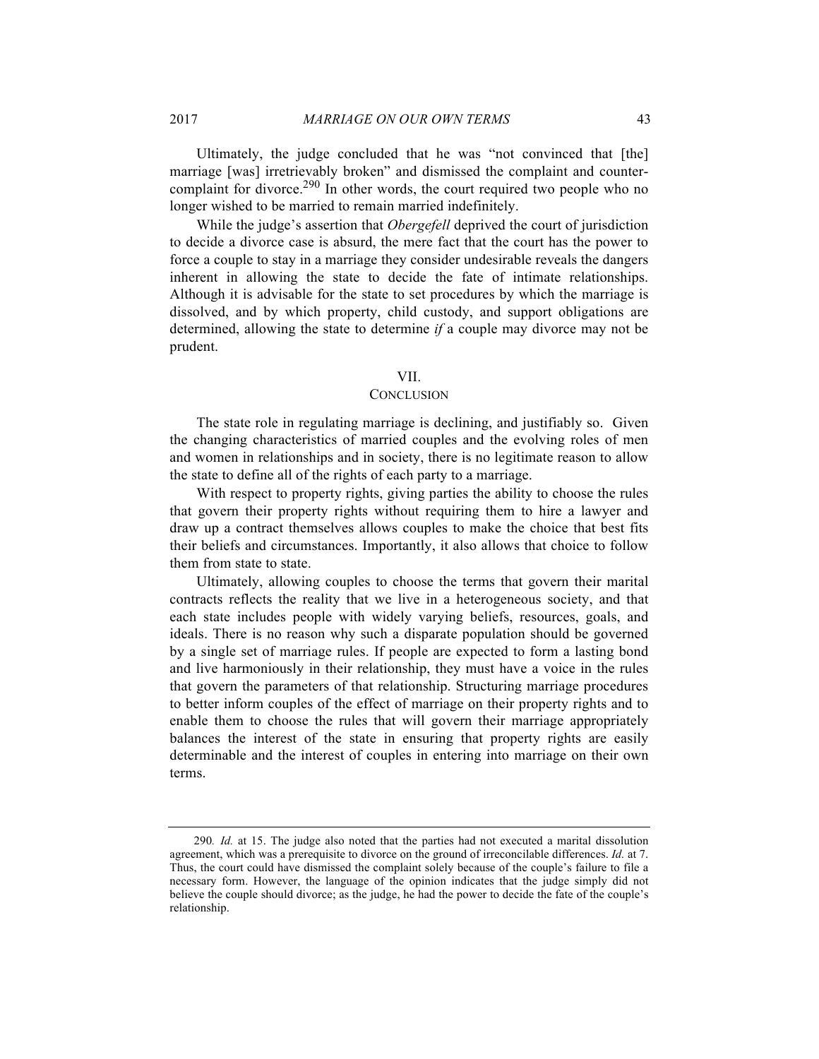Ultimately, the judge concluded that he was "not convinced that [the] marriage [was] irretrievably broken" and dismissed the complaint and counter-complaint for divorce.[290] In other words, the court required two people who no longer wished to be married to remain married indefinitely.

While the judge's assertion that *Obergefell* deprived the court of jurisdiction to decide a divorce case is absurd, the mere fact that the court has the power to force a couple to stay in a marriage they consider undesirable reveals the dangers inherent in allowing the state to decide the fate of intimate relationships. Although it is advisable for the state to set procedures by which the marriage is dissolved, and by which property, child custody, and support obligations are determined, allowing the state to determine *if* a couple may divorce may not be prudent.

## VII.
## CONCLUSION

The state role in regulating marriage is declining, and justifiably so. Given the changing characteristics of married couples and the evolving roles of men and women in relationships and in society, there is no legitimate reason to allow the state to define all of the rights of each party to a marriage.

With respect to property rights, giving parties the ability to choose the rules that govern their property rights without requiring them to hire a lawyer and draw up a contract themselves allows couples to make the choice that best fits their beliefs and circumstances. Importantly, it also allows that choice to follow them from state to state.

Ultimately, allowing couples to choose the terms that govern their marital contracts reflects the reality that we live in a heterogeneous society, and that each state includes people with widely varying beliefs, resources, goals, and ideals. There is no reason why such a disparate population should be governed by a single set of marriage rules. If people are expected to form a lasting bond and live harmoniously in their relationship, they must have a voice in the rules that govern the parameters of that relationship. Structuring marriage procedures to better inform couples of the effect of marriage on their property rights and to enable them to choose the rules that will govern their marriage appropriately balances the interest of the state in ensuring that property rights are easily determinable and the interest of couples in entering into marriage on their own terms.

---

290. *Id.* at 15. The judge also noted that the parties had not executed a marital dissolution agreement, which was a prerequisite to divorce on the ground of irreconcilable differences. *Id.* at 7. Thus, the court could have dismissed the complaint solely because of the couple's failure to file a necessary form. However, the language of the opinion indicates that the judge simply did not believe the couple should divorce; as the judge, he had the power to decide the fate of the couple's relationship.